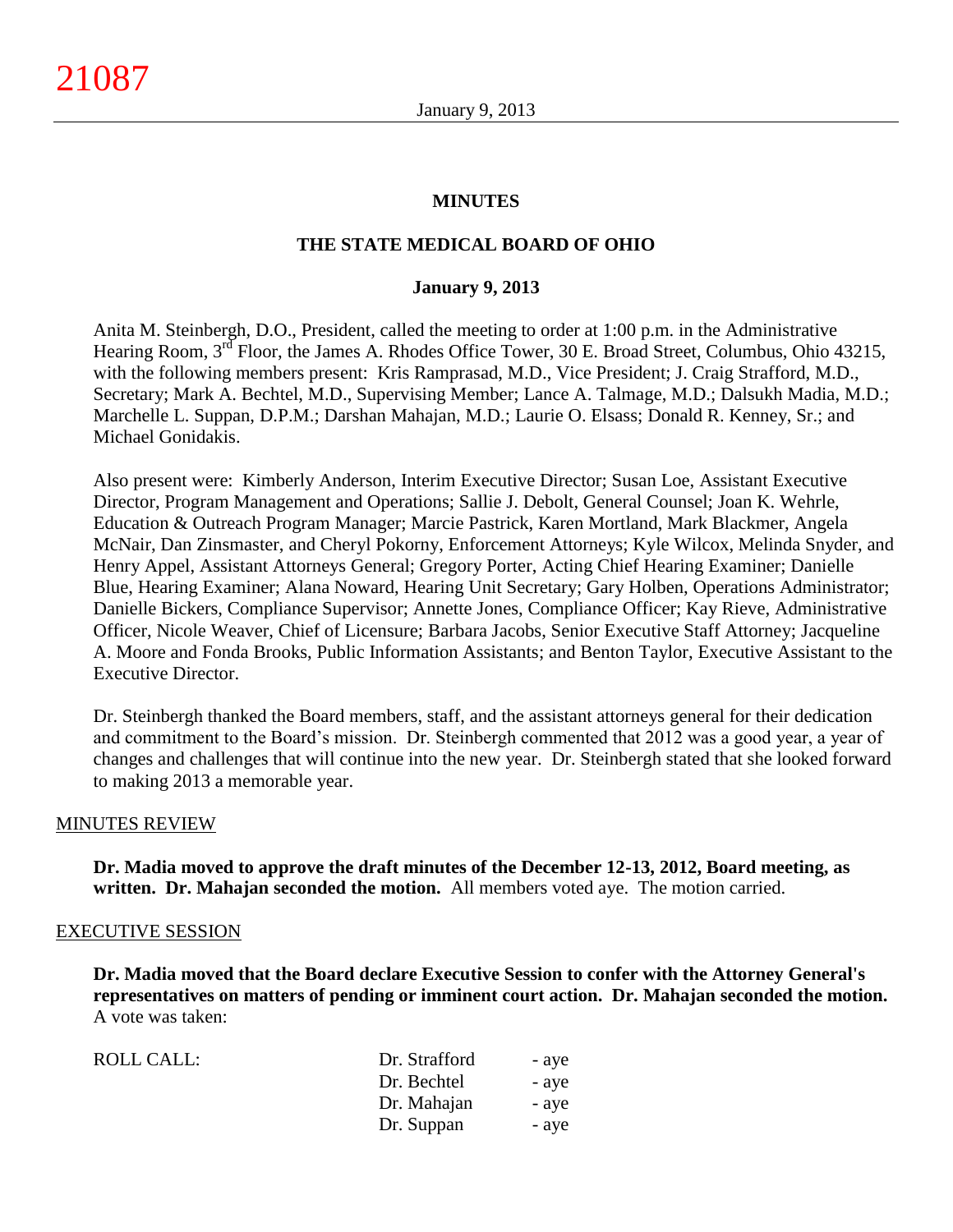# MINUTES

## THE STATE MEDICAL BOARD OF OHIO

### January 9, 2013

Anita M. Steinbergh, D.O., President, called the meeting to order at 1:00 p.m. in the Administrative Hearing Room, 3rd Floor, the James A. Rhodes Office Tower, 30 E. Broad Street, Columbus, Ohio 43215, with the following members present: Kris Ramprasad, M.D., Vice President; J. Craig Strafford, M.D., Secretary; Mark A. Bechtel, M.D., Supervising Member; Lance A. Talmage, M.D.; Dalsukh Madia, M.D.; Marchelle L. Suppan, D.P.M.; Darshan Mahajan, M.D.; Laurie O. Elsass; Donald R. Kenney, Sr.; and Michael Gonidakis.

Also present were: Kimberly Anderson, Interim Executive Director; Susan Loe, Assistant Executive Director, Program Management and Operations; Sallie J. Debolt, General Counsel; Joan K. Wehrle, Education & Outreach Program Manager; Marcie Pastrick, Karen Mortland, Mark Blackmer, Angela McNair, Dan Zinsmaster, and Cheryl Pokorny, Enforcement Attorneys; Kyle Wilcox, Melinda Snyder, and Henry Appel, Assistant Attorneys General; Gregory Porter, Acting Chief Hearing Examiner; Danielle Blue, Hearing Examiner; Alana Noward, Hearing Unit Secretary; Gary Holben, Operations Administrator; Danielle Bickers, Compliance Supervisor; Annette Jones, Compliance Officer; Kay Rieve, Administrative Officer, Nicole Weaver, Chief of Licensure; Barbara Jacobs, Senior Executive Staff Attorney; Jacqueline A. Moore and Fonda Brooks, Public Information Assistants; and Benton Taylor, Executive Assistant to the Executive Director.

Dr. Steinbergh thanked the Board members, staff, and the assistant attorneys general for their dedication and commitment to the Board's mission. Dr. Steinbergh commented that 2012 was a good year, a year of changes and challenges that will continue into the new year. Dr. Steinbergh stated that she looked forward to making 2013 a memorable year.

MINUTES REVIEW

**Dr. Madia moved to approve the draft minutes of the December 12-13, 2012, Board meeting, as written. Dr. Mahajan seconded the motion.** All members voted aye. The motion carried.

EXECUTIVE SESSION

**Dr. Madia moved that the Board declare Executive Session to confer with the Attorney General's representatives on matters of pending or imminent court action. Dr. Mahajan seconded the motion.** A vote was taken:

| ROLL CALL: | Dr. Strafford | - aye |
|---|---|---|
| | Dr. Bechtel | - aye |
| | Dr. Mahajan | - aye |
| | Dr. Suppan | - aye |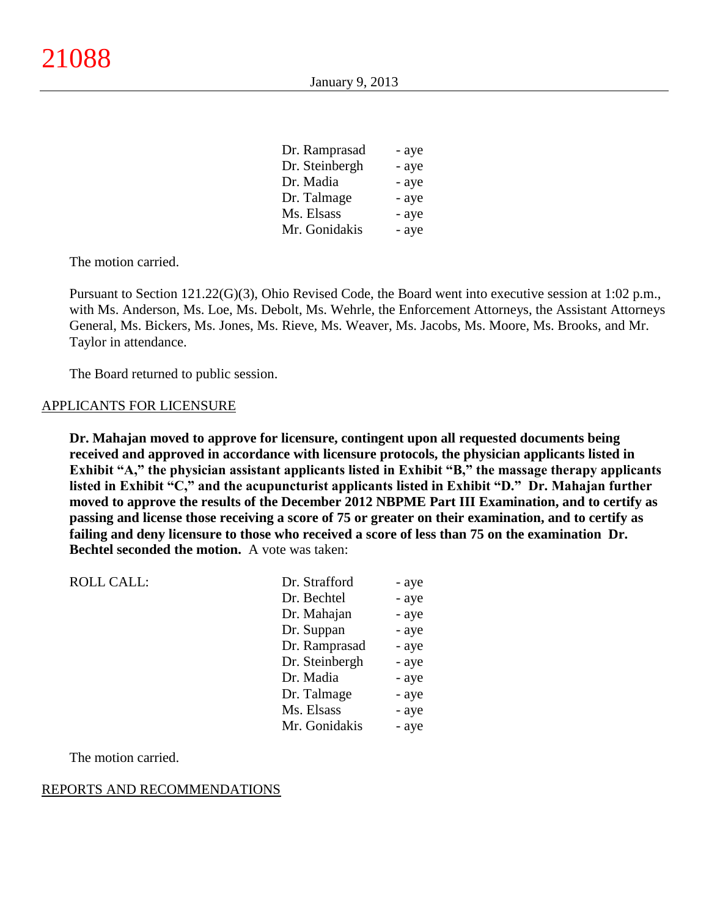| | |
|---|---|
| Dr. Ramprasad | - aye |
| Dr. Steinbergh | - aye |
| Dr. Madia | - aye |
| Dr. Talmage | - aye |
| Ms. Elsass | - aye |
| Mr. Gonidakis | - aye |

The motion carried.

Pursuant to Section 121.22(G)(3), Ohio Revised Code, the Board went into executive session at 1:02 p.m., with Ms. Anderson, Ms. Loe, Ms. Debolt, Ms. Wehrle, the Enforcement Attorneys, the Assistant Attorneys General, Ms. Bickers, Ms. Jones, Ms. Rieve, Ms. Weaver, Ms. Jacobs, Ms. Moore, Ms. Brooks, and Mr. Taylor in attendance.

The Board returned to public session.

## APPLICANTS FOR LICENSURE

**Dr. Mahajan moved to approve for licensure, contingent upon all requested documents being received and approved in accordance with licensure protocols, the physician applicants listed in Exhibit "A," the physician assistant applicants listed in Exhibit "B," the massage therapy applicants listed in Exhibit "C," and the acupuncturist applicants listed in Exhibit "D." Dr. Mahajan further moved to approve the results of the December 2012 NBPME Part III Examination, and to certify as passing and license those receiving a score of 75 or greater on their examination, and to certify as failing and deny licensure to those who received a score of less than 75 on the examination Dr. Bechtel seconded the motion.** A vote was taken:

| ROLL CALL: | | |
|---|---|---|
| | Dr. Strafford | - aye |
| | Dr. Bechtel | - aye |
| | Dr. Mahajan | - aye |
| | Dr. Suppan | - aye |
| | Dr. Ramprasad | - aye |
| | Dr. Steinbergh | - aye |
| | Dr. Madia | - aye |
| | Dr. Talmage | - aye |
| | Ms. Elsass | - aye |
| | Mr. Gonidakis | - aye |

The motion carried.

## REPORTS AND RECOMMENDATIONS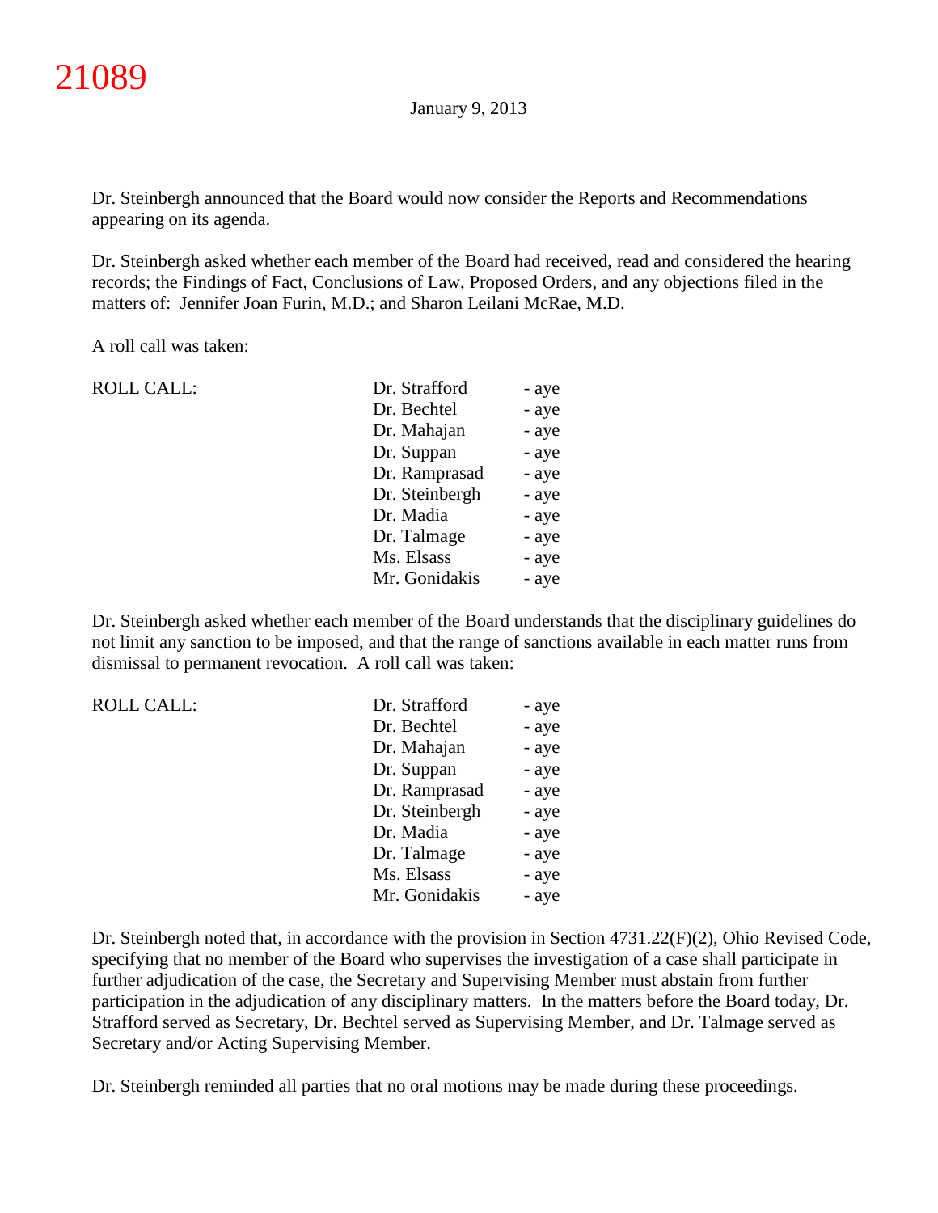Dr. Steinbergh announced that the Board would now consider the Reports and Recommendations appearing on its agenda.

Dr. Steinbergh asked whether each member of the Board had received, read and considered the hearing records; the Findings of Fact, Conclusions of Law, Proposed Orders, and any objections filed in the matters of: Jennifer Joan Furin, M.D.; and Sharon Leilani McRae, M.D.

A roll call was taken:

| ROLL CALL: | Dr. Strafford | - aye |
|---|---|---|
| | Dr. Bechtel | - aye |
| | Dr. Mahajan | - aye |
| | Dr. Suppan | - aye |
| | Dr. Ramprasad | - aye |
| | Dr. Steinbergh | - aye |
| | Dr. Madia | - aye |
| | Dr. Talmage | - aye |
| | Ms. Elsass | - aye |
| | Mr. Gonidakis | - aye |

Dr. Steinbergh asked whether each member of the Board understands that the disciplinary guidelines do not limit any sanction to be imposed, and that the range of sanctions available in each matter runs from dismissal to permanent revocation. A roll call was taken:

| ROLL CALL: | Dr. Strafford | - aye |
|---|---|---|
| | Dr. Bechtel | - aye |
| | Dr. Mahajan | - aye |
| | Dr. Suppan | - aye |
| | Dr. Ramprasad | - aye |
| | Dr. Steinbergh | - aye |
| | Dr. Madia | - aye |
| | Dr. Talmage | - aye |
| | Ms. Elsass | - aye |
| | Mr. Gonidakis | - aye |

Dr. Steinbergh noted that, in accordance with the provision in Section 4731.22(F)(2), Ohio Revised Code, specifying that no member of the Board who supervises the investigation of a case shall participate in further adjudication of the case, the Secretary and Supervising Member must abstain from further participation in the adjudication of any disciplinary matters. In the matters before the Board today, Dr. Strafford served as Secretary, Dr. Bechtel served as Supervising Member, and Dr. Talmage served as Secretary and/or Acting Supervising Member.

Dr. Steinbergh reminded all parties that no oral motions may be made during these proceedings.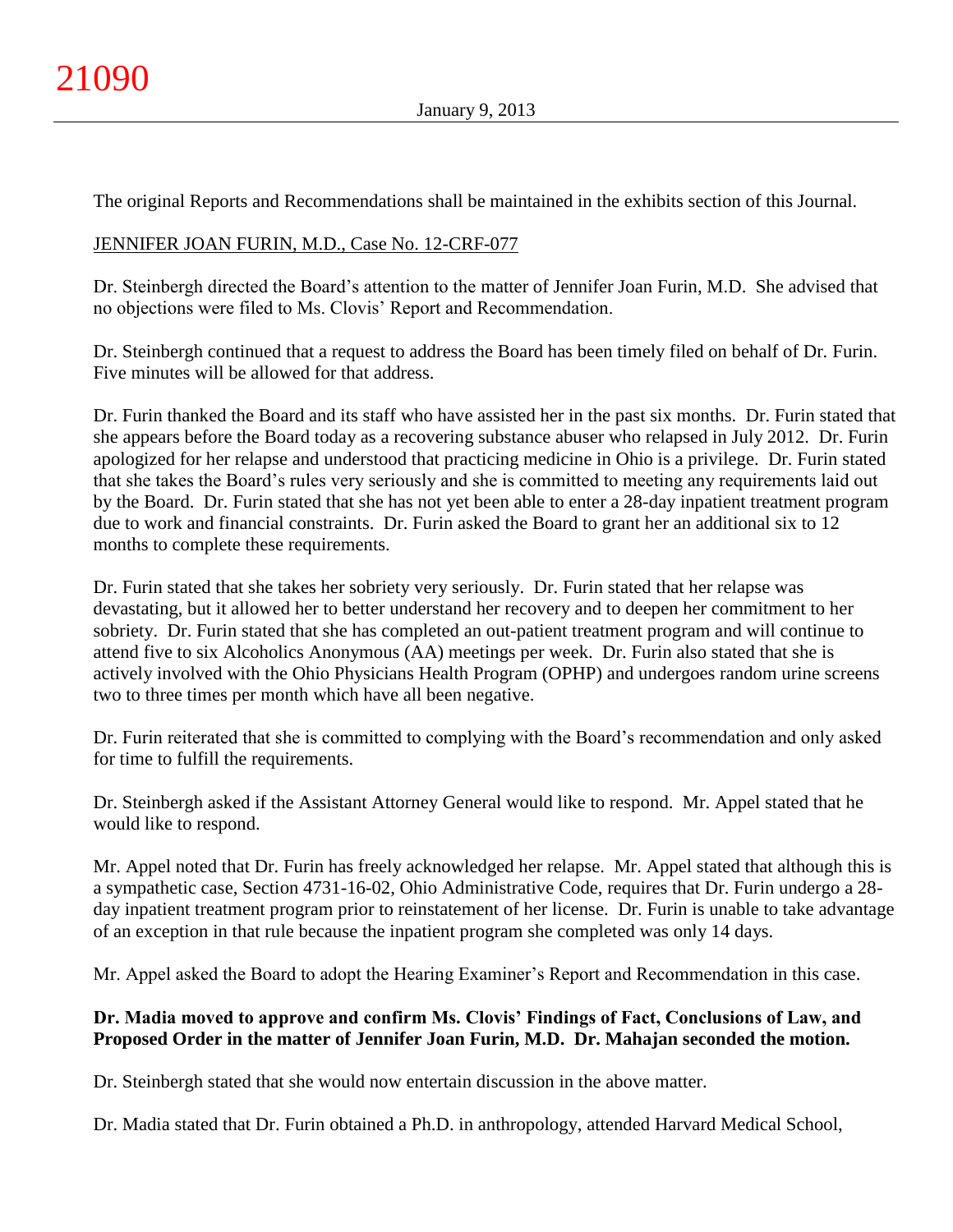The original Reports and Recommendations shall be maintained in the exhibits section of this Journal.

JENNIFER JOAN FURIN, M.D., Case No. 12-CRF-077

Dr. Steinbergh directed the Board's attention to the matter of Jennifer Joan Furin, M.D. She advised that no objections were filed to Ms. Clovis' Report and Recommendation.

Dr. Steinbergh continued that a request to address the Board has been timely filed on behalf of Dr. Furin. Five minutes will be allowed for that address.

Dr. Furin thanked the Board and its staff who have assisted her in the past six months. Dr. Furin stated that she appears before the Board today as a recovering substance abuser who relapsed in July 2012. Dr. Furin apologized for her relapse and understood that practicing medicine in Ohio is a privilege. Dr. Furin stated that she takes the Board's rules very seriously and she is committed to meeting any requirements laid out by the Board. Dr. Furin stated that she has not yet been able to enter a 28-day inpatient treatment program due to work and financial constraints. Dr. Furin asked the Board to grant her an additional six to 12 months to complete these requirements.

Dr. Furin stated that she takes her sobriety very seriously. Dr. Furin stated that her relapse was devastating, but it allowed her to better understand her recovery and to deepen her commitment to her sobriety. Dr. Furin stated that she has completed an out-patient treatment program and will continue to attend five to six Alcoholics Anonymous (AA) meetings per week. Dr. Furin also stated that she is actively involved with the Ohio Physicians Health Program (OPHP) and undergoes random urine screens two to three times per month which have all been negative.

Dr. Furin reiterated that she is committed to complying with the Board's recommendation and only asked for time to fulfill the requirements.

Dr. Steinbergh asked if the Assistant Attorney General would like to respond. Mr. Appel stated that he would like to respond.

Mr. Appel noted that Dr. Furin has freely acknowledged her relapse. Mr. Appel stated that although this is a sympathetic case, Section 4731-16-02, Ohio Administrative Code, requires that Dr. Furin undergo a 28-day inpatient treatment program prior to reinstatement of her license. Dr. Furin is unable to take advantage of an exception in that rule because the inpatient program she completed was only 14 days.

Mr. Appel asked the Board to adopt the Hearing Examiner's Report and Recommendation in this case.

**Dr. Madia moved to approve and confirm Ms. Clovis' Findings of Fact, Conclusions of Law, and Proposed Order in the matter of Jennifer Joan Furin, M.D. Dr. Mahajan seconded the motion.**

Dr. Steinbergh stated that she would now entertain discussion in the above matter.

Dr. Madia stated that Dr. Furin obtained a Ph.D. in anthropology, attended Harvard Medical School,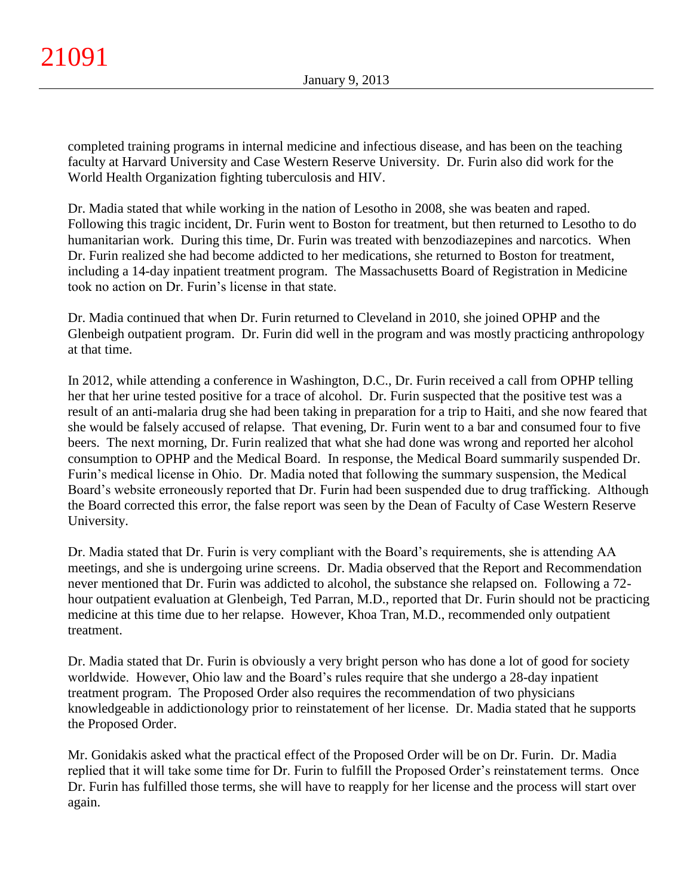completed training programs in internal medicine and infectious disease, and has been on the teaching faculty at Harvard University and Case Western Reserve University. Dr. Furin also did work for the World Health Organization fighting tuberculosis and HIV.

Dr. Madia stated that while working in the nation of Lesotho in 2008, she was beaten and raped. Following this tragic incident, Dr. Furin went to Boston for treatment, but then returned to Lesotho to do humanitarian work. During this time, Dr. Furin was treated with benzodiazepines and narcotics. When Dr. Furin realized she had become addicted to her medications, she returned to Boston for treatment, including a 14-day inpatient treatment program. The Massachusetts Board of Registration in Medicine took no action on Dr. Furin's license in that state.

Dr. Madia continued that when Dr. Furin returned to Cleveland in 2010, she joined OPHP and the Glenbeigh outpatient program. Dr. Furin did well in the program and was mostly practicing anthropology at that time.

In 2012, while attending a conference in Washington, D.C., Dr. Furin received a call from OPHP telling her that her urine tested positive for a trace of alcohol. Dr. Furin suspected that the positive test was a result of an anti-malaria drug she had been taking in preparation for a trip to Haiti, and she now feared that she would be falsely accused of relapse. That evening, Dr. Furin went to a bar and consumed four to five beers. The next morning, Dr. Furin realized that what she had done was wrong and reported her alcohol consumption to OPHP and the Medical Board. In response, the Medical Board summarily suspended Dr. Furin's medical license in Ohio. Dr. Madia noted that following the summary suspension, the Medical Board's website erroneously reported that Dr. Furin had been suspended due to drug trafficking. Although the Board corrected this error, the false report was seen by the Dean of Faculty of Case Western Reserve University.

Dr. Madia stated that Dr. Furin is very compliant with the Board's requirements, she is attending AA meetings, and she is undergoing urine screens. Dr. Madia observed that the Report and Recommendation never mentioned that Dr. Furin was addicted to alcohol, the substance she relapsed on. Following a 72-hour outpatient evaluation at Glenbeigh, Ted Parran, M.D., reported that Dr. Furin should not be practicing medicine at this time due to her relapse. However, Khoa Tran, M.D., recommended only outpatient treatment.

Dr. Madia stated that Dr. Furin is obviously a very bright person who has done a lot of good for society worldwide. However, Ohio law and the Board's rules require that she undergo a 28-day inpatient treatment program. The Proposed Order also requires the recommendation of two physicians knowledgeable in addictionology prior to reinstatement of her license. Dr. Madia stated that he supports the Proposed Order.

Mr. Gonidakis asked what the practical effect of the Proposed Order will be on Dr. Furin. Dr. Madia replied that it will take some time for Dr. Furin to fulfill the Proposed Order's reinstatement terms. Once Dr. Furin has fulfilled those terms, she will have to reapply for her license and the process will start over again.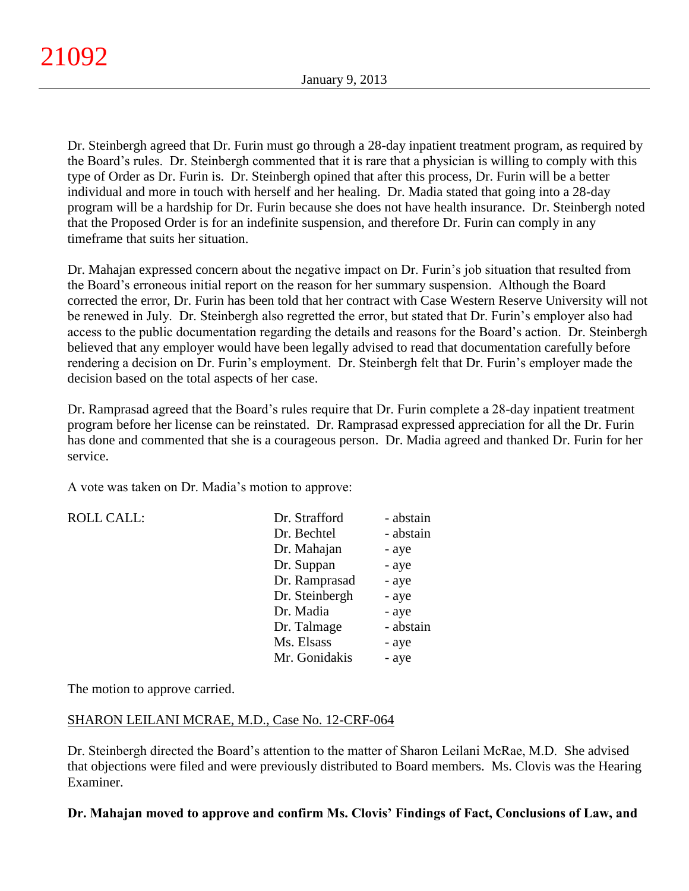Dr. Steinbergh agreed that Dr. Furin must go through a 28-day inpatient treatment program, as required by the Board's rules. Dr. Steinbergh commented that it is rare that a physician is willing to comply with this type of Order as Dr. Furin is. Dr. Steinbergh opined that after this process, Dr. Furin will be a better individual and more in touch with herself and her healing. Dr. Madia stated that going into a 28-day program will be a hardship for Dr. Furin because she does not have health insurance. Dr. Steinbergh noted that the Proposed Order is for an indefinite suspension, and therefore Dr. Furin can comply in any timeframe that suits her situation.

Dr. Mahajan expressed concern about the negative impact on Dr. Furin's job situation that resulted from the Board's erroneous initial report on the reason for her summary suspension. Although the Board corrected the error, Dr. Furin has been told that her contract with Case Western Reserve University will not be renewed in July. Dr. Steinbergh also regretted the error, but stated that Dr. Furin's employer also had access to the public documentation regarding the details and reasons for the Board's action. Dr. Steinbergh believed that any employer would have been legally advised to read that documentation carefully before rendering a decision on Dr. Furin's employment. Dr. Steinbergh felt that Dr. Furin's employer made the decision based on the total aspects of her case.

Dr. Ramprasad agreed that the Board's rules require that Dr. Furin complete a 28-day inpatient treatment program before her license can be reinstated. Dr. Ramprasad expressed appreciation for all the Dr. Furin has done and commented that she is a courageous person. Dr. Madia agreed and thanked Dr. Furin for her service.

A vote was taken on Dr. Madia's motion to approve:

| ROLL CALL: | Dr. Strafford | - abstain |
|---|---|---|
| | Dr. Bechtel | - abstain |
| | Dr. Mahajan | - aye |
| | Dr. Suppan | - aye |
| | Dr. Ramprasad | - aye |
| | Dr. Steinbergh | - aye |
| | Dr. Madia | - aye |
| | Dr. Talmage | - abstain |
| | Ms. Elsass | - aye |
| | Mr. Gonidakis | - aye |

The motion to approve carried.

SHARON LEILANI MCRAE, M.D., Case No. 12-CRF-064

Dr. Steinbergh directed the Board's attention to the matter of Sharon Leilani McRae, M.D. She advised that objections were filed and were previously distributed to Board members. Ms. Clovis was the Hearing Examiner.

**Dr. Mahajan moved to approve and confirm Ms. Clovis' Findings of Fact, Conclusions of Law, and**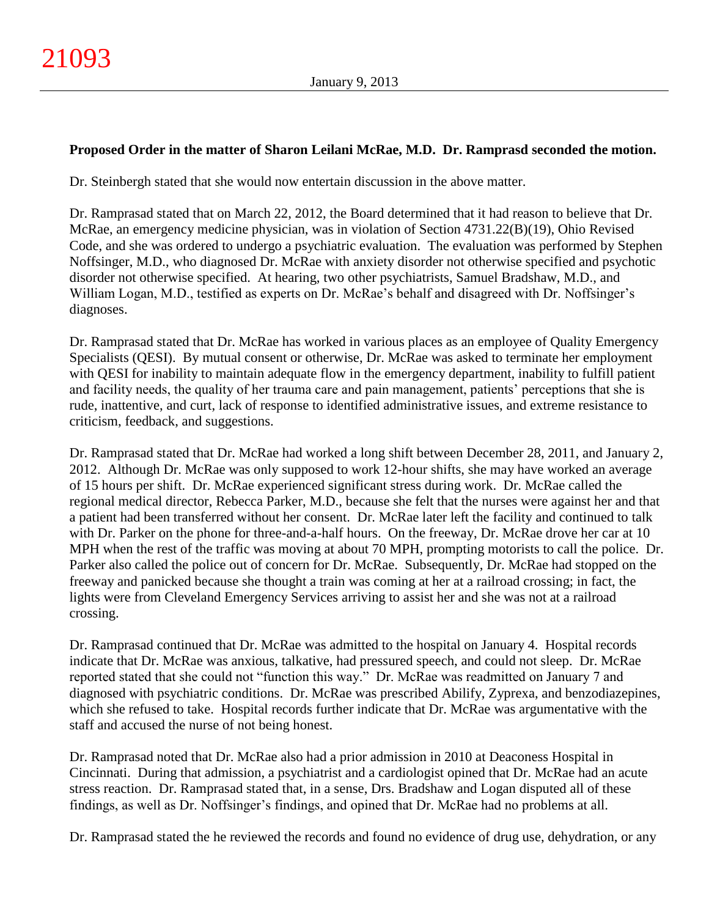**Proposed Order in the matter of Sharon Leilani McRae, M.D. Dr. Ramprasd seconded the motion.**

Dr. Steinbergh stated that she would now entertain discussion in the above matter.

Dr. Ramprasad stated that on March 22, 2012, the Board determined that it had reason to believe that Dr. McRae, an emergency medicine physician, was in violation of Section 4731.22(B)(19), Ohio Revised Code, and she was ordered to undergo a psychiatric evaluation. The evaluation was performed by Stephen Noffsinger, M.D., who diagnosed Dr. McRae with anxiety disorder not otherwise specified and psychotic disorder not otherwise specified. At hearing, two other psychiatrists, Samuel Bradshaw, M.D., and William Logan, M.D., testified as experts on Dr. McRae's behalf and disagreed with Dr. Noffsinger's diagnoses.

Dr. Ramprasad stated that Dr. McRae has worked in various places as an employee of Quality Emergency Specialists (QESI). By mutual consent or otherwise, Dr. McRae was asked to terminate her employment with QESI for inability to maintain adequate flow in the emergency department, inability to fulfill patient and facility needs, the quality of her trauma care and pain management, patients' perceptions that she is rude, inattentive, and curt, lack of response to identified administrative issues, and extreme resistance to criticism, feedback, and suggestions.

Dr. Ramprasad stated that Dr. McRae had worked a long shift between December 28, 2011, and January 2, 2012. Although Dr. McRae was only supposed to work 12-hour shifts, she may have worked an average of 15 hours per shift. Dr. McRae experienced significant stress during work. Dr. McRae called the regional medical director, Rebecca Parker, M.D., because she felt that the nurses were against her and that a patient had been transferred without her consent. Dr. McRae later left the facility and continued to talk with Dr. Parker on the phone for three-and-a-half hours. On the freeway, Dr. McRae drove her car at 10 MPH when the rest of the traffic was moving at about 70 MPH, prompting motorists to call the police. Dr. Parker also called the police out of concern for Dr. McRae. Subsequently, Dr. McRae had stopped on the freeway and panicked because she thought a train was coming at her at a railroad crossing; in fact, the lights were from Cleveland Emergency Services arriving to assist her and she was not at a railroad crossing.

Dr. Ramprasad continued that Dr. McRae was admitted to the hospital on January 4. Hospital records indicate that Dr. McRae was anxious, talkative, had pressured speech, and could not sleep. Dr. McRae reported stated that she could not "function this way." Dr. McRae was readmitted on January 7 and diagnosed with psychiatric conditions. Dr. McRae was prescribed Abilify, Zyprexa, and benzodiazepines, which she refused to take. Hospital records further indicate that Dr. McRae was argumentative with the staff and accused the nurse of not being honest.

Dr. Ramprasad noted that Dr. McRae also had a prior admission in 2010 at Deaconess Hospital in Cincinnati. During that admission, a psychiatrist and a cardiologist opined that Dr. McRae had an acute stress reaction. Dr. Ramprasad stated that, in a sense, Drs. Bradshaw and Logan disputed all of these findings, as well as Dr. Noffsinger's findings, and opined that Dr. McRae had no problems at all.

Dr. Ramprasad stated the he reviewed the records and found no evidence of drug use, dehydration, or any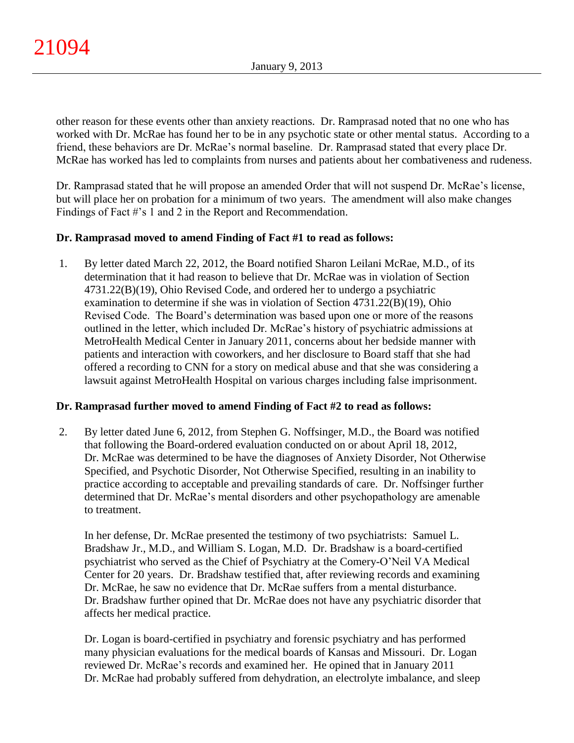other reason for these events other than anxiety reactions. Dr. Ramprasad noted that no one who has worked with Dr. McRae has found her to be in any psychotic state or other mental status. According to a friend, these behaviors are Dr. McRae's normal baseline. Dr. Ramprasad stated that every place Dr. McRae has worked has led to complaints from nurses and patients about her combativeness and rudeness.

Dr. Ramprasad stated that he will propose an amended Order that will not suspend Dr. McRae's license, but will place her on probation for a minimum of two years. The amendment will also make changes Findings of Fact #'s 1 and 2 in the Report and Recommendation.

**Dr. Ramprasad moved to amend Finding of Fact #1 to read as follows:**

1. By letter dated March 22, 2012, the Board notified Sharon Leilani McRae, M.D., of its determination that it had reason to believe that Dr. McRae was in violation of Section 4731.22(B)(19), Ohio Revised Code, and ordered her to undergo a psychiatric examination to determine if she was in violation of Section 4731.22(B)(19), Ohio Revised Code. The Board's determination was based upon one or more of the reasons outlined in the letter, which included Dr. McRae's history of psychiatric admissions at MetroHealth Medical Center in January 2011, concerns about her bedside manner with patients and interaction with coworkers, and her disclosure to Board staff that she had offered a recording to CNN for a story on medical abuse and that she was considering a lawsuit against MetroHealth Hospital on various charges including false imprisonment.

**Dr. Ramprasad further moved to amend Finding of Fact #2 to read as follows:**

2. By letter dated June 6, 2012, from Stephen G. Noffsinger, M.D., the Board was notified that following the Board-ordered evaluation conducted on or about April 18, 2012, Dr. McRae was determined to be have the diagnoses of Anxiety Disorder, Not Otherwise Specified, and Psychotic Disorder, Not Otherwise Specified, resulting in an inability to practice according to acceptable and prevailing standards of care. Dr. Noffsinger further determined that Dr. McRae's mental disorders and other psychopathology are amenable to treatment.

   In her defense, Dr. McRae presented the testimony of two psychiatrists: Samuel L. Bradshaw Jr., M.D., and William S. Logan, M.D. Dr. Bradshaw is a board-certified psychiatrist who served as the Chief of Psychiatry at the Comery-O'Neil VA Medical Center for 20 years. Dr. Bradshaw testified that, after reviewing records and examining Dr. McRae, he saw no evidence that Dr. McRae suffers from a mental disturbance. Dr. Bradshaw further opined that Dr. McRae does not have any psychiatric disorder that affects her medical practice.

   Dr. Logan is board-certified in psychiatry and forensic psychiatry and has performed many physician evaluations for the medical boards of Kansas and Missouri. Dr. Logan reviewed Dr. McRae's records and examined her. He opined that in January 2011 Dr. McRae had probably suffered from dehydration, an electrolyte imbalance, and sleep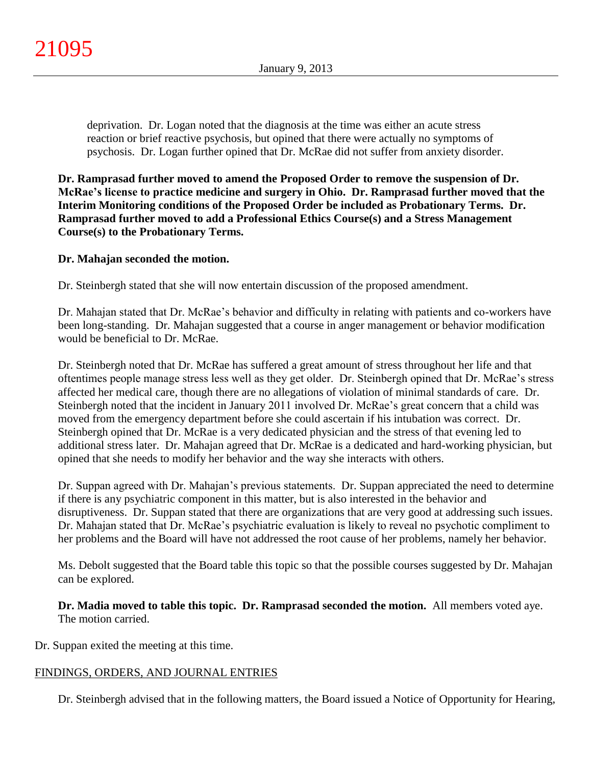deprivation. Dr. Logan noted that the diagnosis at the time was either an acute stress reaction or brief reactive psychosis, but opined that there were actually no symptoms of psychosis. Dr. Logan further opined that Dr. McRae did not suffer from anxiety disorder.

**Dr. Ramprasad further moved to amend the Proposed Order to remove the suspension of Dr. McRae's license to practice medicine and surgery in Ohio. Dr. Ramprasad further moved that the Interim Monitoring conditions of the Proposed Order be included as Probationary Terms. Dr. Ramprasad further moved to add a Professional Ethics Course(s) and a Stress Management Course(s) to the Probationary Terms.**

**Dr. Mahajan seconded the motion.**

Dr. Steinbergh stated that she will now entertain discussion of the proposed amendment.

Dr. Mahajan stated that Dr. McRae's behavior and difficulty in relating with patients and co-workers have been long-standing. Dr. Mahajan suggested that a course in anger management or behavior modification would be beneficial to Dr. McRae.

Dr. Steinbergh noted that Dr. McRae has suffered a great amount of stress throughout her life and that oftentimes people manage stress less well as they get older. Dr. Steinbergh opined that Dr. McRae's stress affected her medical care, though there are no allegations of violation of minimal standards of care. Dr. Steinbergh noted that the incident in January 2011 involved Dr. McRae's great concern that a child was moved from the emergency department before she could ascertain if his intubation was correct. Dr. Steinbergh opined that Dr. McRae is a very dedicated physician and the stress of that evening led to additional stress later. Dr. Mahajan agreed that Dr. McRae is a dedicated and hard-working physician, but opined that she needs to modify her behavior and the way she interacts with others.

Dr. Suppan agreed with Dr. Mahajan's previous statements. Dr. Suppan appreciated the need to determine if there is any psychiatric component in this matter, but is also interested in the behavior and disruptiveness. Dr. Suppan stated that there are organizations that are very good at addressing such issues. Dr. Mahajan stated that Dr. McRae's psychiatric evaluation is likely to reveal no psychotic compliment to her problems and the Board will have not addressed the root cause of her problems, namely her behavior.

Ms. Debolt suggested that the Board table this topic so that the possible courses suggested by Dr. Mahajan can be explored.

**Dr. Madia moved to table this topic. Dr. Ramprasad seconded the motion.** All members voted aye. The motion carried.

Dr. Suppan exited the meeting at this time.

## FINDINGS, ORDERS, AND JOURNAL ENTRIES

Dr. Steinbergh advised that in the following matters, the Board issued a Notice of Opportunity for Hearing,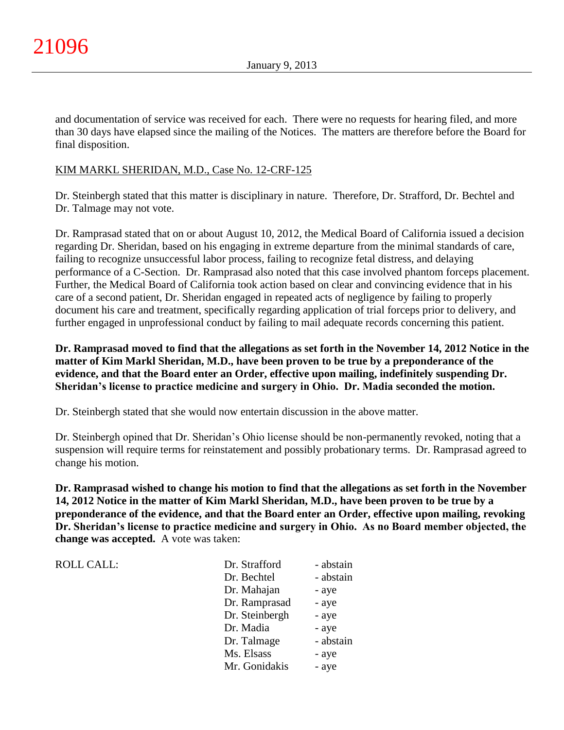and documentation of service was received for each. There were no requests for hearing filed, and more than 30 days have elapsed since the mailing of the Notices. The matters are therefore before the Board for final disposition.

KIM MARKL SHERIDAN, M.D., Case No. 12-CRF-125

Dr. Steinbergh stated that this matter is disciplinary in nature. Therefore, Dr. Strafford, Dr. Bechtel and Dr. Talmage may not vote.

Dr. Ramprasad stated that on or about August 10, 2012, the Medical Board of California issued a decision regarding Dr. Sheridan, based on his engaging in extreme departure from the minimal standards of care, failing to recognize unsuccessful labor process, failing to recognize fetal distress, and delaying performance of a C-Section. Dr. Ramprasad also noted that this case involved phantom forceps placement. Further, the Medical Board of California took action based on clear and convincing evidence that in his care of a second patient, Dr. Sheridan engaged in repeated acts of negligence by failing to properly document his care and treatment, specifically regarding application of trial forceps prior to delivery, and further engaged in unprofessional conduct by failing to mail adequate records concerning this patient.

**Dr. Ramprasad moved to find that the allegations as set forth in the November 14, 2012 Notice in the matter of Kim Markl Sheridan, M.D., have been proven to be true by a preponderance of the evidence, and that the Board enter an Order, effective upon mailing, indefinitely suspending Dr. Sheridan's license to practice medicine and surgery in Ohio. Dr. Madia seconded the motion.**

Dr. Steinbergh stated that she would now entertain discussion in the above matter.

Dr. Steinbergh opined that Dr. Sheridan's Ohio license should be non-permanently revoked, noting that a suspension will require terms for reinstatement and possibly probationary terms. Dr. Ramprasad agreed to change his motion.

**Dr. Ramprasad wished to change his motion to find that the allegations as set forth in the November 14, 2012 Notice in the matter of Kim Markl Sheridan, M.D., have been proven to be true by a preponderance of the evidence, and that the Board enter an Order, effective upon mailing, revoking Dr. Sheridan's license to practice medicine and surgery in Ohio. As no Board member objected, the change was accepted.** A vote was taken:

| ROLL CALL: | | |
|---|---|---|
| | Dr. Strafford | - abstain |
| | Dr. Bechtel | - abstain |
| | Dr. Mahajan | - aye |
| | Dr. Ramprasad | - aye |
| | Dr. Steinbergh | - aye |
| | Dr. Madia | - aye |
| | Dr. Talmage | - abstain |
| | Ms. Elsass | - aye |
| | Mr. Gonidakis | - aye |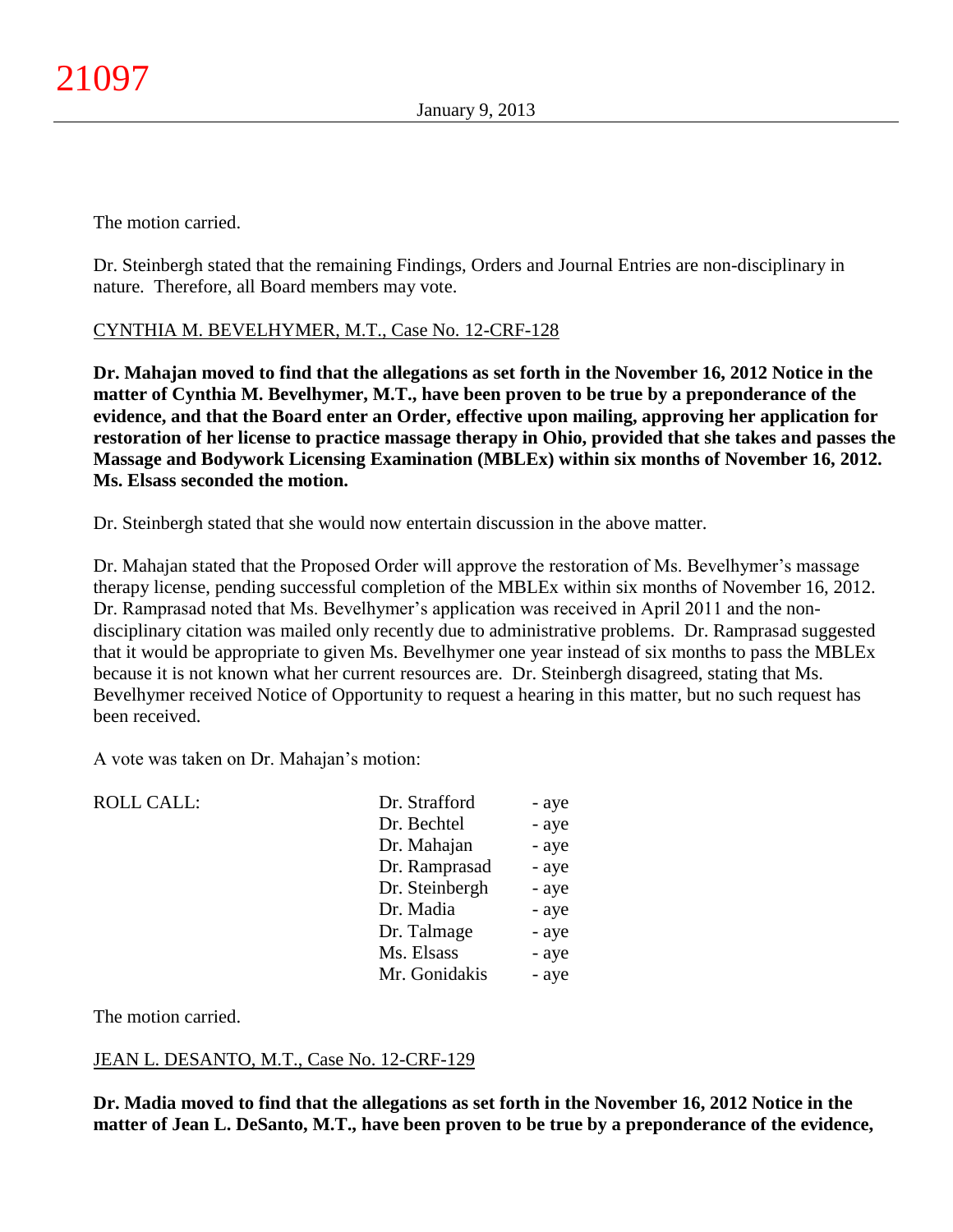The motion carried.

Dr. Steinbergh stated that the remaining Findings, Orders and Journal Entries are non-disciplinary in nature. Therefore, all Board members may vote.

CYNTHIA M. BEVELHYMER, M.T., Case No. 12-CRF-128

**Dr. Mahajan moved to find that the allegations as set forth in the November 16, 2012 Notice in the matter of Cynthia M. Bevelhymer, M.T., have been proven to be true by a preponderance of the evidence, and that the Board enter an Order, effective upon mailing, approving her application for restoration of her license to practice massage therapy in Ohio, provided that she takes and passes the Massage and Bodywork Licensing Examination (MBLEx) within six months of November 16, 2012. Ms. Elsass seconded the motion.**

Dr. Steinbergh stated that she would now entertain discussion in the above matter.

Dr. Mahajan stated that the Proposed Order will approve the restoration of Ms. Bevelhymer's massage therapy license, pending successful completion of the MBLEx within six months of November 16, 2012. Dr. Ramprasad noted that Ms. Bevelhymer's application was received in April 2011 and the non-disciplinary citation was mailed only recently due to administrative problems. Dr. Ramprasad suggested that it would be appropriate to given Ms. Bevelhymer one year instead of six months to pass the MBLEx because it is not known what her current resources are. Dr. Steinbergh disagreed, stating that Ms. Bevelhymer received Notice of Opportunity to request a hearing in this matter, but no such request has been received.

A vote was taken on Dr. Mahajan's motion:

| ROLL CALL: | | |
|---|---|---|
| | Dr. Strafford | - aye |
| | Dr. Bechtel | - aye |
| | Dr. Mahajan | - aye |
| | Dr. Ramprasad | - aye |
| | Dr. Steinbergh | - aye |
| | Dr. Madia | - aye |
| | Dr. Talmage | - aye |
| | Ms. Elsass | - aye |
| | Mr. Gonidakis | - aye |

The motion carried.

JEAN L. DESANTO, M.T., Case No. 12-CRF-129

**Dr. Madia moved to find that the allegations as set forth in the November 16, 2012 Notice in the matter of Jean L. DeSanto, M.T., have been proven to be true by a preponderance of the evidence,**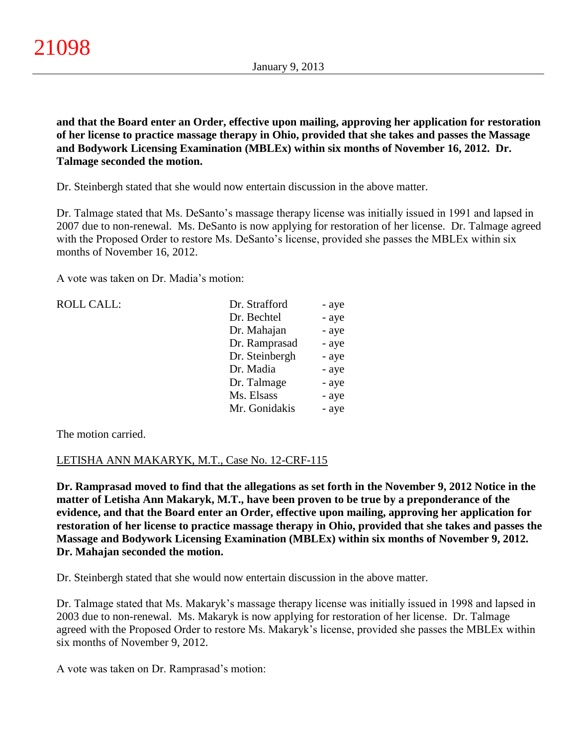**and that the Board enter an Order, effective upon mailing, approving her application for restoration of her license to practice massage therapy in Ohio, provided that she takes and passes the Massage and Bodywork Licensing Examination (MBLEx) within six months of November 16, 2012. Dr. Talmage seconded the motion.**

Dr. Steinbergh stated that she would now entertain discussion in the above matter.

Dr. Talmage stated that Ms. DeSanto's massage therapy license was initially issued in 1991 and lapsed in 2007 due to non-renewal. Ms. DeSanto is now applying for restoration of her license. Dr. Talmage agreed with the Proposed Order to restore Ms. DeSanto's license, provided she passes the MBLEx within six months of November 16, 2012.

A vote was taken on Dr. Madia's motion:

| ROLL CALL: | | |
|---|---|---|
| | Dr. Strafford | - aye |
| | Dr. Bechtel | - aye |
| | Dr. Mahajan | - aye |
| | Dr. Ramprasad | - aye |
| | Dr. Steinbergh | - aye |
| | Dr. Madia | - aye |
| | Dr. Talmage | - aye |
| | Ms. Elsass | - aye |
| | Mr. Gonidakis | - aye |

The motion carried.

LETISHA ANN MAKARYK, M.T., Case No. 12-CRF-115

**Dr. Ramprasad moved to find that the allegations as set forth in the November 9, 2012 Notice in the matter of Letisha Ann Makaryk, M.T., have been proven to be true by a preponderance of the evidence, and that the Board enter an Order, effective upon mailing, approving her application for restoration of her license to practice massage therapy in Ohio, provided that she takes and passes the Massage and Bodywork Licensing Examination (MBLEx) within six months of November 9, 2012. Dr. Mahajan seconded the motion.**

Dr. Steinbergh stated that she would now entertain discussion in the above matter.

Dr. Talmage stated that Ms. Makaryk's massage therapy license was initially issued in 1998 and lapsed in 2003 due to non-renewal. Ms. Makaryk is now applying for restoration of her license. Dr. Talmage agreed with the Proposed Order to restore Ms. Makaryk's license, provided she passes the MBLEx within six months of November 9, 2012.

A vote was taken on Dr. Ramprasad's motion: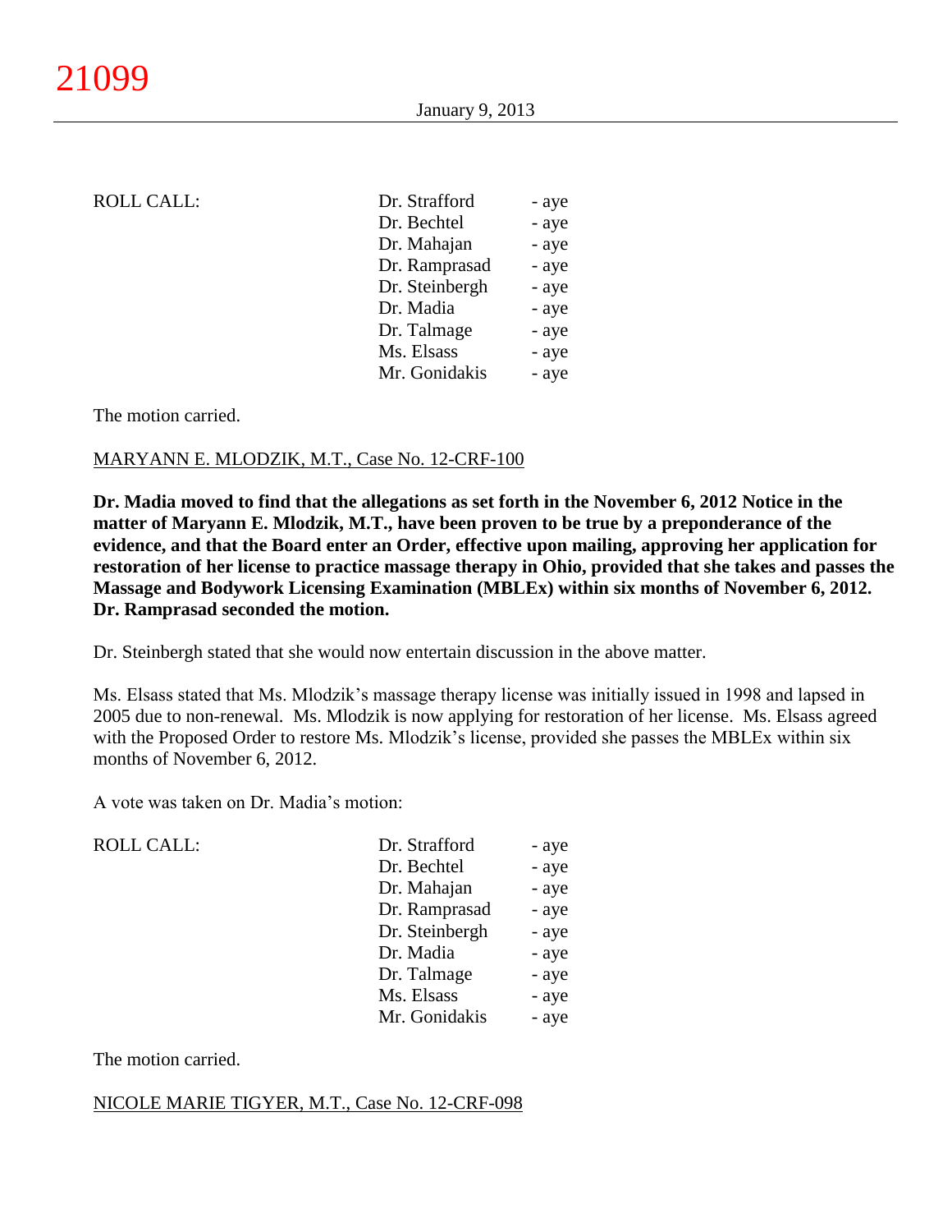ROLL CALL:

| | |
|---|---|
| Dr. Strafford | - aye |
| Dr. Bechtel | - aye |
| Dr. Mahajan | - aye |
| Dr. Ramprasad | - aye |
| Dr. Steinbergh | - aye |
| Dr. Madia | - aye |
| Dr. Talmage | - aye |
| Ms. Elsass | - aye |
| Mr. Gonidakis | - aye |

The motion carried.

MARYANN E. MLODZIK, M.T., Case No. 12-CRF-100

**Dr. Madia moved to find that the allegations as set forth in the November 6, 2012 Notice in the matter of Maryann E. Mlodzik, M.T., have been proven to be true by a preponderance of the evidence, and that the Board enter an Order, effective upon mailing, approving her application for restoration of her license to practice massage therapy in Ohio, provided that she takes and passes the Massage and Bodywork Licensing Examination (MBLEx) within six months of November 6, 2012. Dr. Ramprasad seconded the motion.**

Dr. Steinbergh stated that she would now entertain discussion in the above matter.

Ms. Elsass stated that Ms. Mlodzik's massage therapy license was initially issued in 1998 and lapsed in 2005 due to non-renewal. Ms. Mlodzik is now applying for restoration of her license. Ms. Elsass agreed with the Proposed Order to restore Ms. Mlodzik's license, provided she passes the MBLEx within six months of November 6, 2012.

A vote was taken on Dr. Madia's motion:

ROLL CALL:

| | |
|---|---|
| Dr. Strafford | - aye |
| Dr. Bechtel | - aye |
| Dr. Mahajan | - aye |
| Dr. Ramprasad | - aye |
| Dr. Steinbergh | - aye |
| Dr. Madia | - aye |
| Dr. Talmage | - aye |
| Ms. Elsass | - aye |
| Mr. Gonidakis | - aye |

The motion carried.

NICOLE MARIE TIGYER, M.T., Case No. 12-CRF-098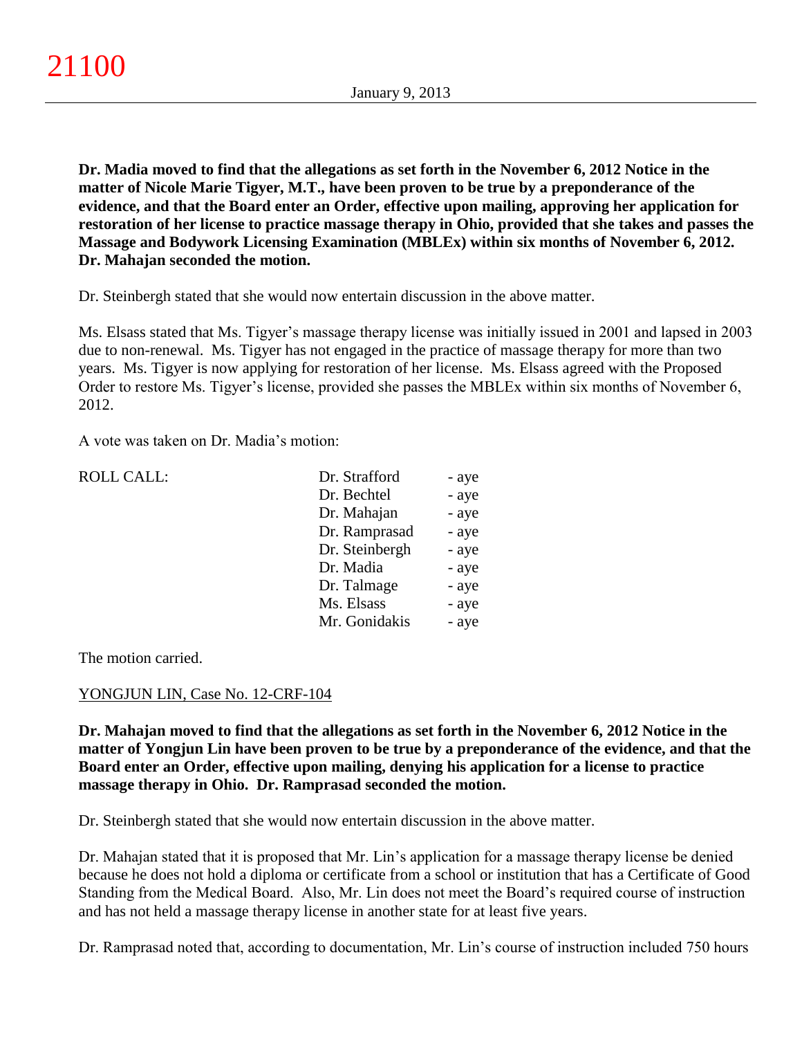**Dr. Madia moved to find that the allegations as set forth in the November 6, 2012 Notice in the matter of Nicole Marie Tigyer, M.T., have been proven to be true by a preponderance of the evidence, and that the Board enter an Order, effective upon mailing, approving her application for restoration of her license to practice massage therapy in Ohio, provided that she takes and passes the Massage and Bodywork Licensing Examination (MBLEx) within six months of November 6, 2012. Dr. Mahajan seconded the motion.**

Dr. Steinbergh stated that she would now entertain discussion in the above matter.

Ms. Elsass stated that Ms. Tigyer's massage therapy license was initially issued in 2001 and lapsed in 2003 due to non-renewal. Ms. Tigyer has not engaged in the practice of massage therapy for more than two years. Ms. Tigyer is now applying for restoration of her license. Ms. Elsass agreed with the Proposed Order to restore Ms. Tigyer's license, provided she passes the MBLEx within six months of November 6, 2012.

A vote was taken on Dr. Madia's motion:

| ROLL CALL: | | |
|---|---|---|
| | Dr. Strafford | - aye |
| | Dr. Bechtel | - aye |
| | Dr. Mahajan | - aye |
| | Dr. Ramprasad | - aye |
| | Dr. Steinbergh | - aye |
| | Dr. Madia | - aye |
| | Dr. Talmage | - aye |
| | Ms. Elsass | - aye |
| | Mr. Gonidakis | - aye |

The motion carried.

YONGJUN LIN, Case No. 12-CRF-104

**Dr. Mahajan moved to find that the allegations as set forth in the November 6, 2012 Notice in the matter of Yongjun Lin have been proven to be true by a preponderance of the evidence, and that the Board enter an Order, effective upon mailing, denying his application for a license to practice massage therapy in Ohio. Dr. Ramprasad seconded the motion.**

Dr. Steinbergh stated that she would now entertain discussion in the above matter.

Dr. Mahajan stated that it is proposed that Mr. Lin's application for a massage therapy license be denied because he does not hold a diploma or certificate from a school or institution that has a Certificate of Good Standing from the Medical Board. Also, Mr. Lin does not meet the Board's required course of instruction and has not held a massage therapy license in another state for at least five years.

Dr. Ramprasad noted that, according to documentation, Mr. Lin's course of instruction included 750 hours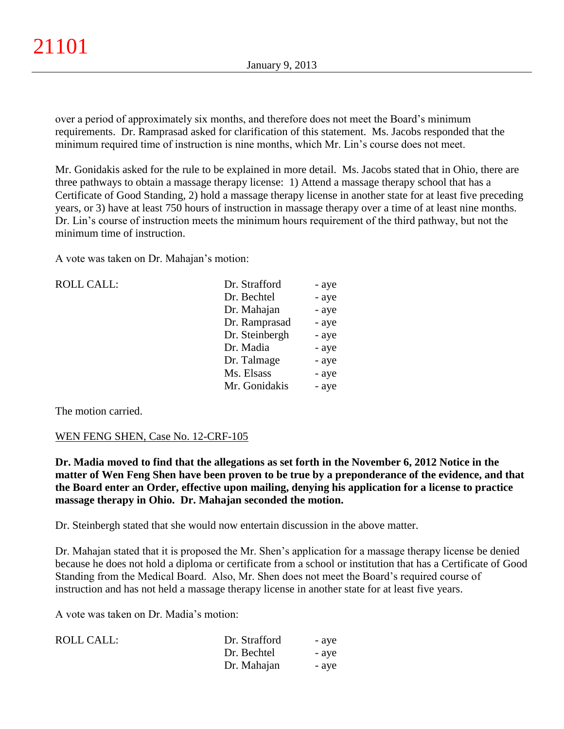over a period of approximately six months, and therefore does not meet the Board's minimum requirements. Dr. Ramprasad asked for clarification of this statement. Ms. Jacobs responded that the minimum required time of instruction is nine months, which Mr. Lin's course does not meet.

Mr. Gonidakis asked for the rule to be explained in more detail. Ms. Jacobs stated that in Ohio, there are three pathways to obtain a massage therapy license: 1) Attend a massage therapy school that has a Certificate of Good Standing, 2) hold a massage therapy license in another state for at least five preceding years, or 3) have at least 750 hours of instruction in massage therapy over a time of at least nine months. Dr. Lin's course of instruction meets the minimum hours requirement of the third pathway, but not the minimum time of instruction.

A vote was taken on Dr. Mahajan's motion:

| ROLL CALL: | Dr. Strafford | - aye |
|---|---|---|
| | Dr. Bechtel | - aye |
| | Dr. Mahajan | - aye |
| | Dr. Ramprasad | - aye |
| | Dr. Steinbergh | - aye |
| | Dr. Madia | - aye |
| | Dr. Talmage | - aye |
| | Ms. Elsass | - aye |
| | Mr. Gonidakis | - aye |

The motion carried.

<u>WEN FENG SHEN, Case No. 12-CRF-105</u>

**Dr. Madia moved to find that the allegations as set forth in the November 6, 2012 Notice in the matter of Wen Feng Shen have been proven to be true by a preponderance of the evidence, and that the Board enter an Order, effective upon mailing, denying his application for a license to practice massage therapy in Ohio. Dr. Mahajan seconded the motion.**

Dr. Steinbergh stated that she would now entertain discussion in the above matter.

Dr. Mahajan stated that it is proposed the Mr. Shen's application for a massage therapy license be denied because he does not hold a diploma or certificate from a school or institution that has a Certificate of Good Standing from the Medical Board. Also, Mr. Shen does not meet the Board's required course of instruction and has not held a massage therapy license in another state for at least five years.

A vote was taken on Dr. Madia's motion:

| ROLL CALL: | Dr. Strafford | - aye |
|---|---|---|
| | Dr. Bechtel | - aye |
| | Dr. Mahajan | - aye |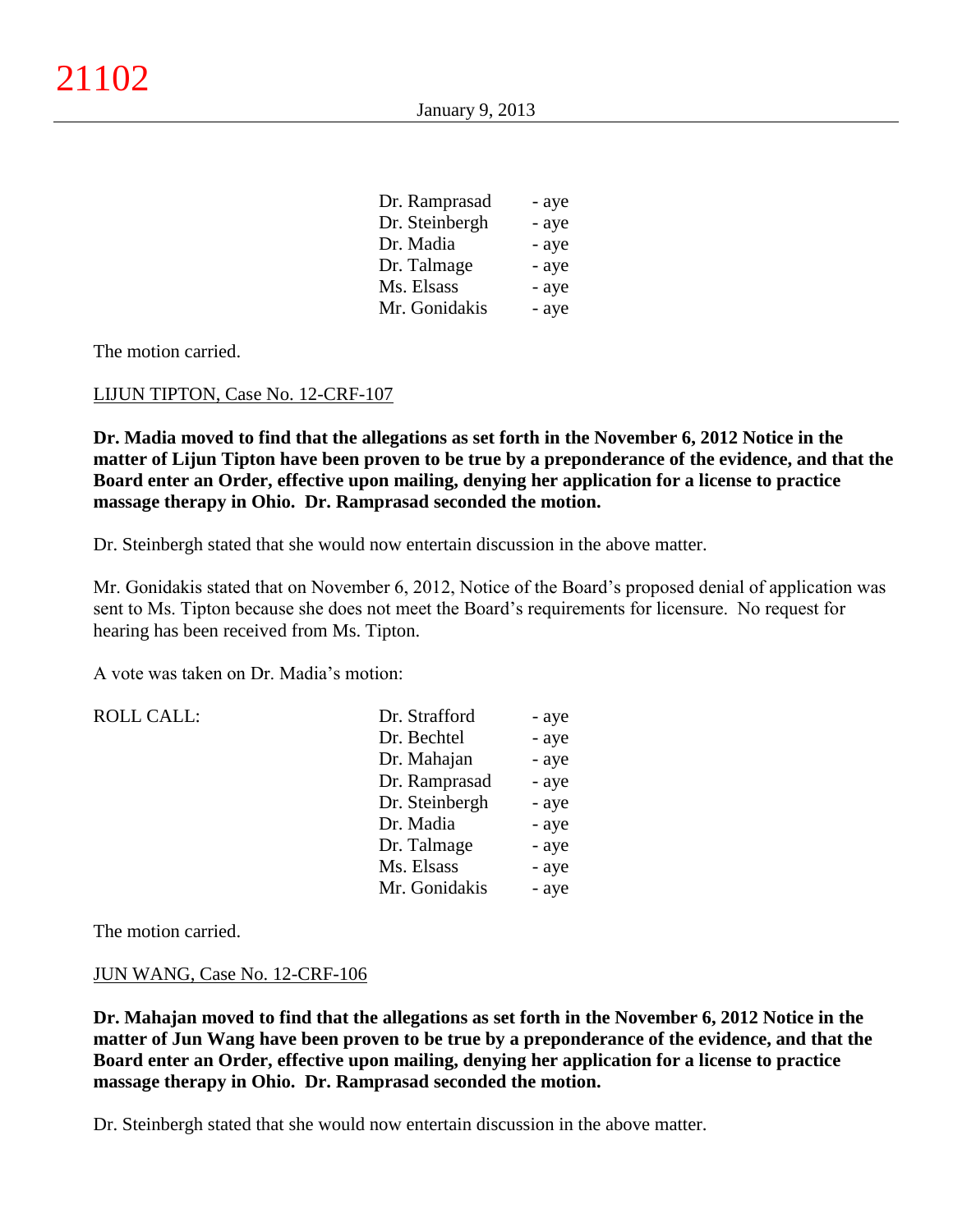| | |
|---|---|
| Dr. Ramprasad | - aye |
| Dr. Steinbergh | - aye |
| Dr. Madia | - aye |
| Dr. Talmage | - aye |
| Ms. Elsass | - aye |
| Mr. Gonidakis | - aye |

The motion carried.

LIJUN TIPTON, Case No. 12-CRF-107

**Dr. Madia moved to find that the allegations as set forth in the November 6, 2012 Notice in the matter of Lijun Tipton have been proven to be true by a preponderance of the evidence, and that the Board enter an Order, effective upon mailing, denying her application for a license to practice massage therapy in Ohio. Dr. Ramprasad seconded the motion.**

Dr. Steinbergh stated that she would now entertain discussion in the above matter.

Mr. Gonidakis stated that on November 6, 2012, Notice of the Board's proposed denial of application was sent to Ms. Tipton because she does not meet the Board's requirements for licensure. No request for hearing has been received from Ms. Tipton.

A vote was taken on Dr. Madia's motion:

| ROLL CALL: | | |
|---|---|---|
| | Dr. Strafford | - aye |
| | Dr. Bechtel | - aye |
| | Dr. Mahajan | - aye |
| | Dr. Ramprasad | - aye |
| | Dr. Steinbergh | - aye |
| | Dr. Madia | - aye |
| | Dr. Talmage | - aye |
| | Ms. Elsass | - aye |
| | Mr. Gonidakis | - aye |

The motion carried.

JUN WANG, Case No. 12-CRF-106

**Dr. Mahajan moved to find that the allegations as set forth in the November 6, 2012 Notice in the matter of Jun Wang have been proven to be true by a preponderance of the evidence, and that the Board enter an Order, effective upon mailing, denying her application for a license to practice massage therapy in Ohio. Dr. Ramprasad seconded the motion.**

Dr. Steinbergh stated that she would now entertain discussion in the above matter.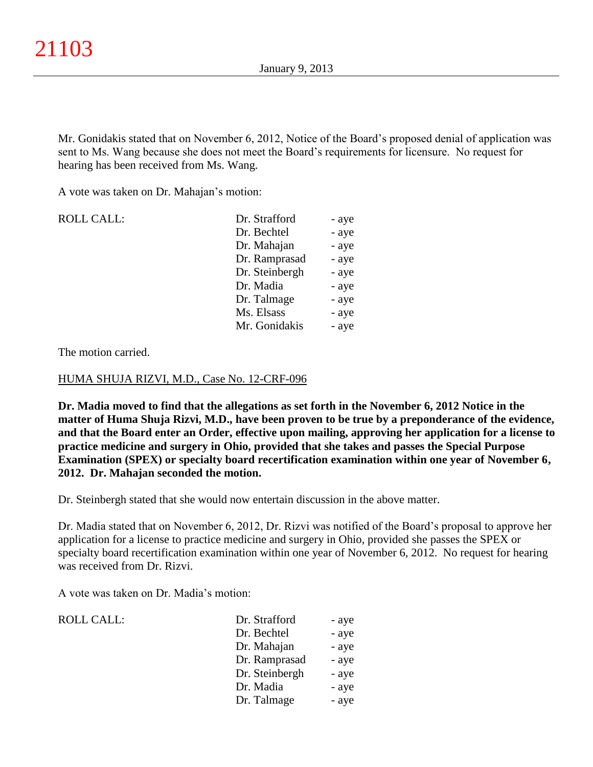Mr. Gonidakis stated that on November 6, 2012, Notice of the Board's proposed denial of application was sent to Ms. Wang because she does not meet the Board's requirements for licensure. No request for hearing has been received from Ms. Wang.

A vote was taken on Dr. Mahajan's motion:

| ROLL CALL: | | |
|---|---|---|
| | Dr. Strafford | - aye |
| | Dr. Bechtel | - aye |
| | Dr. Mahajan | - aye |
| | Dr. Ramprasad | - aye |
| | Dr. Steinbergh | - aye |
| | Dr. Madia | - aye |
| | Dr. Talmage | - aye |
| | Ms. Elsass | - aye |
| | Mr. Gonidakis | - aye |

The motion carried.

HUMA SHUJA RIZVI, M.D., Case No. 12-CRF-096

**Dr. Madia moved to find that the allegations as set forth in the November 6, 2012 Notice in the matter of Huma Shuja Rizvi, M.D., have been proven to be true by a preponderance of the evidence, and that the Board enter an Order, effective upon mailing, approving her application for a license to practice medicine and surgery in Ohio, provided that she takes and passes the Special Purpose Examination (SPEX) or specialty board recertification examination within one year of November 6, 2012. Dr. Mahajan seconded the motion.**

Dr. Steinbergh stated that she would now entertain discussion in the above matter.

Dr. Madia stated that on November 6, 2012, Dr. Rizvi was notified of the Board's proposal to approve her application for a license to practice medicine and surgery in Ohio, provided she passes the SPEX or specialty board recertification examination within one year of November 6, 2012. No request for hearing was received from Dr. Rizvi.

A vote was taken on Dr. Madia's motion:

| ROLL CALL: | | |
|---|---|---|
| | Dr. Strafford | - aye |
| | Dr. Bechtel | - aye |
| | Dr. Mahajan | - aye |
| | Dr. Ramprasad | - aye |
| | Dr. Steinbergh | - aye |
| | Dr. Madia | - aye |
| | Dr. Talmage | - aye |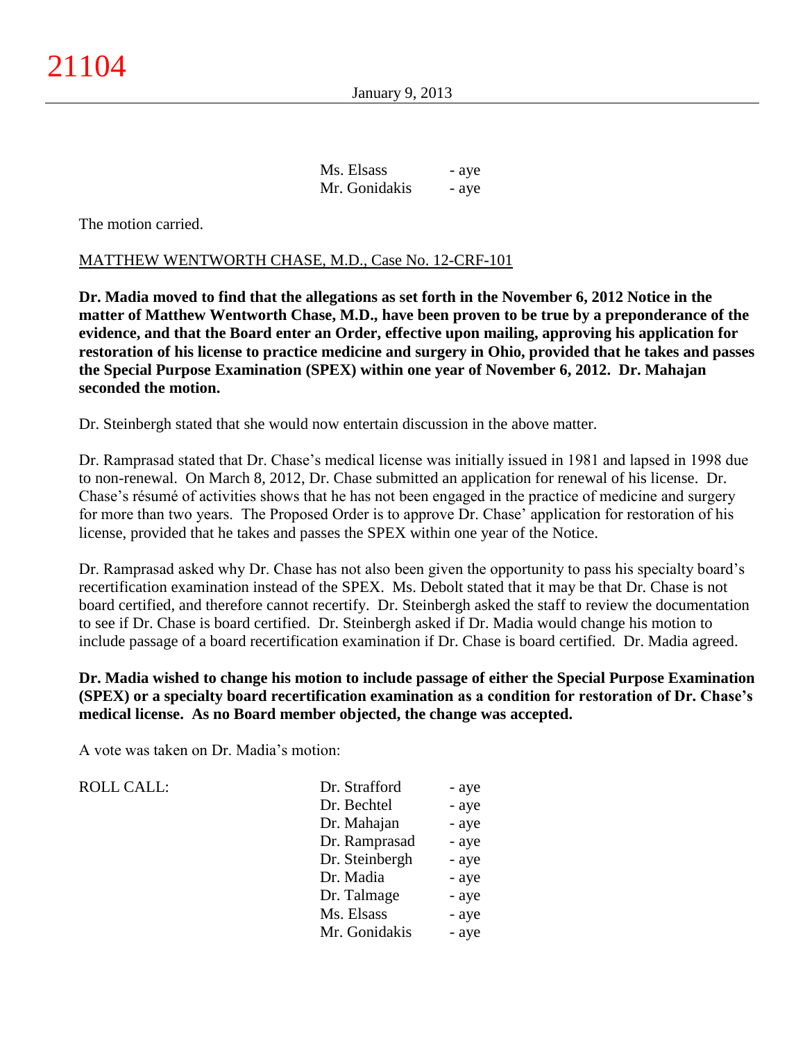| | |
|---|---|
| Ms. Elsass | - aye |
| Mr. Gonidakis | - aye |

The motion carried.

MATTHEW WENTWORTH CHASE, M.D., Case No. 12-CRF-101

**Dr. Madia moved to find that the allegations as set forth in the November 6, 2012 Notice in the matter of Matthew Wentworth Chase, M.D., have been proven to be true by a preponderance of the evidence, and that the Board enter an Order, effective upon mailing, approving his application for restoration of his license to practice medicine and surgery in Ohio, provided that he takes and passes the Special Purpose Examination (SPEX) within one year of November 6, 2012. Dr. Mahajan seconded the motion.**

Dr. Steinbergh stated that she would now entertain discussion in the above matter.

Dr. Ramprasad stated that Dr. Chase's medical license was initially issued in 1981 and lapsed in 1998 due to non-renewal. On March 8, 2012, Dr. Chase submitted an application for renewal of his license. Dr. Chase's résumé of activities shows that he has not been engaged in the practice of medicine and surgery for more than two years. The Proposed Order is to approve Dr. Chase' application for restoration of his license, provided that he takes and passes the SPEX within one year of the Notice.

Dr. Ramprasad asked why Dr. Chase has not also been given the opportunity to pass his specialty board's recertification examination instead of the SPEX. Ms. Debolt stated that it may be that Dr. Chase is not board certified, and therefore cannot recertify. Dr. Steinbergh asked the staff to review the documentation to see if Dr. Chase is board certified. Dr. Steinbergh asked if Dr. Madia would change his motion to include passage of a board recertification examination if Dr. Chase is board certified. Dr. Madia agreed.

**Dr. Madia wished to change his motion to include passage of either the Special Purpose Examination (SPEX) or a specialty board recertification examination as a condition for restoration of Dr. Chase's medical license. As no Board member objected, the change was accepted.**

A vote was taken on Dr. Madia's motion:

| ROLL CALL: | | |
|---|---|---|
| | Dr. Strafford | - aye |
| | Dr. Bechtel | - aye |
| | Dr. Mahajan | - aye |
| | Dr. Ramprasad | - aye |
| | Dr. Steinbergh | - aye |
| | Dr. Madia | - aye |
| | Dr. Talmage | - aye |
| | Ms. Elsass | - aye |
| | Mr. Gonidakis | - aye |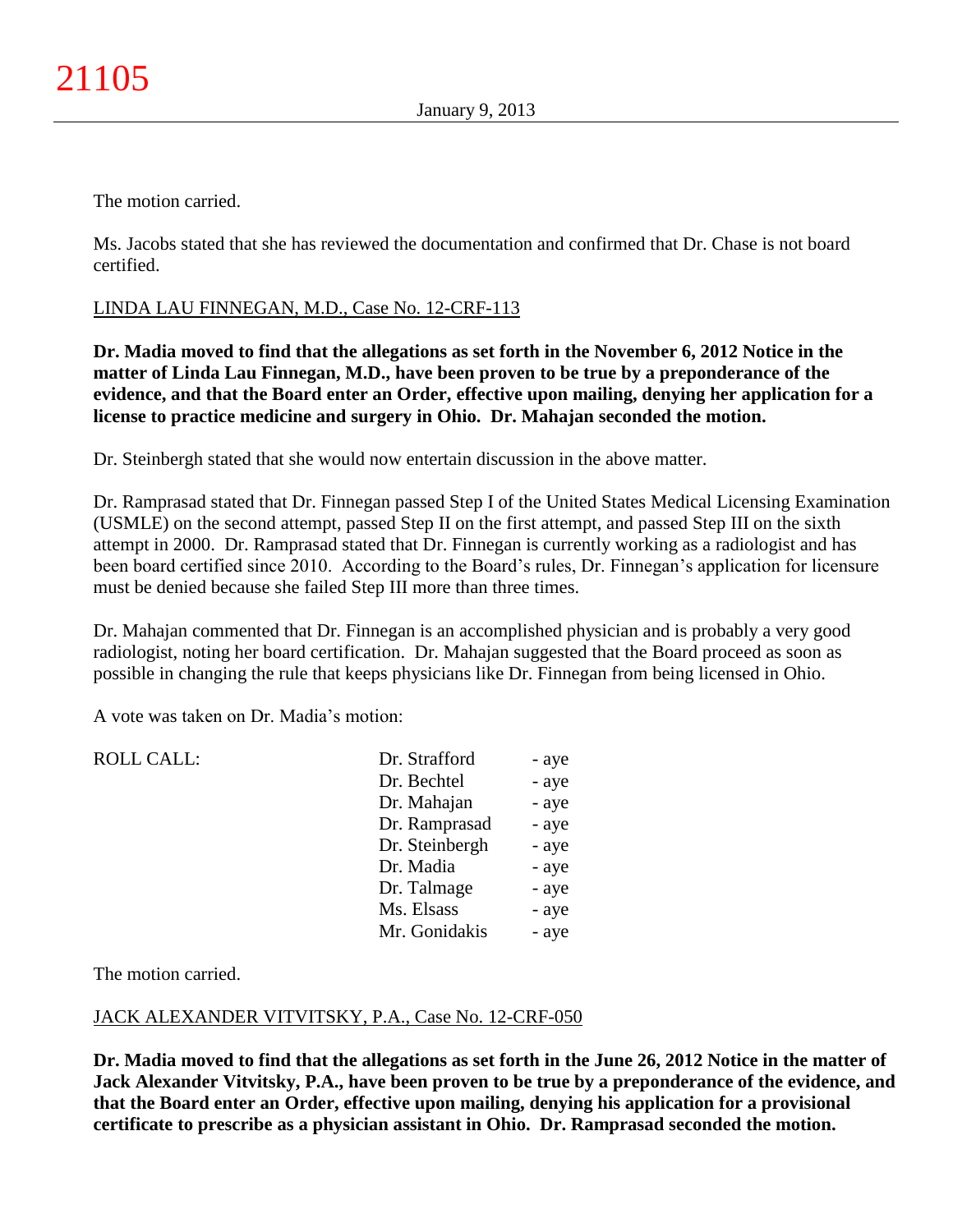The motion carried.

Ms. Jacobs stated that she has reviewed the documentation and confirmed that Dr. Chase is not board certified.

LINDA LAU FINNEGAN, M.D., Case No. 12-CRF-113

**Dr. Madia moved to find that the allegations as set forth in the November 6, 2012 Notice in the matter of Linda Lau Finnegan, M.D., have been proven to be true by a preponderance of the evidence, and that the Board enter an Order, effective upon mailing, denying her application for a license to practice medicine and surgery in Ohio. Dr. Mahajan seconded the motion.**

Dr. Steinbergh stated that she would now entertain discussion in the above matter.

Dr. Ramprasad stated that Dr. Finnegan passed Step I of the United States Medical Licensing Examination (USMLE) on the second attempt, passed Step II on the first attempt, and passed Step III on the sixth attempt in 2000. Dr. Ramprasad stated that Dr. Finnegan is currently working as a radiologist and has been board certified since 2010. According to the Board's rules, Dr. Finnegan's application for licensure must be denied because she failed Step III more than three times.

Dr. Mahajan commented that Dr. Finnegan is an accomplished physician and is probably a very good radiologist, noting her board certification. Dr. Mahajan suggested that the Board proceed as soon as possible in changing the rule that keeps physicians like Dr. Finnegan from being licensed in Ohio.

A vote was taken on Dr. Madia's motion:

| ROLL CALL: | Dr. Strafford | - aye |
|---|---|---|
| | Dr. Bechtel | - aye |
| | Dr. Mahajan | - aye |
| | Dr. Ramprasad | - aye |
| | Dr. Steinbergh | - aye |
| | Dr. Madia | - aye |
| | Dr. Talmage | - aye |
| | Ms. Elsass | - aye |
| | Mr. Gonidakis | - aye |

The motion carried.

JACK ALEXANDER VITVITSKY, P.A., Case No. 12-CRF-050

**Dr. Madia moved to find that the allegations as set forth in the June 26, 2012 Notice in the matter of Jack Alexander Vitvitsky, P.A., have been proven to be true by a preponderance of the evidence, and that the Board enter an Order, effective upon mailing, denying his application for a provisional certificate to prescribe as a physician assistant in Ohio. Dr. Ramprasad seconded the motion.**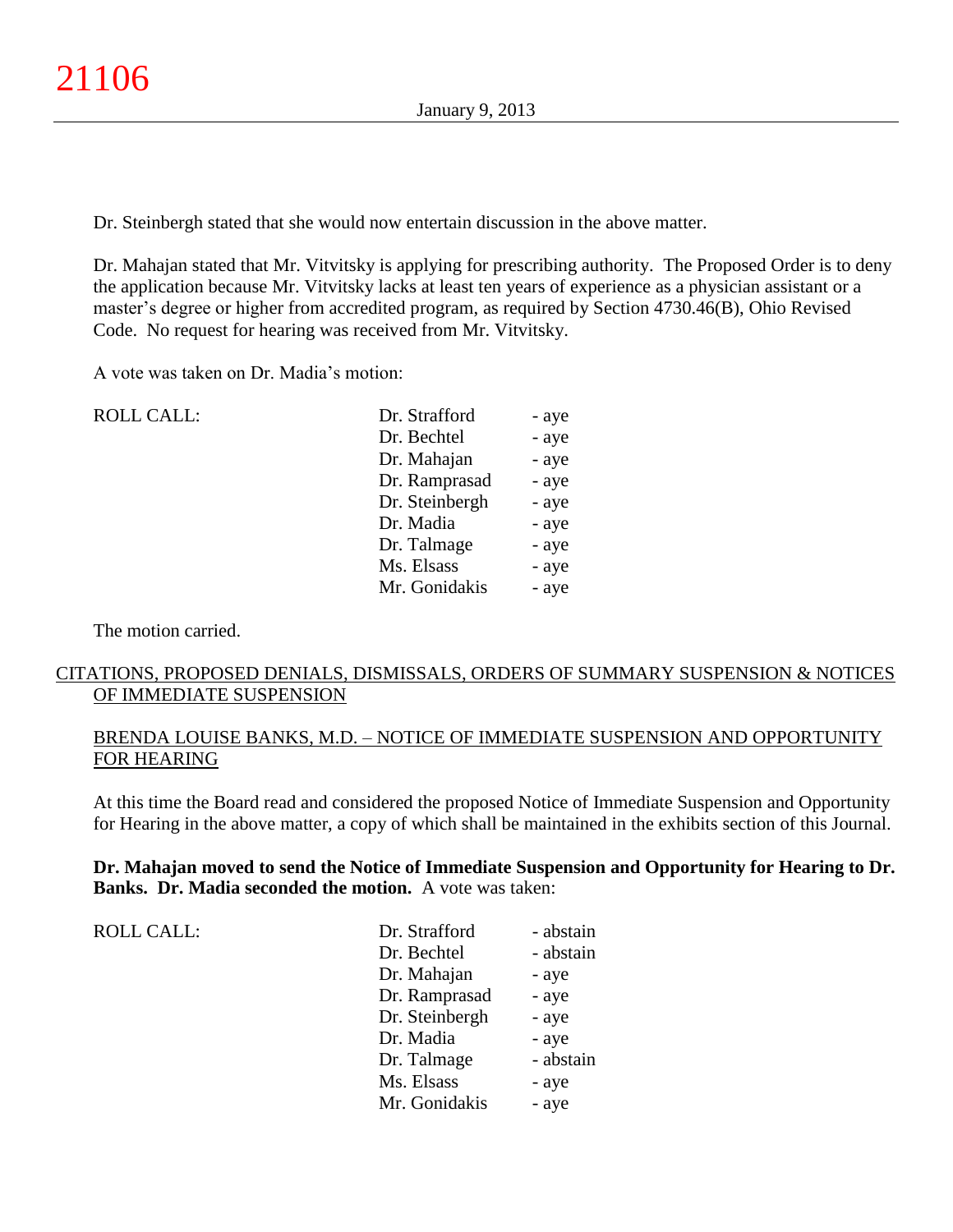Dr. Steinbergh stated that she would now entertain discussion in the above matter.

Dr. Mahajan stated that Mr. Vitvitsky is applying for prescribing authority. The Proposed Order is to deny the application because Mr. Vitvitsky lacks at least ten years of experience as a physician assistant or a master's degree or higher from accredited program, as required by Section 4730.46(B), Ohio Revised Code. No request for hearing was received from Mr. Vitvitsky.

A vote was taken on Dr. Madia's motion:

| ROLL CALL: | Dr. Strafford | - aye |
|---|---|---|
| | Dr. Bechtel | - aye |
| | Dr. Mahajan | - aye |
| | Dr. Ramprasad | - aye |
| | Dr. Steinbergh | - aye |
| | Dr. Madia | - aye |
| | Dr. Talmage | - aye |
| | Ms. Elsass | - aye |
| | Mr. Gonidakis | - aye |

The motion carried.

## CITATIONS, PROPOSED DENIALS, DISMISSALS, ORDERS OF SUMMARY SUSPENSION & NOTICES OF IMMEDIATE SUSPENSION

### BRENDA LOUISE BANKS, M.D. – NOTICE OF IMMEDIATE SUSPENSION AND OPPORTUNITY FOR HEARING

At this time the Board read and considered the proposed Notice of Immediate Suspension and Opportunity for Hearing in the above matter, a copy of which shall be maintained in the exhibits section of this Journal.

**Dr. Mahajan moved to send the Notice of Immediate Suspension and Opportunity for Hearing to Dr. Banks. Dr. Madia seconded the motion.** A vote was taken:

| ROLL CALL: | Dr. Strafford | - abstain |
|---|---|---|
| | Dr. Bechtel | - abstain |
| | Dr. Mahajan | - aye |
| | Dr. Ramprasad | - aye |
| | Dr. Steinbergh | - aye |
| | Dr. Madia | - aye |
| | Dr. Talmage | - abstain |
| | Ms. Elsass | - aye |
| | Mr. Gonidakis | - aye |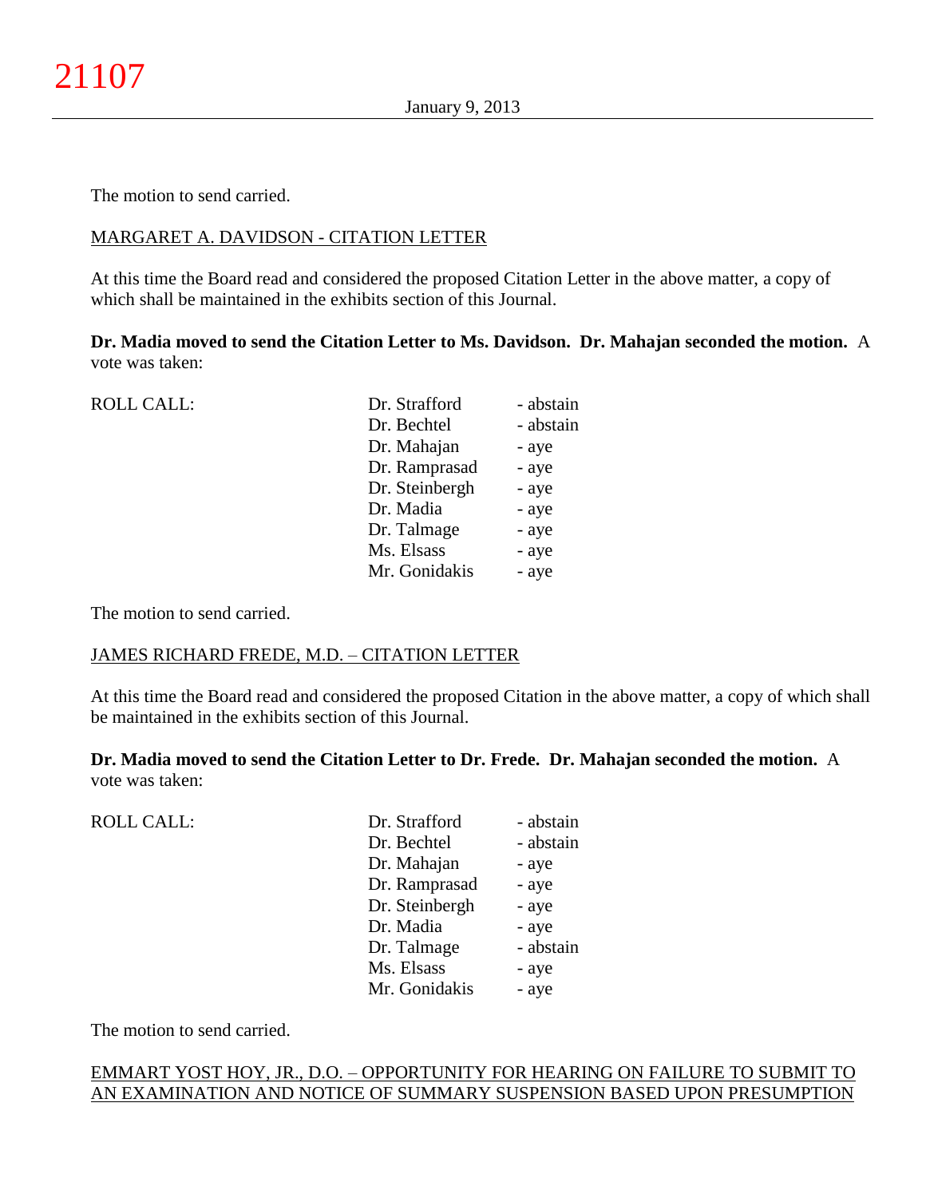The motion to send carried.

MARGARET A. DAVIDSON - CITATION LETTER

At this time the Board read and considered the proposed Citation Letter in the above matter, a copy of which shall be maintained in the exhibits section of this Journal.

**Dr. Madia moved to send the Citation Letter to Ms. Davidson. Dr. Mahajan seconded the motion.** A vote was taken:

| ROLL CALL: | | |
|---|---|---|
| | Dr. Strafford | - abstain |
| | Dr. Bechtel | - abstain |
| | Dr. Mahajan | - aye |
| | Dr. Ramprasad | - aye |
| | Dr. Steinbergh | - aye |
| | Dr. Madia | - aye |
| | Dr. Talmage | - aye |
| | Ms. Elsass | - aye |
| | Mr. Gonidakis | - aye |

The motion to send carried.

JAMES RICHARD FREDE, M.D. – CITATION LETTER

At this time the Board read and considered the proposed Citation in the above matter, a copy of which shall be maintained in the exhibits section of this Journal.

**Dr. Madia moved to send the Citation Letter to Dr. Frede. Dr. Mahajan seconded the motion.** A vote was taken:

| ROLL CALL: | | |
|---|---|---|
| | Dr. Strafford | - abstain |
| | Dr. Bechtel | - abstain |
| | Dr. Mahajan | - aye |
| | Dr. Ramprasad | - aye |
| | Dr. Steinbergh | - aye |
| | Dr. Madia | - aye |
| | Dr. Talmage | - abstain |
| | Ms. Elsass | - aye |
| | Mr. Gonidakis | - aye |

The motion to send carried.

EMMART YOST HOY, JR., D.O. – OPPORTUNITY FOR HEARING ON FAILURE TO SUBMIT TO AN EXAMINATION AND NOTICE OF SUMMARY SUSPENSION BASED UPON PRESUMPTION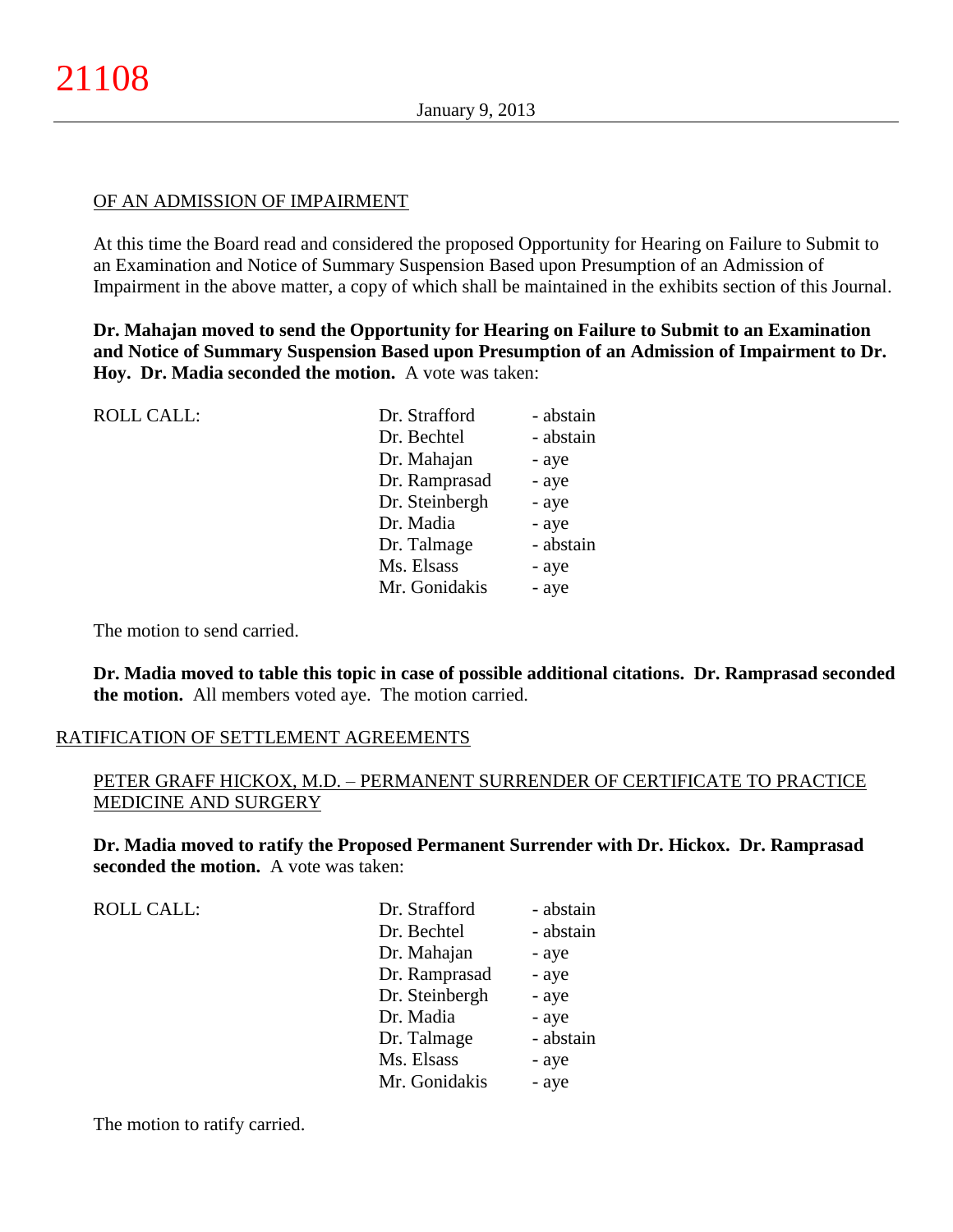OF AN ADMISSION OF IMPAIRMENT

At this time the Board read and considered the proposed Opportunity for Hearing on Failure to Submit to an Examination and Notice of Summary Suspension Based upon Presumption of an Admission of Impairment in the above matter, a copy of which shall be maintained in the exhibits section of this Journal.

**Dr. Mahajan moved to send the Opportunity for Hearing on Failure to Submit to an Examination and Notice of Summary Suspension Based upon Presumption of an Admission of Impairment to Dr. Hoy. Dr. Madia seconded the motion.** A vote was taken:

| ROLL CALL: | Dr. Strafford | - abstain |
|---|---|---|
| | Dr. Bechtel | - abstain |
| | Dr. Mahajan | - aye |
| | Dr. Ramprasad | - aye |
| | Dr. Steinbergh | - aye |
| | Dr. Madia | - aye |
| | Dr. Talmage | - abstain |
| | Ms. Elsass | - aye |
| | Mr. Gonidakis | - aye |

The motion to send carried.

**Dr. Madia moved to table this topic in case of possible additional citations. Dr. Ramprasad seconded the motion.** All members voted aye. The motion carried.

RATIFICATION OF SETTLEMENT AGREEMENTS

PETER GRAFF HICKOX, M.D. – PERMANENT SURRENDER OF CERTIFICATE TO PRACTICE MEDICINE AND SURGERY

**Dr. Madia moved to ratify the Proposed Permanent Surrender with Dr. Hickox. Dr. Ramprasad seconded the motion.** A vote was taken:

| ROLL CALL: | Dr. Strafford | - abstain |
|---|---|---|
| | Dr. Bechtel | - abstain |
| | Dr. Mahajan | - aye |
| | Dr. Ramprasad | - aye |
| | Dr. Steinbergh | - aye |
| | Dr. Madia | - aye |
| | Dr. Talmage | - abstain |
| | Ms. Elsass | - aye |
| | Mr. Gonidakis | - aye |

The motion to ratify carried.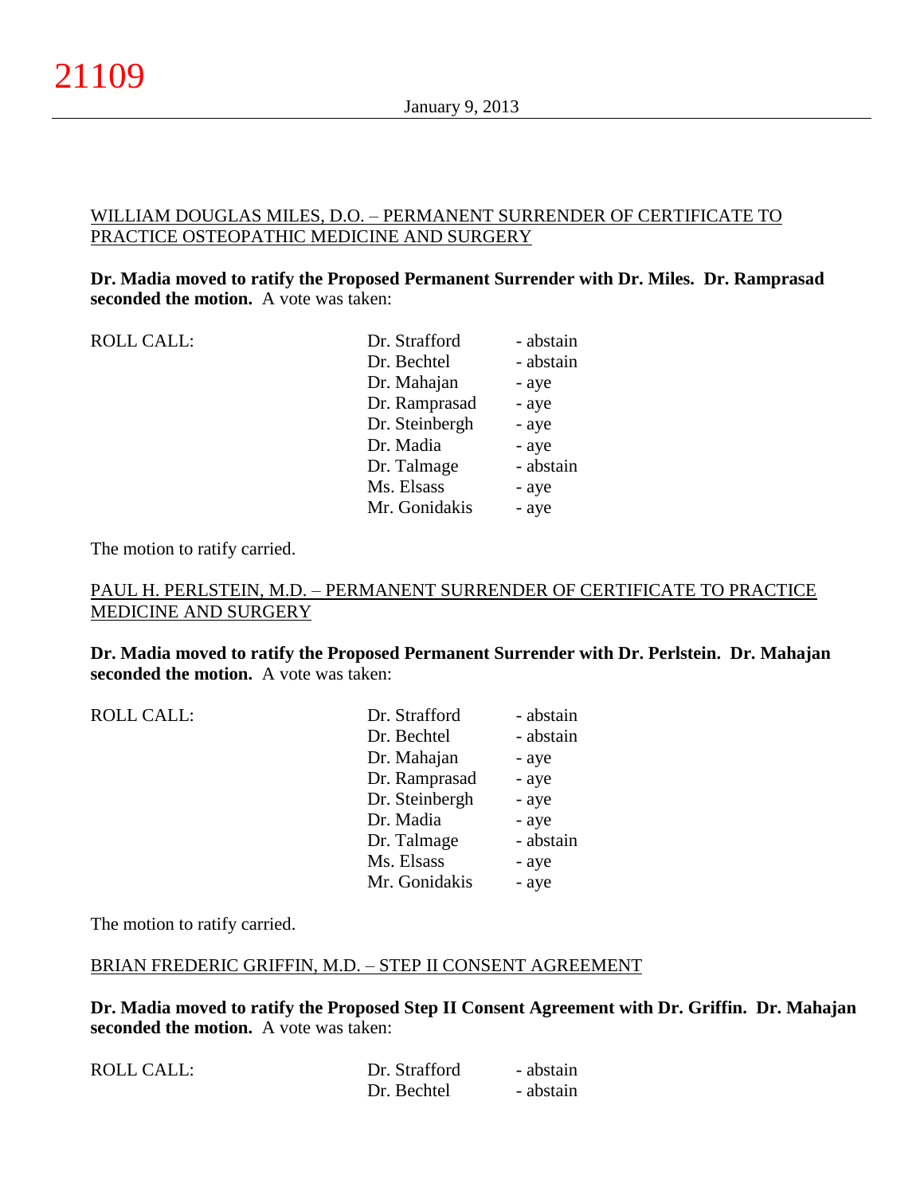WILLIAM DOUGLAS MILES, D.O. – PERMANENT SURRENDER OF CERTIFICATE TO PRACTICE OSTEOPATHIC MEDICINE AND SURGERY

**Dr. Madia moved to ratify the Proposed Permanent Surrender with Dr. Miles. Dr. Ramprasad seconded the motion.** A vote was taken:

| ROLL CALL: | Dr. Strafford | - abstain |
|---|---|---|
| | Dr. Bechtel | - abstain |
| | Dr. Mahajan | - aye |
| | Dr. Ramprasad | - aye |
| | Dr. Steinbergh | - aye |
| | Dr. Madia | - aye |
| | Dr. Talmage | - abstain |
| | Ms. Elsass | - aye |
| | Mr. Gonidakis | - aye |

The motion to ratify carried.

PAUL H. PERLSTEIN, M.D. – PERMANENT SURRENDER OF CERTIFICATE TO PRACTICE MEDICINE AND SURGERY

**Dr. Madia moved to ratify the Proposed Permanent Surrender with Dr. Perlstein. Dr. Mahajan seconded the motion.** A vote was taken:

| ROLL CALL: | Dr. Strafford | - abstain |
|---|---|---|
| | Dr. Bechtel | - abstain |
| | Dr. Mahajan | - aye |
| | Dr. Ramprasad | - aye |
| | Dr. Steinbergh | - aye |
| | Dr. Madia | - aye |
| | Dr. Talmage | - abstain |
| | Ms. Elsass | - aye |
| | Mr. Gonidakis | - aye |

The motion to ratify carried.

BRIAN FREDERIC GRIFFIN, M.D. – STEP II CONSENT AGREEMENT

**Dr. Madia moved to ratify the Proposed Step II Consent Agreement with Dr. Griffin. Dr. Mahajan seconded the motion.** A vote was taken:

| ROLL CALL: | Dr. Strafford | - abstain |
|---|---|---|
| | Dr. Bechtel | - abstain |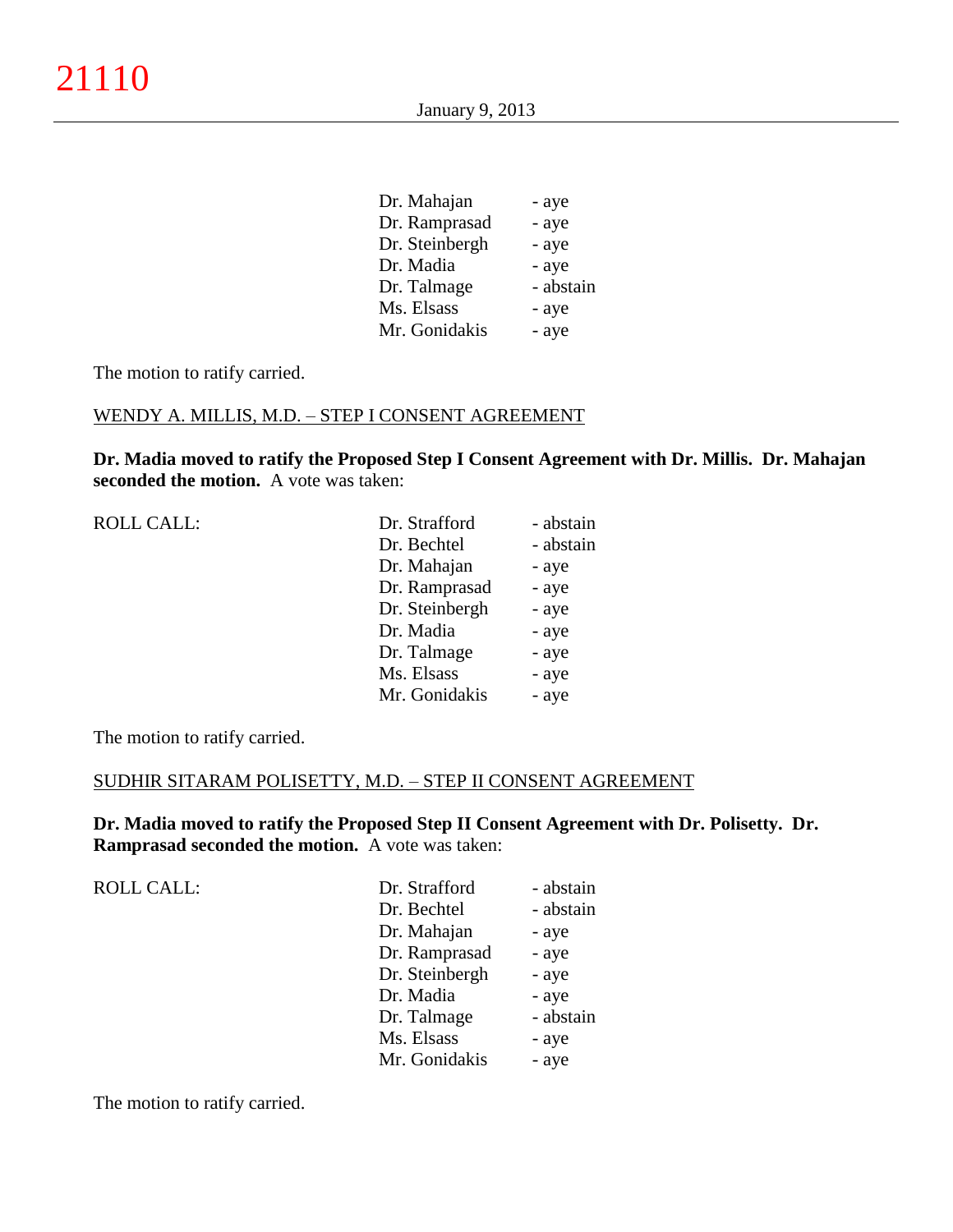| | | |
|---|---|---|
| | Dr. Mahajan | - aye |
| | Dr. Ramprasad | - aye |
| | Dr. Steinbergh | - aye |
| | Dr. Madia | - aye |
| | Dr. Talmage | - abstain |
| | Ms. Elsass | - aye |
| | Mr. Gonidakis | - aye |

The motion to ratify carried.

WENDY A. MILLIS, M.D. – STEP I CONSENT AGREEMENT

**Dr. Madia moved to ratify the Proposed Step I Consent Agreement with Dr. Millis. Dr. Mahajan seconded the motion.** A vote was taken:

| | | |
|---|---|---|
| ROLL CALL: | Dr. Strafford | - abstain |
| | Dr. Bechtel | - abstain |
| | Dr. Mahajan | - aye |
| | Dr. Ramprasad | - aye |
| | Dr. Steinbergh | - aye |
| | Dr. Madia | - aye |
| | Dr. Talmage | - aye |
| | Ms. Elsass | - aye |
| | Mr. Gonidakis | - aye |

The motion to ratify carried.

SUDHIR SITARAM POLISETTY, M.D. – STEP II CONSENT AGREEMENT

**Dr. Madia moved to ratify the Proposed Step II Consent Agreement with Dr. Polisetty. Dr. Ramprasad seconded the motion.** A vote was taken:

| | | |
|---|---|---|
| ROLL CALL: | Dr. Strafford | - abstain |
| | Dr. Bechtel | - abstain |
| | Dr. Mahajan | - aye |
| | Dr. Ramprasad | - aye |
| | Dr. Steinbergh | - aye |
| | Dr. Madia | - aye |
| | Dr. Talmage | - abstain |
| | Ms. Elsass | - aye |
| | Mr. Gonidakis | - aye |

The motion to ratify carried.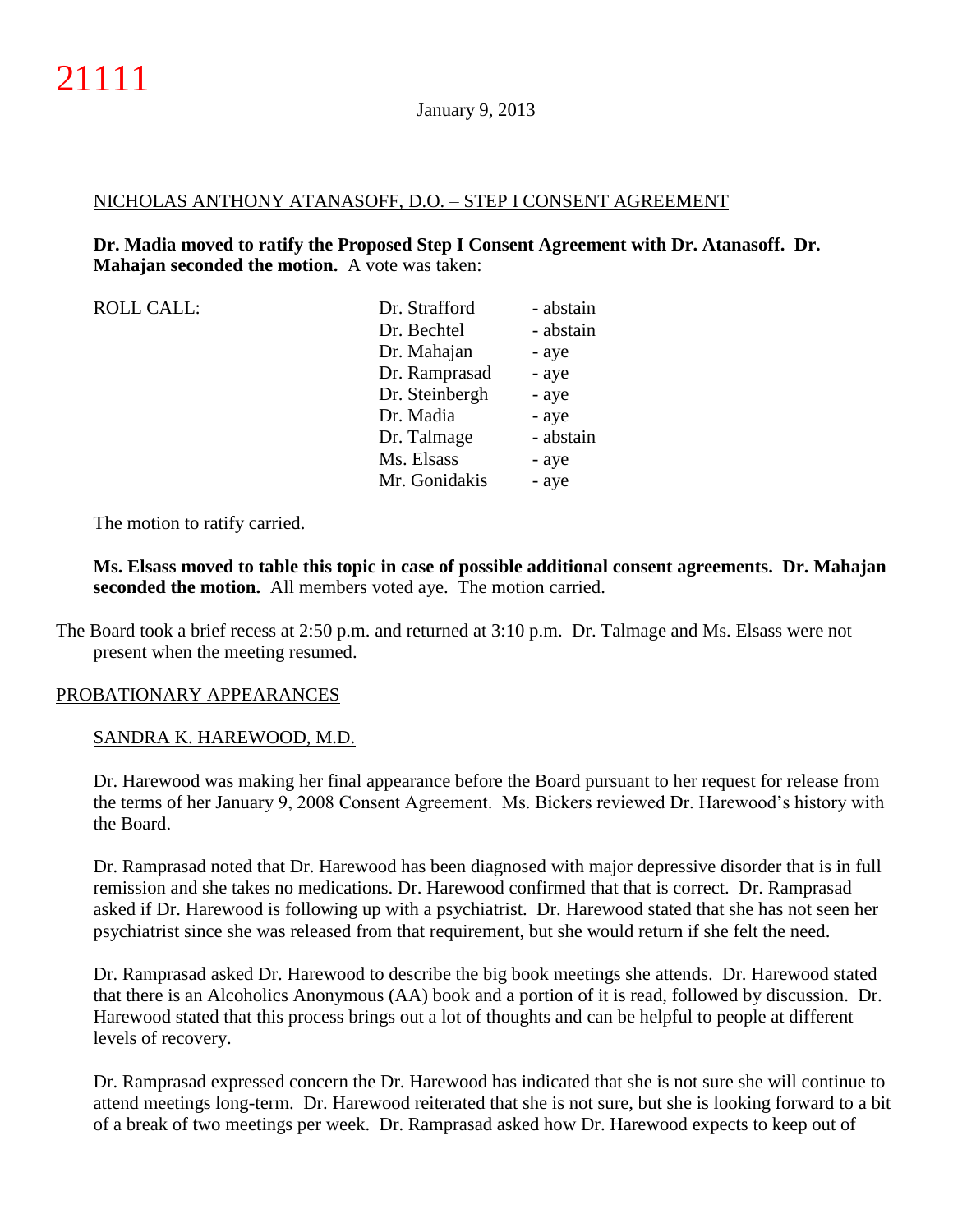NICHOLAS ANTHONY ATANASOFF, D.O. – STEP I CONSENT AGREEMENT

**Dr. Madia moved to ratify the Proposed Step I Consent Agreement with Dr. Atanasoff. Dr. Mahajan seconded the motion.** A vote was taken:

| ROLL CALL: | | |
|---|---|---|
| | Dr. Strafford | - abstain |
| | Dr. Bechtel | - abstain |
| | Dr. Mahajan | - aye |
| | Dr. Ramprasad | - aye |
| | Dr. Steinbergh | - aye |
| | Dr. Madia | - aye |
| | Dr. Talmage | - abstain |
| | Ms. Elsass | - aye |
| | Mr. Gonidakis | - aye |

The motion to ratify carried.

**Ms. Elsass moved to table this topic in case of possible additional consent agreements. Dr. Mahajan seconded the motion.** All members voted aye. The motion carried.

The Board took a brief recess at 2:50 p.m. and returned at 3:10 p.m. Dr. Talmage and Ms. Elsass were not present when the meeting resumed.

PROBATIONARY APPEARANCES

SANDRA K. HAREWOOD, M.D.

Dr. Harewood was making her final appearance before the Board pursuant to her request for release from the terms of her January 9, 2008 Consent Agreement. Ms. Bickers reviewed Dr. Harewood's history with the Board.

Dr. Ramprasad noted that Dr. Harewood has been diagnosed with major depressive disorder that is in full remission and she takes no medications. Dr. Harewood confirmed that that is correct. Dr. Ramprasad asked if Dr. Harewood is following up with a psychiatrist. Dr. Harewood stated that she has not seen her psychiatrist since she was released from that requirement, but she would return if she felt the need.

Dr. Ramprasad asked Dr. Harewood to describe the big book meetings she attends. Dr. Harewood stated that there is an Alcoholics Anonymous (AA) book and a portion of it is read, followed by discussion. Dr. Harewood stated that this process brings out a lot of thoughts and can be helpful to people at different levels of recovery.

Dr. Ramprasad expressed concern the Dr. Harewood has indicated that she is not sure she will continue to attend meetings long-term. Dr. Harewood reiterated that she is not sure, but she is looking forward to a bit of a break of two meetings per week. Dr. Ramprasad asked how Dr. Harewood expects to keep out of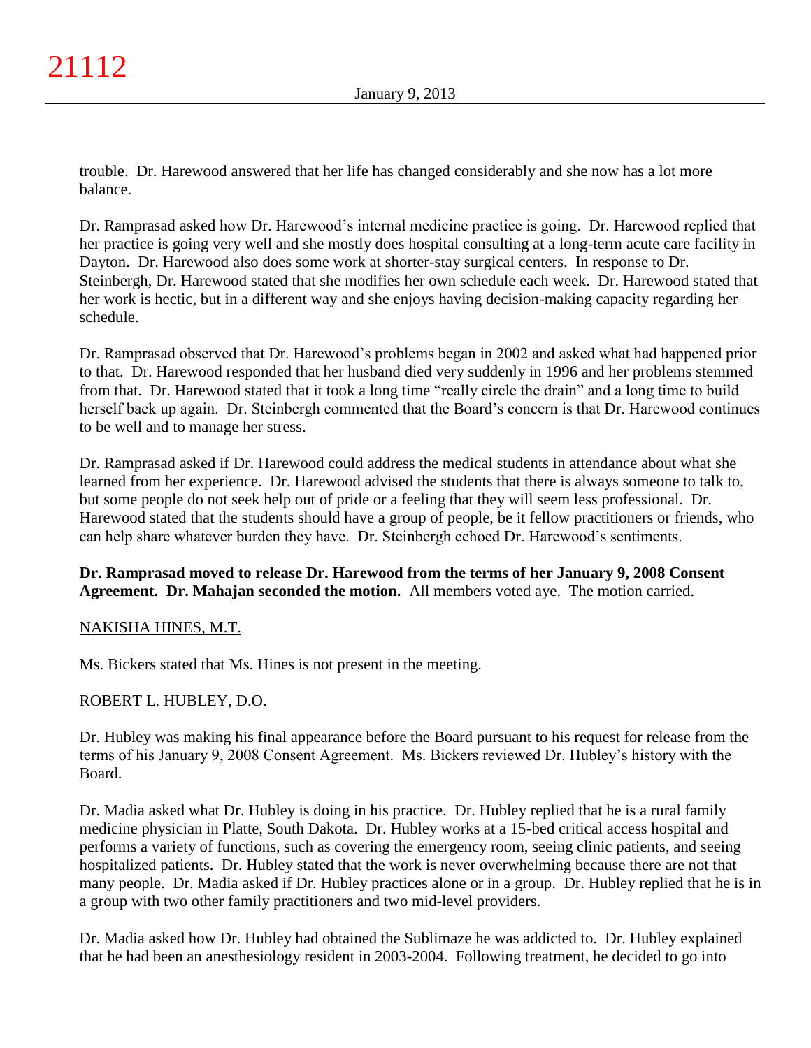trouble. Dr. Harewood answered that her life has changed considerably and she now has a lot more balance.

Dr. Ramprasad asked how Dr. Harewood's internal medicine practice is going. Dr. Harewood replied that her practice is going very well and she mostly does hospital consulting at a long-term acute care facility in Dayton. Dr. Harewood also does some work at shorter-stay surgical centers. In response to Dr. Steinbergh, Dr. Harewood stated that she modifies her own schedule each week. Dr. Harewood stated that her work is hectic, but in a different way and she enjoys having decision-making capacity regarding her schedule.

Dr. Ramprasad observed that Dr. Harewood's problems began in 2002 and asked what had happened prior to that. Dr. Harewood responded that her husband died very suddenly in 1996 and her problems stemmed from that. Dr. Harewood stated that it took a long time "really circle the drain" and a long time to build herself back up again. Dr. Steinbergh commented that the Board's concern is that Dr. Harewood continues to be well and to manage her stress.

Dr. Ramprasad asked if Dr. Harewood could address the medical students in attendance about what she learned from her experience. Dr. Harewood advised the students that there is always someone to talk to, but some people do not seek help out of pride or a feeling that they will seem less professional. Dr. Harewood stated that the students should have a group of people, be it fellow practitioners or friends, who can help share whatever burden they have. Dr. Steinbergh echoed Dr. Harewood's sentiments.

**Dr. Ramprasad moved to release Dr. Harewood from the terms of her January 9, 2008 Consent Agreement. Dr. Mahajan seconded the motion.** All members voted aye. The motion carried.

NAKISHA HINES, M.T.

Ms. Bickers stated that Ms. Hines is not present in the meeting.

ROBERT L. HUBLEY, D.O.

Dr. Hubley was making his final appearance before the Board pursuant to his request for release from the terms of his January 9, 2008 Consent Agreement. Ms. Bickers reviewed Dr. Hubley's history with the Board.

Dr. Madia asked what Dr. Hubley is doing in his practice. Dr. Hubley replied that he is a rural family medicine physician in Platte, South Dakota. Dr. Hubley works at a 15-bed critical access hospital and performs a variety of functions, such as covering the emergency room, seeing clinic patients, and seeing hospitalized patients. Dr. Hubley stated that the work is never overwhelming because there are not that many people. Dr. Madia asked if Dr. Hubley practices alone or in a group. Dr. Hubley replied that he is in a group with two other family practitioners and two mid-level providers.

Dr. Madia asked how Dr. Hubley had obtained the Sublimaze he was addicted to. Dr. Hubley explained that he had been an anesthesiology resident in 2003-2004. Following treatment, he decided to go into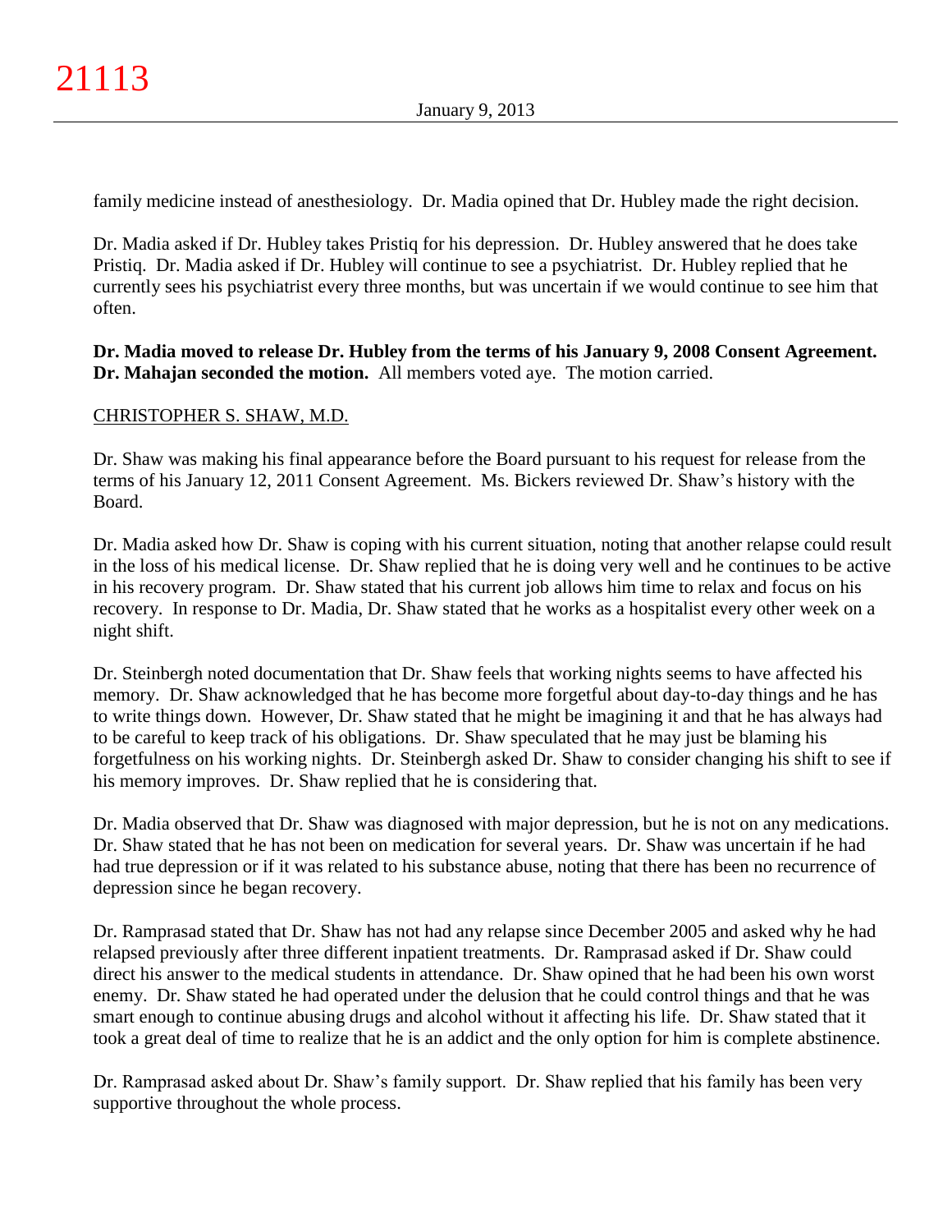family medicine instead of anesthesiology. Dr. Madia opined that Dr. Hubley made the right decision.

Dr. Madia asked if Dr. Hubley takes Pristiq for his depression. Dr. Hubley answered that he does take Pristiq. Dr. Madia asked if Dr. Hubley will continue to see a psychiatrist. Dr. Hubley replied that he currently sees his psychiatrist every three months, but was uncertain if we would continue to see him that often.

**Dr. Madia moved to release Dr. Hubley from the terms of his January 9, 2008 Consent Agreement. Dr. Mahajan seconded the motion.** All members voted aye. The motion carried.

CHRISTOPHER S. SHAW, M.D.

Dr. Shaw was making his final appearance before the Board pursuant to his request for release from the terms of his January 12, 2011 Consent Agreement. Ms. Bickers reviewed Dr. Shaw's history with the Board.

Dr. Madia asked how Dr. Shaw is coping with his current situation, noting that another relapse could result in the loss of his medical license. Dr. Shaw replied that he is doing very well and he continues to be active in his recovery program. Dr. Shaw stated that his current job allows him time to relax and focus on his recovery. In response to Dr. Madia, Dr. Shaw stated that he works as a hospitalist every other week on a night shift.

Dr. Steinbergh noted documentation that Dr. Shaw feels that working nights seems to have affected his memory. Dr. Shaw acknowledged that he has become more forgetful about day-to-day things and he has to write things down. However, Dr. Shaw stated that he might be imagining it and that he has always had to be careful to keep track of his obligations. Dr. Shaw speculated that he may just be blaming his forgetfulness on his working nights. Dr. Steinbergh asked Dr. Shaw to consider changing his shift to see if his memory improves. Dr. Shaw replied that he is considering that.

Dr. Madia observed that Dr. Shaw was diagnosed with major depression, but he is not on any medications. Dr. Shaw stated that he has not been on medication for several years. Dr. Shaw was uncertain if he had had true depression or if it was related to his substance abuse, noting that there has been no recurrence of depression since he began recovery.

Dr. Ramprasad stated that Dr. Shaw has not had any relapse since December 2005 and asked why he had relapsed previously after three different inpatient treatments. Dr. Ramprasad asked if Dr. Shaw could direct his answer to the medical students in attendance. Dr. Shaw opined that he had been his own worst enemy. Dr. Shaw stated he had operated under the delusion that he could control things and that he was smart enough to continue abusing drugs and alcohol without it affecting his life. Dr. Shaw stated that it took a great deal of time to realize that he is an addict and the only option for him is complete abstinence.

Dr. Ramprasad asked about Dr. Shaw's family support. Dr. Shaw replied that his family has been very supportive throughout the whole process.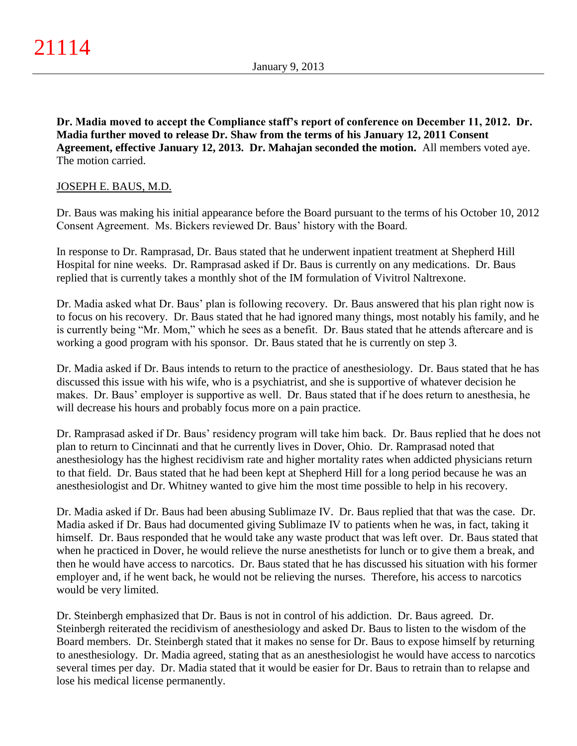**Dr. Madia moved to accept the Compliance staff's report of conference on December 11, 2012. Dr. Madia further moved to release Dr. Shaw from the terms of his January 12, 2011 Consent Agreement, effective January 12, 2013. Dr. Mahajan seconded the motion.** All members voted aye. The motion carried.

JOSEPH E. BAUS, M.D.

Dr. Baus was making his initial appearance before the Board pursuant to the terms of his October 10, 2012 Consent Agreement. Ms. Bickers reviewed Dr. Baus' history with the Board.

In response to Dr. Ramprasad, Dr. Baus stated that he underwent inpatient treatment at Shepherd Hill Hospital for nine weeks. Dr. Ramprasad asked if Dr. Baus is currently on any medications. Dr. Baus replied that is currently takes a monthly shot of the IM formulation of Vivitrol Naltrexone.

Dr. Madia asked what Dr. Baus' plan is following recovery. Dr. Baus answered that his plan right now is to focus on his recovery. Dr. Baus stated that he had ignored many things, most notably his family, and he is currently being "Mr. Mom," which he sees as a benefit. Dr. Baus stated that he attends aftercare and is working a good program with his sponsor. Dr. Baus stated that he is currently on step 3.

Dr. Madia asked if Dr. Baus intends to return to the practice of anesthesiology. Dr. Baus stated that he has discussed this issue with his wife, who is a psychiatrist, and she is supportive of whatever decision he makes. Dr. Baus' employer is supportive as well. Dr. Baus stated that if he does return to anesthesia, he will decrease his hours and probably focus more on a pain practice.

Dr. Ramprasad asked if Dr. Baus' residency program will take him back. Dr. Baus replied that he does not plan to return to Cincinnati and that he currently lives in Dover, Ohio. Dr. Ramprasad noted that anesthesiology has the highest recidivism rate and higher mortality rates when addicted physicians return to that field. Dr. Baus stated that he had been kept at Shepherd Hill for a long period because he was an anesthesiologist and Dr. Whitney wanted to give him the most time possible to help in his recovery.

Dr. Madia asked if Dr. Baus had been abusing Sublimaze IV. Dr. Baus replied that that was the case. Dr. Madia asked if Dr. Baus had documented giving Sublimaze IV to patients when he was, in fact, taking it himself. Dr. Baus responded that he would take any waste product that was left over. Dr. Baus stated that when he practiced in Dover, he would relieve the nurse anesthetists for lunch or to give them a break, and then he would have access to narcotics. Dr. Baus stated that he has discussed his situation with his former employer and, if he went back, he would not be relieving the nurses. Therefore, his access to narcotics would be very limited.

Dr. Steinbergh emphasized that Dr. Baus is not in control of his addiction. Dr. Baus agreed. Dr. Steinbergh reiterated the recidivism of anesthesiology and asked Dr. Baus to listen to the wisdom of the Board members. Dr. Steinbergh stated that it makes no sense for Dr. Baus to expose himself by returning to anesthesiology. Dr. Madia agreed, stating that as an anesthesiologist he would have access to narcotics several times per day. Dr. Madia stated that it would be easier for Dr. Baus to retrain than to relapse and lose his medical license permanently.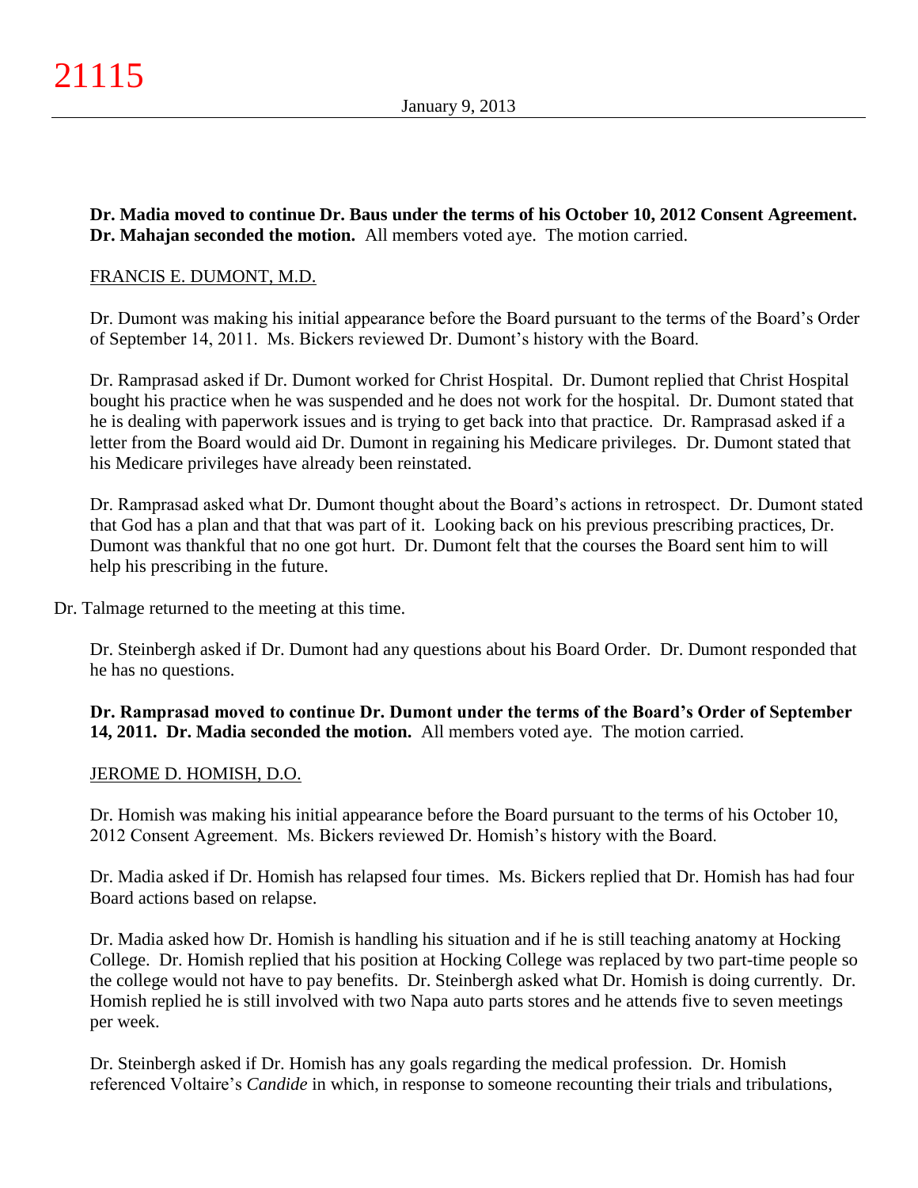**Dr. Madia moved to continue Dr. Baus under the terms of his October 10, 2012 Consent Agreement. Dr. Mahajan seconded the motion.** All members voted aye. The motion carried.

FRANCIS E. DUMONT, M.D.

Dr. Dumont was making his initial appearance before the Board pursuant to the terms of the Board's Order of September 14, 2011. Ms. Bickers reviewed Dr. Dumont's history with the Board.

Dr. Ramprasad asked if Dr. Dumont worked for Christ Hospital. Dr. Dumont replied that Christ Hospital bought his practice when he was suspended and he does not work for the hospital. Dr. Dumont stated that he is dealing with paperwork issues and is trying to get back into that practice. Dr. Ramprasad asked if a letter from the Board would aid Dr. Dumont in regaining his Medicare privileges. Dr. Dumont stated that his Medicare privileges have already been reinstated.

Dr. Ramprasad asked what Dr. Dumont thought about the Board's actions in retrospect. Dr. Dumont stated that God has a plan and that that was part of it. Looking back on his previous prescribing practices, Dr. Dumont was thankful that no one got hurt. Dr. Dumont felt that the courses the Board sent him to will help his prescribing in the future.

Dr. Talmage returned to the meeting at this time.

Dr. Steinbergh asked if Dr. Dumont had any questions about his Board Order. Dr. Dumont responded that he has no questions.

**Dr. Ramprasad moved to continue Dr. Dumont under the terms of the Board's Order of September 14, 2011. Dr. Madia seconded the motion.** All members voted aye. The motion carried.

JEROME D. HOMISH, D.O.

Dr. Homish was making his initial appearance before the Board pursuant to the terms of his October 10, 2012 Consent Agreement. Ms. Bickers reviewed Dr. Homish's history with the Board.

Dr. Madia asked if Dr. Homish has relapsed four times. Ms. Bickers replied that Dr. Homish has had four Board actions based on relapse.

Dr. Madia asked how Dr. Homish is handling his situation and if he is still teaching anatomy at Hocking College. Dr. Homish replied that his position at Hocking College was replaced by two part-time people so the college would not have to pay benefits. Dr. Steinbergh asked what Dr. Homish is doing currently. Dr. Homish replied he is still involved with two Napa auto parts stores and he attends five to seven meetings per week.

Dr. Steinbergh asked if Dr. Homish has any goals regarding the medical profession. Dr. Homish referenced Voltaire's *Candide* in which, in response to someone recounting their trials and tribulations,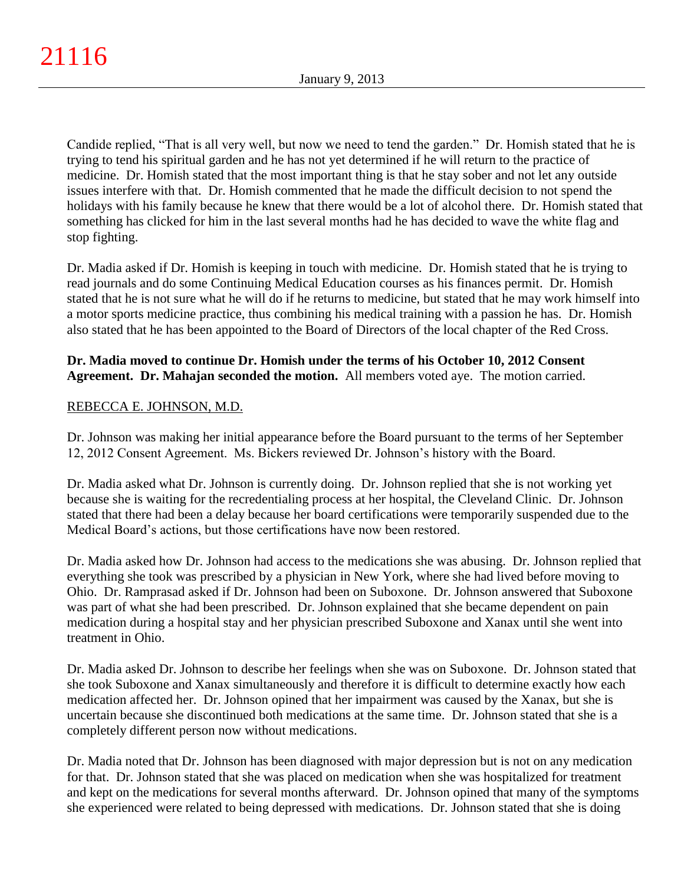Candide replied, "That is all very well, but now we need to tend the garden." Dr. Homish stated that he is trying to tend his spiritual garden and he has not yet determined if he will return to the practice of medicine. Dr. Homish stated that the most important thing is that he stay sober and not let any outside issues interfere with that. Dr. Homish commented that he made the difficult decision to not spend the holidays with his family because he knew that there would be a lot of alcohol there. Dr. Homish stated that something has clicked for him in the last several months had he has decided to wave the white flag and stop fighting.

Dr. Madia asked if Dr. Homish is keeping in touch with medicine. Dr. Homish stated that he is trying to read journals and do some Continuing Medical Education courses as his finances permit. Dr. Homish stated that he is not sure what he will do if he returns to medicine, but stated that he may work himself into a motor sports medicine practice, thus combining his medical training with a passion he has. Dr. Homish also stated that he has been appointed to the Board of Directors of the local chapter of the Red Cross.

**Dr. Madia moved to continue Dr. Homish under the terms of his October 10, 2012 Consent Agreement. Dr. Mahajan seconded the motion.** All members voted aye. The motion carried.

REBECCA E. JOHNSON, M.D.

Dr. Johnson was making her initial appearance before the Board pursuant to the terms of her September 12, 2012 Consent Agreement. Ms. Bickers reviewed Dr. Johnson's history with the Board.

Dr. Madia asked what Dr. Johnson is currently doing. Dr. Johnson replied that she is not working yet because she is waiting for the recredentialing process at her hospital, the Cleveland Clinic. Dr. Johnson stated that there had been a delay because her board certifications were temporarily suspended due to the Medical Board's actions, but those certifications have now been restored.

Dr. Madia asked how Dr. Johnson had access to the medications she was abusing. Dr. Johnson replied that everything she took was prescribed by a physician in New York, where she had lived before moving to Ohio. Dr. Ramprasad asked if Dr. Johnson had been on Suboxone. Dr. Johnson answered that Suboxone was part of what she had been prescribed. Dr. Johnson explained that she became dependent on pain medication during a hospital stay and her physician prescribed Suboxone and Xanax until she went into treatment in Ohio.

Dr. Madia asked Dr. Johnson to describe her feelings when she was on Suboxone. Dr. Johnson stated that she took Suboxone and Xanax simultaneously and therefore it is difficult to determine exactly how each medication affected her. Dr. Johnson opined that her impairment was caused by the Xanax, but she is uncertain because she discontinued both medications at the same time. Dr. Johnson stated that she is a completely different person now without medications.

Dr. Madia noted that Dr. Johnson has been diagnosed with major depression but is not on any medication for that. Dr. Johnson stated that she was placed on medication when she was hospitalized for treatment and kept on the medications for several months afterward. Dr. Johnson opined that many of the symptoms she experienced were related to being depressed with medications. Dr. Johnson stated that she is doing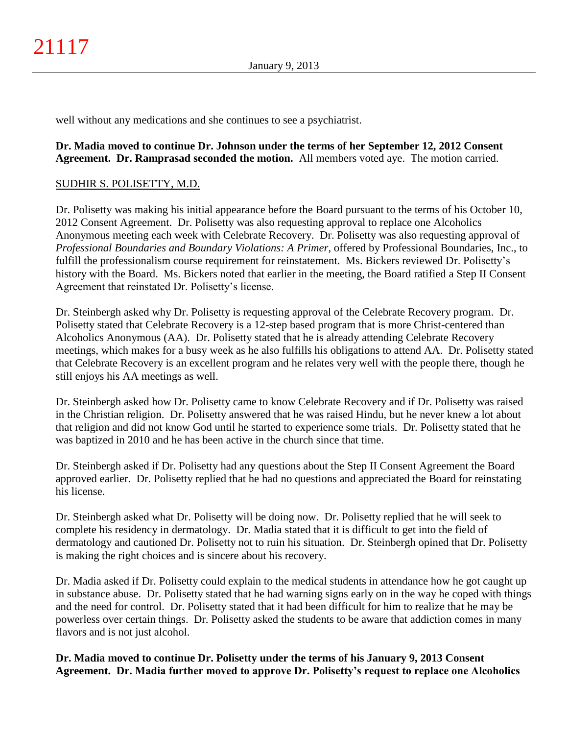well without any medications and she continues to see a psychiatrist.

**Dr. Madia moved to continue Dr. Johnson under the terms of her September 12, 2012 Consent Agreement. Dr. Ramprasad seconded the motion.** All members voted aye. The motion carried.

SUDHIR S. POLISETTY, M.D.

Dr. Polisetty was making his initial appearance before the Board pursuant to the terms of his October 10, 2012 Consent Agreement. Dr. Polisetty was also requesting approval to replace one Alcoholics Anonymous meeting each week with Celebrate Recovery. Dr. Polisetty was also requesting approval of *Professional Boundaries and Boundary Violations: A Primer*, offered by Professional Boundaries, Inc., to fulfill the professionalism course requirement for reinstatement. Ms. Bickers reviewed Dr. Polisetty's history with the Board. Ms. Bickers noted that earlier in the meeting, the Board ratified a Step II Consent Agreement that reinstated Dr. Polisetty's license.

Dr. Steinbergh asked why Dr. Polisetty is requesting approval of the Celebrate Recovery program. Dr. Polisetty stated that Celebrate Recovery is a 12-step based program that is more Christ-centered than Alcoholics Anonymous (AA). Dr. Polisetty stated that he is already attending Celebrate Recovery meetings, which makes for a busy week as he also fulfills his obligations to attend AA. Dr. Polisetty stated that Celebrate Recovery is an excellent program and he relates very well with the people there, though he still enjoys his AA meetings as well.

Dr. Steinbergh asked how Dr. Polisetty came to know Celebrate Recovery and if Dr. Polisetty was raised in the Christian religion. Dr. Polisetty answered that he was raised Hindu, but he never knew a lot about that religion and did not know God until he started to experience some trials. Dr. Polisetty stated that he was baptized in 2010 and he has been active in the church since that time.

Dr. Steinbergh asked if Dr. Polisetty had any questions about the Step II Consent Agreement the Board approved earlier. Dr. Polisetty replied that he had no questions and appreciated the Board for reinstating his license.

Dr. Steinbergh asked what Dr. Polisetty will be doing now. Dr. Polisetty replied that he will seek to complete his residency in dermatology. Dr. Madia stated that it is difficult to get into the field of dermatology and cautioned Dr. Polisetty not to ruin his situation. Dr. Steinbergh opined that Dr. Polisetty is making the right choices and is sincere about his recovery.

Dr. Madia asked if Dr. Polisetty could explain to the medical students in attendance how he got caught up in substance abuse. Dr. Polisetty stated that he had warning signs early on in the way he coped with things and the need for control. Dr. Polisetty stated that it had been difficult for him to realize that he may be powerless over certain things. Dr. Polisetty asked the students to be aware that addiction comes in many flavors and is not just alcohol.

**Dr. Madia moved to continue Dr. Polisetty under the terms of his January 9, 2013 Consent Agreement. Dr. Madia further moved to approve Dr. Polisetty's request to replace one Alcoholics**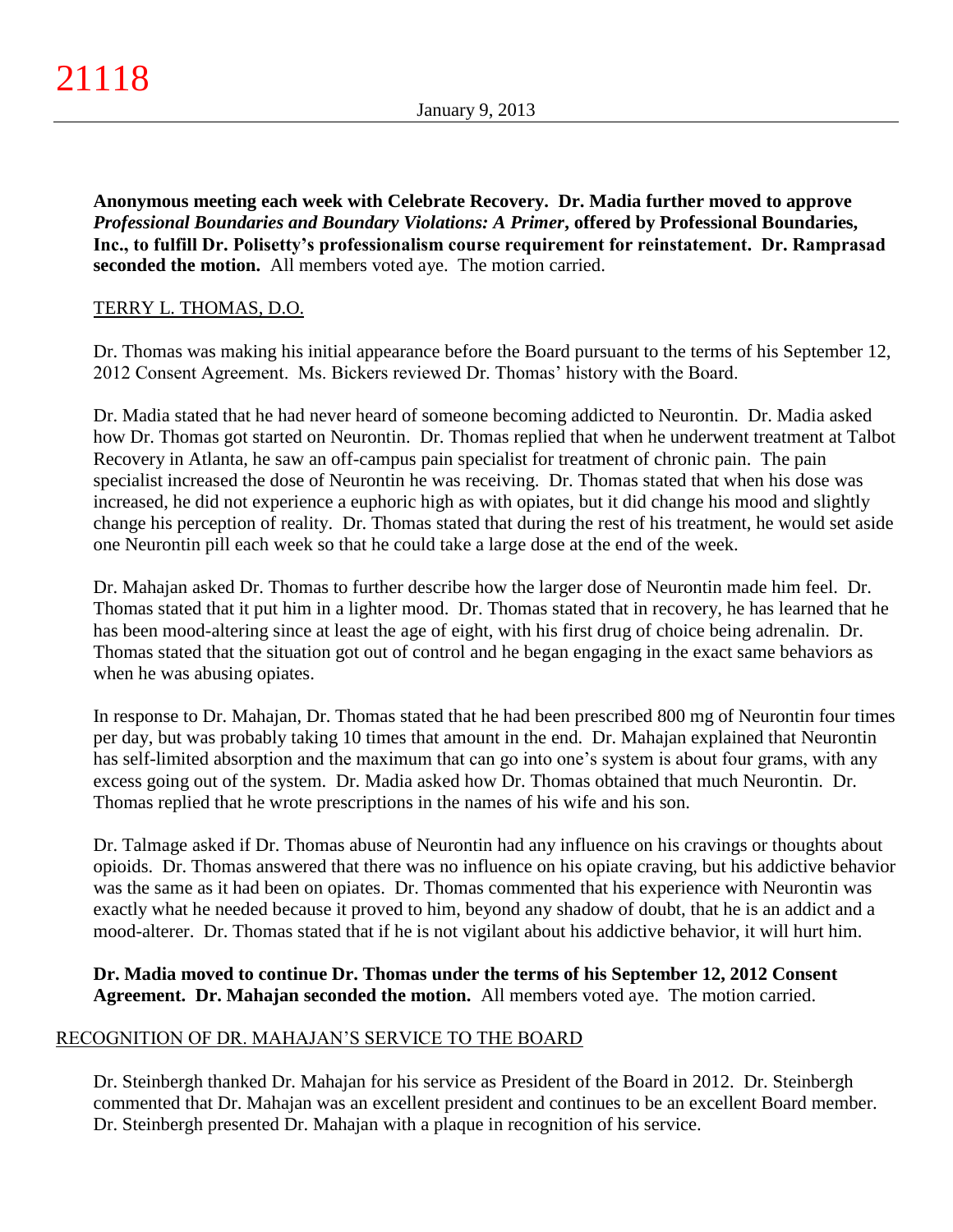**Anonymous meeting each week with Celebrate Recovery. Dr. Madia further moved to approve *Professional Boundaries and Boundary Violations: A Primer*, offered by Professional Boundaries, Inc., to fulfill Dr. Polisetty's professionalism course requirement for reinstatement. Dr. Ramprasad seconded the motion.** All members voted aye. The motion carried.

TERRY L. THOMAS, D.O.

Dr. Thomas was making his initial appearance before the Board pursuant to the terms of his September 12, 2012 Consent Agreement. Ms. Bickers reviewed Dr. Thomas' history with the Board.

Dr. Madia stated that he had never heard of someone becoming addicted to Neurontin. Dr. Madia asked how Dr. Thomas got started on Neurontin. Dr. Thomas replied that when he underwent treatment at Talbot Recovery in Atlanta, he saw an off-campus pain specialist for treatment of chronic pain. The pain specialist increased the dose of Neurontin he was receiving. Dr. Thomas stated that when his dose was increased, he did not experience a euphoric high as with opiates, but it did change his mood and slightly change his perception of reality. Dr. Thomas stated that during the rest of his treatment, he would set aside one Neurontin pill each week so that he could take a large dose at the end of the week.

Dr. Mahajan asked Dr. Thomas to further describe how the larger dose of Neurontin made him feel. Dr. Thomas stated that it put him in a lighter mood. Dr. Thomas stated that in recovery, he has learned that he has been mood-altering since at least the age of eight, with his first drug of choice being adrenalin. Dr. Thomas stated that the situation got out of control and he began engaging in the exact same behaviors as when he was abusing opiates.

In response to Dr. Mahajan, Dr. Thomas stated that he had been prescribed 800 mg of Neurontin four times per day, but was probably taking 10 times that amount in the end. Dr. Mahajan explained that Neurontin has self-limited absorption and the maximum that can go into one's system is about four grams, with any excess going out of the system. Dr. Madia asked how Dr. Thomas obtained that much Neurontin. Dr. Thomas replied that he wrote prescriptions in the names of his wife and his son.

Dr. Talmage asked if Dr. Thomas abuse of Neurontin had any influence on his cravings or thoughts about opioids. Dr. Thomas answered that there was no influence on his opiate craving, but his addictive behavior was the same as it had been on opiates. Dr. Thomas commented that his experience with Neurontin was exactly what he needed because it proved to him, beyond any shadow of doubt, that he is an addict and a mood-alterer. Dr. Thomas stated that if he is not vigilant about his addictive behavior, it will hurt him.

**Dr. Madia moved to continue Dr. Thomas under the terms of his September 12, 2012 Consent Agreement. Dr. Mahajan seconded the motion.** All members voted aye. The motion carried.

RECOGNITION OF DR. MAHAJAN'S SERVICE TO THE BOARD

Dr. Steinbergh thanked Dr. Mahajan for his service as President of the Board in 2012. Dr. Steinbergh commented that Dr. Mahajan was an excellent president and continues to be an excellent Board member. Dr. Steinbergh presented Dr. Mahajan with a plaque in recognition of his service.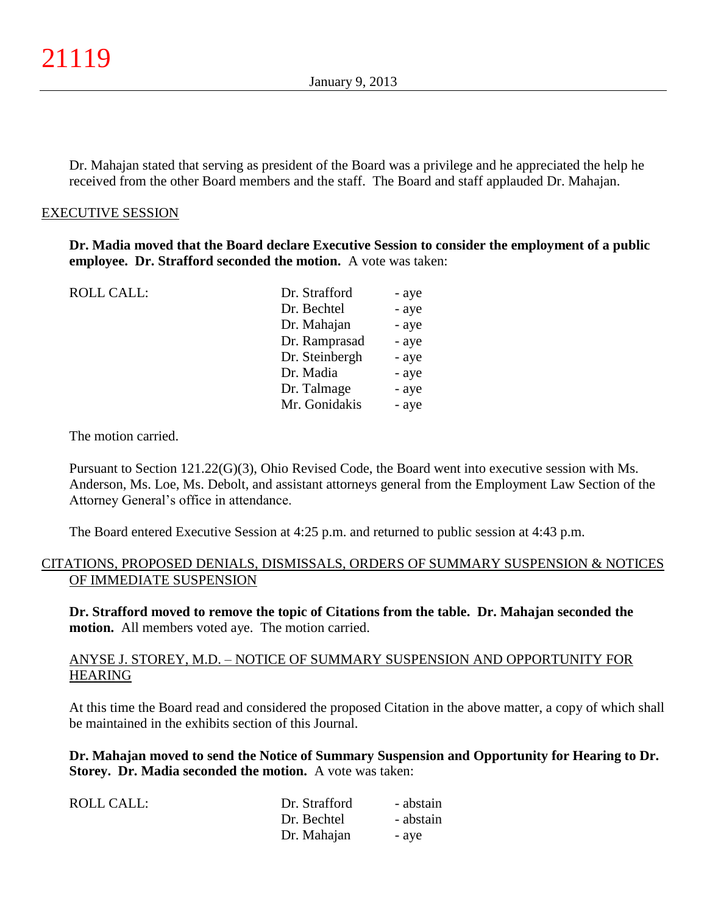Dr. Mahajan stated that serving as president of the Board was a privilege and he appreciated the help he received from the other Board members and the staff. The Board and staff applauded Dr. Mahajan.

## EXECUTIVE SESSION

**Dr. Madia moved that the Board declare Executive Session to consider the employment of a public employee. Dr. Strafford seconded the motion.** A vote was taken:

| ROLL CALL: | | |
|---|---|---|
| | Dr. Strafford | - aye |
| | Dr. Bechtel | - aye |
| | Dr. Mahajan | - aye |
| | Dr. Ramprasad | - aye |
| | Dr. Steinbergh | - aye |
| | Dr. Madia | - aye |
| | Dr. Talmage | - aye |
| | Mr. Gonidakis | - aye |

The motion carried.

Pursuant to Section 121.22(G)(3), Ohio Revised Code, the Board went into executive session with Ms. Anderson, Ms. Loe, Ms. Debolt, and assistant attorneys general from the Employment Law Section of the Attorney General's office in attendance.

The Board entered Executive Session at 4:25 p.m. and returned to public session at 4:43 p.m.

## CITATIONS, PROPOSED DENIALS, DISMISSALS, ORDERS OF SUMMARY SUSPENSION & NOTICES OF IMMEDIATE SUSPENSION

**Dr. Strafford moved to remove the topic of Citations from the table. Dr. Mahajan seconded the motion.** All members voted aye. The motion carried.

### ANYSE J. STOREY, M.D. – NOTICE OF SUMMARY SUSPENSION AND OPPORTUNITY FOR HEARING

At this time the Board read and considered the proposed Citation in the above matter, a copy of which shall be maintained in the exhibits section of this Journal.

**Dr. Mahajan moved to send the Notice of Summary Suspension and Opportunity for Hearing to Dr. Storey. Dr. Madia seconded the motion.** A vote was taken:

| ROLL CALL: | | |
|---|---|---|
| | Dr. Strafford | - abstain |
| | Dr. Bechtel | - abstain |
| | Dr. Mahajan | - aye |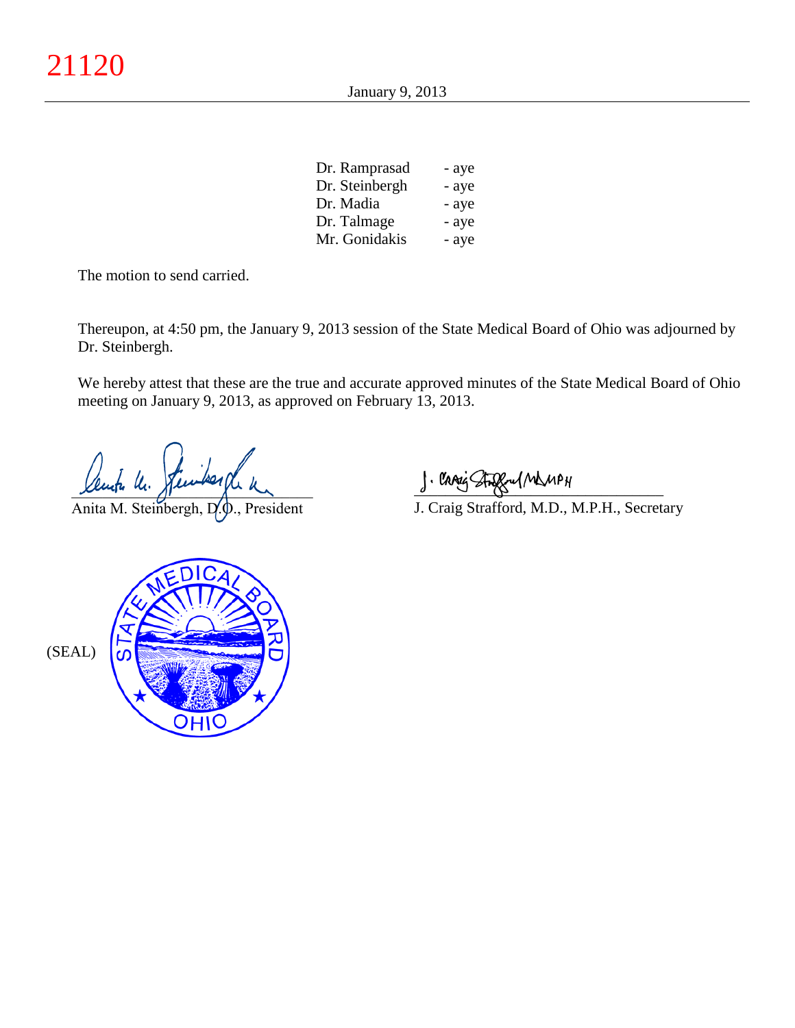| | |
|---|---|
| Dr. Ramprasad | - aye |
| Dr. Steinbergh | - aye |
| Dr. Madia | - aye |
| Dr. Talmage | - aye |
| Mr. Gonidakis | - aye |

The motion to send carried.

Thereupon, at 4:50 pm, the January 9, 2013 session of the State Medical Board of Ohio was adjourned by Dr. Steinbergh.

We hereby attest that these are the true and accurate approved minutes of the State Medical Board of Ohio meeting on January 9, 2013, as approved on February 13, 2013.

Anita M. Steinbergh, D.O., President

J. Craig Strafford, M.D., M.P.H., Secretary

(SEAL)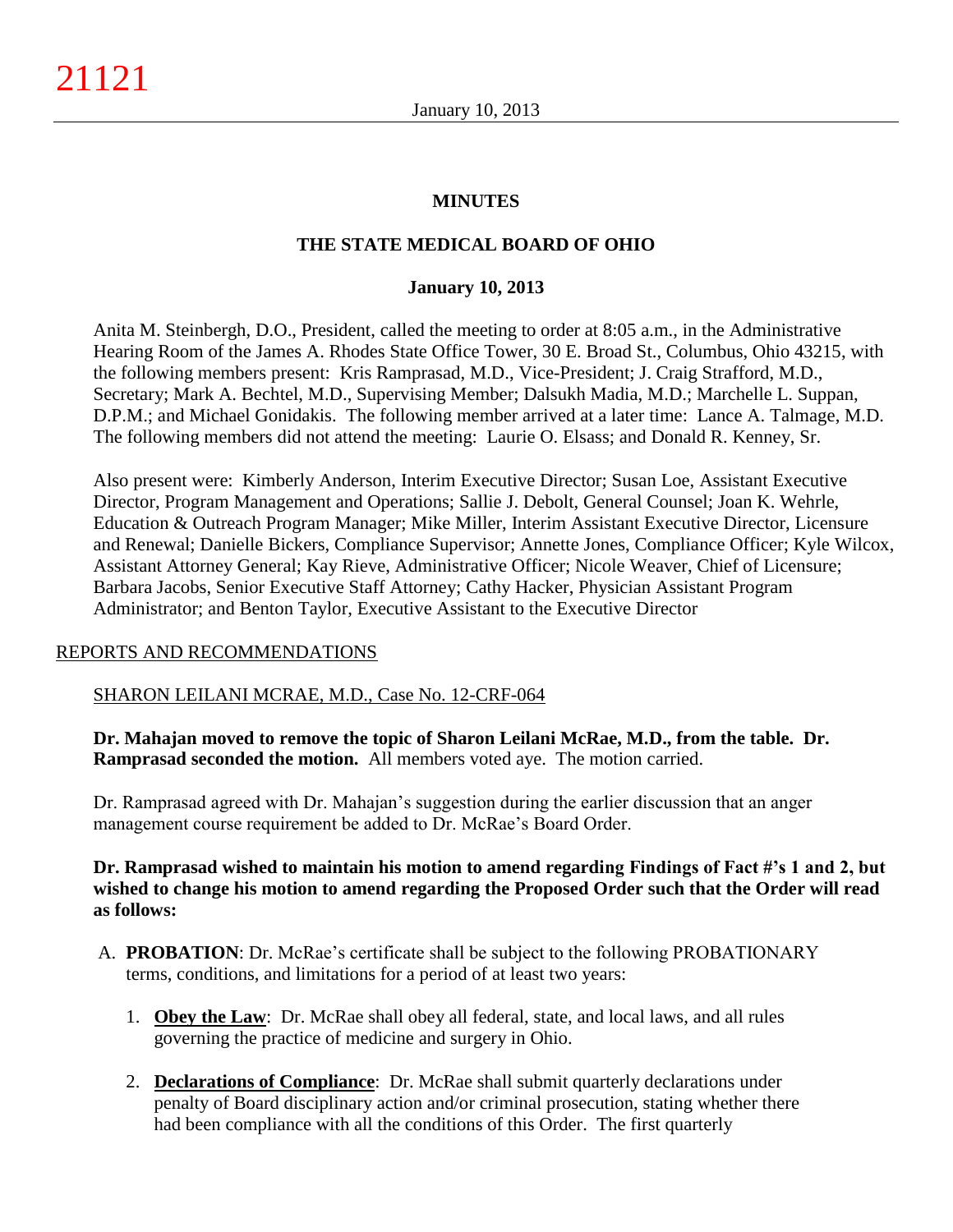# MINUTES

## THE STATE MEDICAL BOARD OF OHIO

### January 10, 2013

Anita M. Steinbergh, D.O., President, called the meeting to order at 8:05 a.m., in the Administrative Hearing Room of the James A. Rhodes State Office Tower, 30 E. Broad St., Columbus, Ohio 43215, with the following members present: Kris Ramprasad, M.D., Vice-President; J. Craig Strafford, M.D., Secretary; Mark A. Bechtel, M.D., Supervising Member; Dalsukh Madia, M.D.; Marchelle L. Suppan, D.P.M.; and Michael Gonidakis. The following member arrived at a later time: Lance A. Talmage, M.D. The following members did not attend the meeting: Laurie O. Elsass; and Donald R. Kenney, Sr.

Also present were: Kimberly Anderson, Interim Executive Director; Susan Loe, Assistant Executive Director, Program Management and Operations; Sallie J. Debolt, General Counsel; Joan K. Wehrle, Education & Outreach Program Manager; Mike Miller, Interim Assistant Executive Director, Licensure and Renewal; Danielle Bickers, Compliance Supervisor; Annette Jones, Compliance Officer; Kyle Wilcox, Assistant Attorney General; Kay Rieve, Administrative Officer; Nicole Weaver, Chief of Licensure; Barbara Jacobs, Senior Executive Staff Attorney; Cathy Hacker, Physician Assistant Program Administrator; and Benton Taylor, Executive Assistant to the Executive Director

REPORTS AND RECOMMENDATIONS

SHARON LEILANI MCRAE, M.D., Case No. 12-CRF-064

**Dr. Mahajan moved to remove the topic of Sharon Leilani McRae, M.D., from the table. Dr. Ramprasad seconded the motion.** All members voted aye. The motion carried.

Dr. Ramprasad agreed with Dr. Mahajan's suggestion during the earlier discussion that an anger management course requirement be added to Dr. McRae's Board Order.

**Dr. Ramprasad wished to maintain his motion to amend regarding Findings of Fact #'s 1 and 2, but wished to change his motion to amend regarding the Proposed Order such that the Order will read as follows:**

A. **PROBATION**: Dr. McRae's certificate shall be subject to the following PROBATIONARY terms, conditions, and limitations for a period of at least two years:

   1. **Obey the Law**: Dr. McRae shall obey all federal, state, and local laws, and all rules governing the practice of medicine and surgery in Ohio.

   2. **Declarations of Compliance**: Dr. McRae shall submit quarterly declarations under penalty of Board disciplinary action and/or criminal prosecution, stating whether there had been compliance with all the conditions of this Order. The first quarterly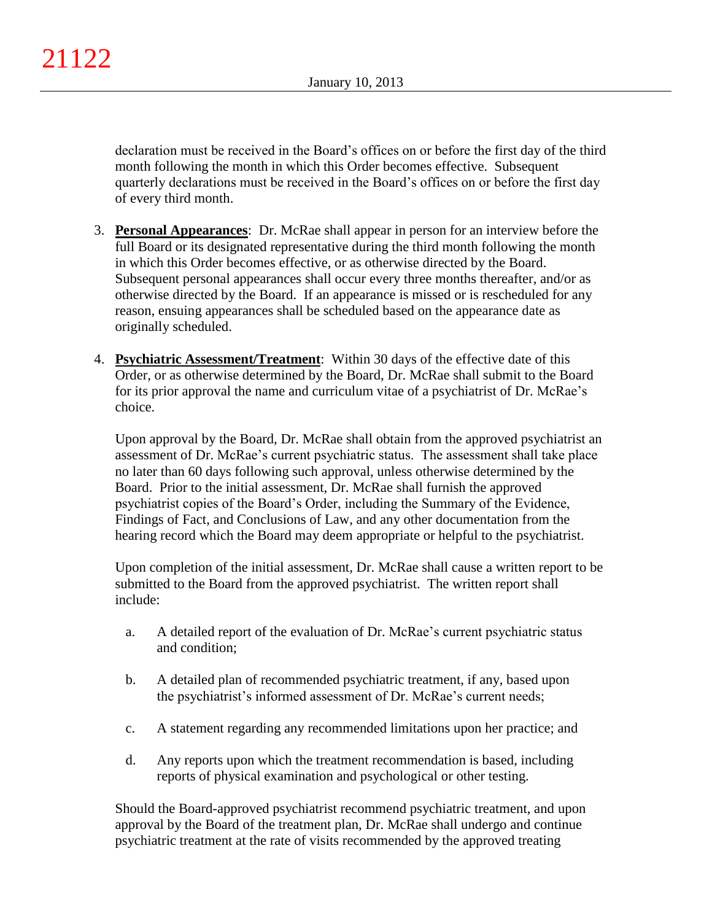declaration must be received in the Board's offices on or before the first day of the third month following the month in which this Order becomes effective. Subsequent quarterly declarations must be received in the Board's offices on or before the first day of every third month.

3. **Personal Appearances**: Dr. McRae shall appear in person for an interview before the full Board or its designated representative during the third month following the month in which this Order becomes effective, or as otherwise directed by the Board. Subsequent personal appearances shall occur every three months thereafter, and/or as otherwise directed by the Board. If an appearance is missed or is rescheduled for any reason, ensuing appearances shall be scheduled based on the appearance date as originally scheduled.

4. **Psychiatric Assessment/Treatment**: Within 30 days of the effective date of this Order, or as otherwise determined by the Board, Dr. McRae shall submit to the Board for its prior approval the name and curriculum vitae of a psychiatrist of Dr. McRae's choice.

   Upon approval by the Board, Dr. McRae shall obtain from the approved psychiatrist an assessment of Dr. McRae's current psychiatric status. The assessment shall take place no later than 60 days following such approval, unless otherwise determined by the Board. Prior to the initial assessment, Dr. McRae shall furnish the approved psychiatrist copies of the Board's Order, including the Summary of the Evidence, Findings of Fact, and Conclusions of Law, and any other documentation from the hearing record which the Board may deem appropriate or helpful to the psychiatrist.

   Upon completion of the initial assessment, Dr. McRae shall cause a written report to be submitted to the Board from the approved psychiatrist. The written report shall include:

   a. A detailed report of the evaluation of Dr. McRae's current psychiatric status and condition;

   b. A detailed plan of recommended psychiatric treatment, if any, based upon the psychiatrist's informed assessment of Dr. McRae's current needs;

   c. A statement regarding any recommended limitations upon her practice; and

   d. Any reports upon which the treatment recommendation is based, including reports of physical examination and psychological or other testing.

   Should the Board-approved psychiatrist recommend psychiatric treatment, and upon approval by the Board of the treatment plan, Dr. McRae shall undergo and continue psychiatric treatment at the rate of visits recommended by the approved treating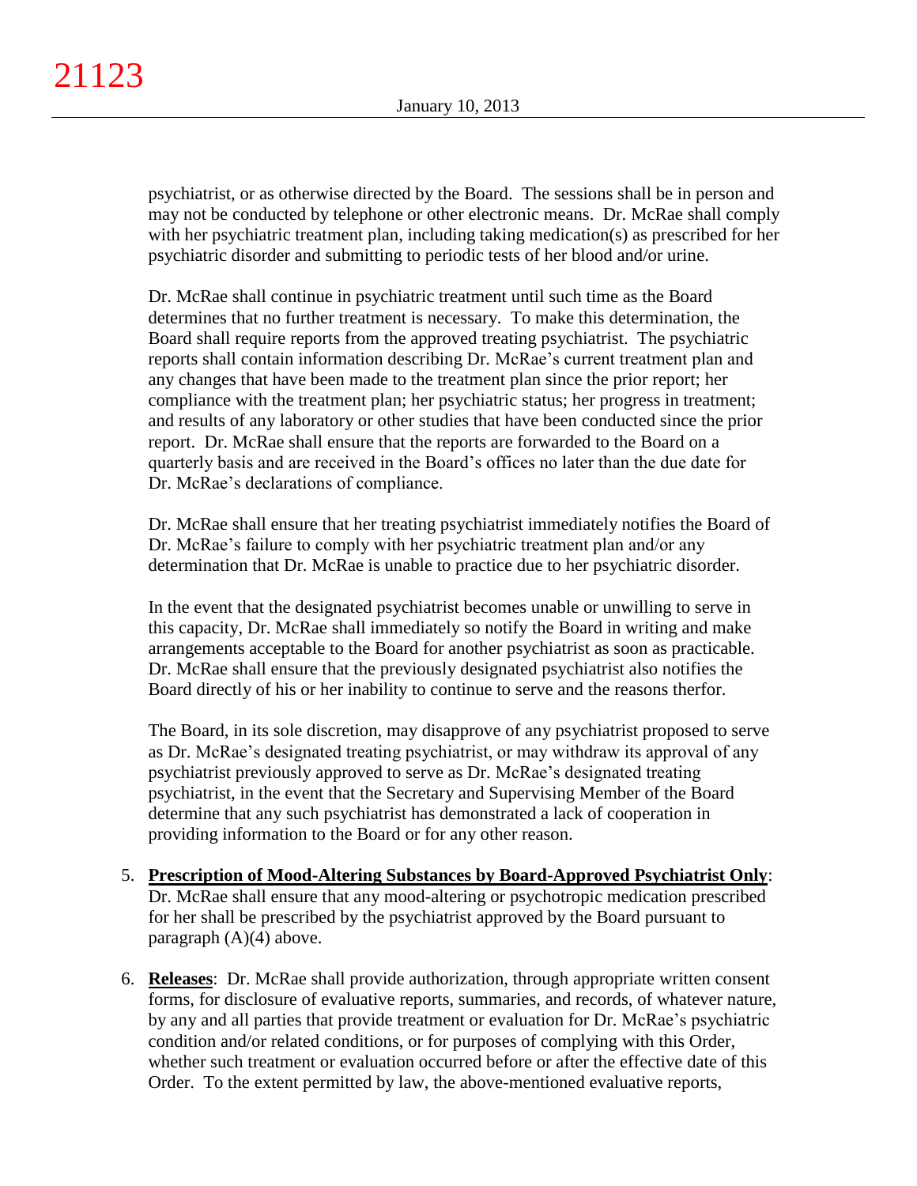psychiatrist, or as otherwise directed by the Board. The sessions shall be in person and may not be conducted by telephone or other electronic means. Dr. McRae shall comply with her psychiatric treatment plan, including taking medication(s) as prescribed for her psychiatric disorder and submitting to periodic tests of her blood and/or urine.

Dr. McRae shall continue in psychiatric treatment until such time as the Board determines that no further treatment is necessary. To make this determination, the Board shall require reports from the approved treating psychiatrist. The psychiatric reports shall contain information describing Dr. McRae's current treatment plan and any changes that have been made to the treatment plan since the prior report; her compliance with the treatment plan; her psychiatric status; her progress in treatment; and results of any laboratory or other studies that have been conducted since the prior report. Dr. McRae shall ensure that the reports are forwarded to the Board on a quarterly basis and are received in the Board's offices no later than the due date for Dr. McRae's declarations of compliance.

Dr. McRae shall ensure that her treating psychiatrist immediately notifies the Board of Dr. McRae's failure to comply with her psychiatric treatment plan and/or any determination that Dr. McRae is unable to practice due to her psychiatric disorder.

In the event that the designated psychiatrist becomes unable or unwilling to serve in this capacity, Dr. McRae shall immediately so notify the Board in writing and make arrangements acceptable to the Board for another psychiatrist as soon as practicable. Dr. McRae shall ensure that the previously designated psychiatrist also notifies the Board directly of his or her inability to continue to serve and the reasons therfor.

The Board, in its sole discretion, may disapprove of any psychiatrist proposed to serve as Dr. McRae's designated treating psychiatrist, or may withdraw its approval of any psychiatrist previously approved to serve as Dr. McRae's designated treating psychiatrist, in the event that the Secretary and Supervising Member of the Board determine that any such psychiatrist has demonstrated a lack of cooperation in providing information to the Board or for any other reason.

5. **Prescription of Mood-Altering Substances by Board-Approved Psychiatrist Only**: Dr. McRae shall ensure that any mood-altering or psychotropic medication prescribed for her shall be prescribed by the psychiatrist approved by the Board pursuant to paragraph (A)(4) above.

6. **Releases**: Dr. McRae shall provide authorization, through appropriate written consent forms, for disclosure of evaluative reports, summaries, and records, of whatever nature, by any and all parties that provide treatment or evaluation for Dr. McRae's psychiatric condition and/or related conditions, or for purposes of complying with this Order, whether such treatment or evaluation occurred before or after the effective date of this Order. To the extent permitted by law, the above-mentioned evaluative reports,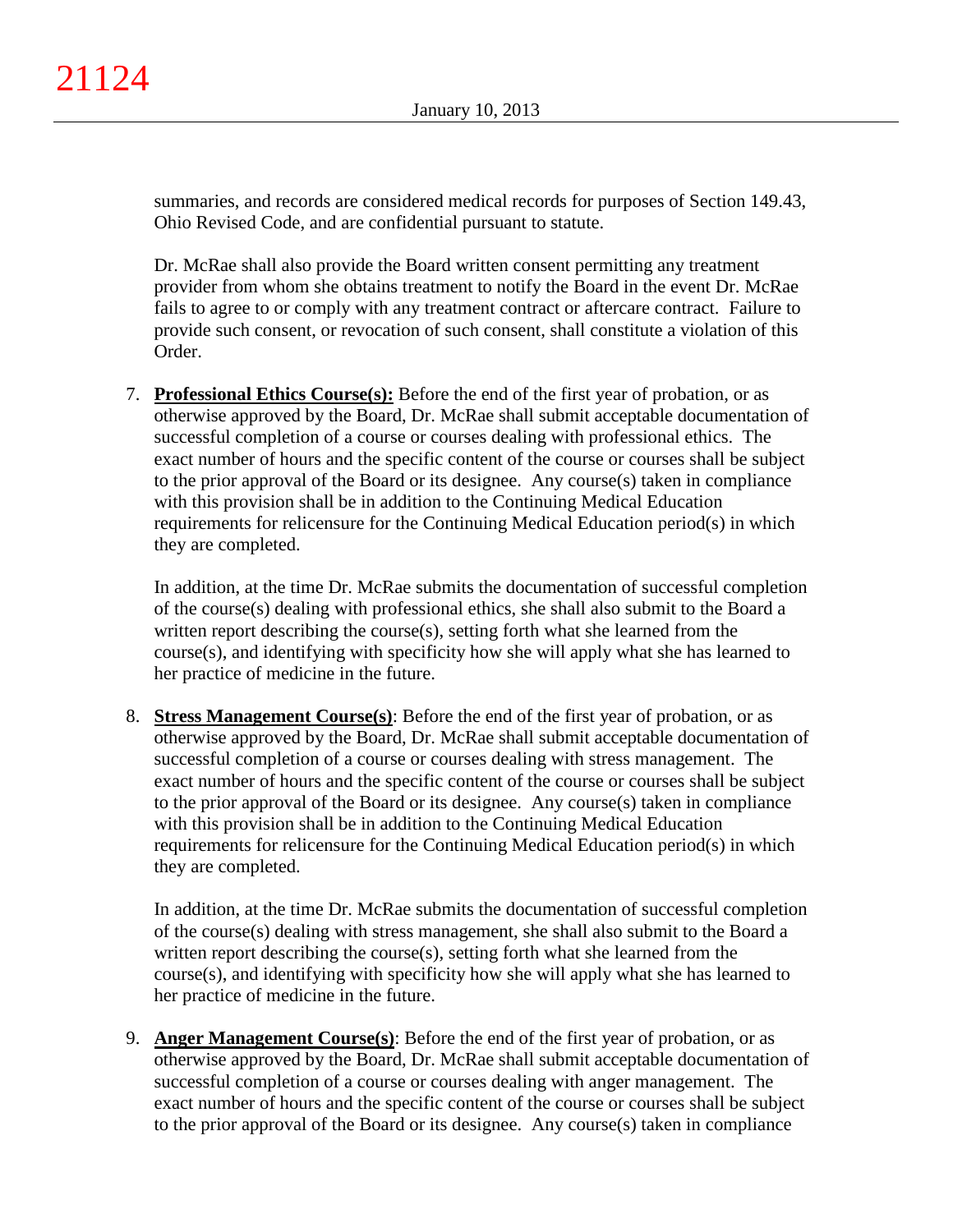summaries, and records are considered medical records for purposes of Section 149.43, Ohio Revised Code, and are confidential pursuant to statute.

Dr. McRae shall also provide the Board written consent permitting any treatment provider from whom she obtains treatment to notify the Board in the event Dr. McRae fails to agree to or comply with any treatment contract or aftercare contract. Failure to provide such consent, or revocation of such consent, shall constitute a violation of this Order.

7. **Professional Ethics Course(s):** Before the end of the first year of probation, or as otherwise approved by the Board, Dr. McRae shall submit acceptable documentation of successful completion of a course or courses dealing with professional ethics. The exact number of hours and the specific content of the course or courses shall be subject to the prior approval of the Board or its designee. Any course(s) taken in compliance with this provision shall be in addition to the Continuing Medical Education requirements for relicensure for the Continuing Medical Education period(s) in which they are completed.

   In addition, at the time Dr. McRae submits the documentation of successful completion of the course(s) dealing with professional ethics, she shall also submit to the Board a written report describing the course(s), setting forth what she learned from the course(s), and identifying with specificity how she will apply what she has learned to her practice of medicine in the future.

8. **Stress Management Course(s)**: Before the end of the first year of probation, or as otherwise approved by the Board, Dr. McRae shall submit acceptable documentation of successful completion of a course or courses dealing with stress management. The exact number of hours and the specific content of the course or courses shall be subject to the prior approval of the Board or its designee. Any course(s) taken in compliance with this provision shall be in addition to the Continuing Medical Education requirements for relicensure for the Continuing Medical Education period(s) in which they are completed.

   In addition, at the time Dr. McRae submits the documentation of successful completion of the course(s) dealing with stress management, she shall also submit to the Board a written report describing the course(s), setting forth what she learned from the course(s), and identifying with specificity how she will apply what she has learned to her practice of medicine in the future.

9. **Anger Management Course(s)**: Before the end of the first year of probation, or as otherwise approved by the Board, Dr. McRae shall submit acceptable documentation of successful completion of a course or courses dealing with anger management. The exact number of hours and the specific content of the course or courses shall be subject to the prior approval of the Board or its designee. Any course(s) taken in compliance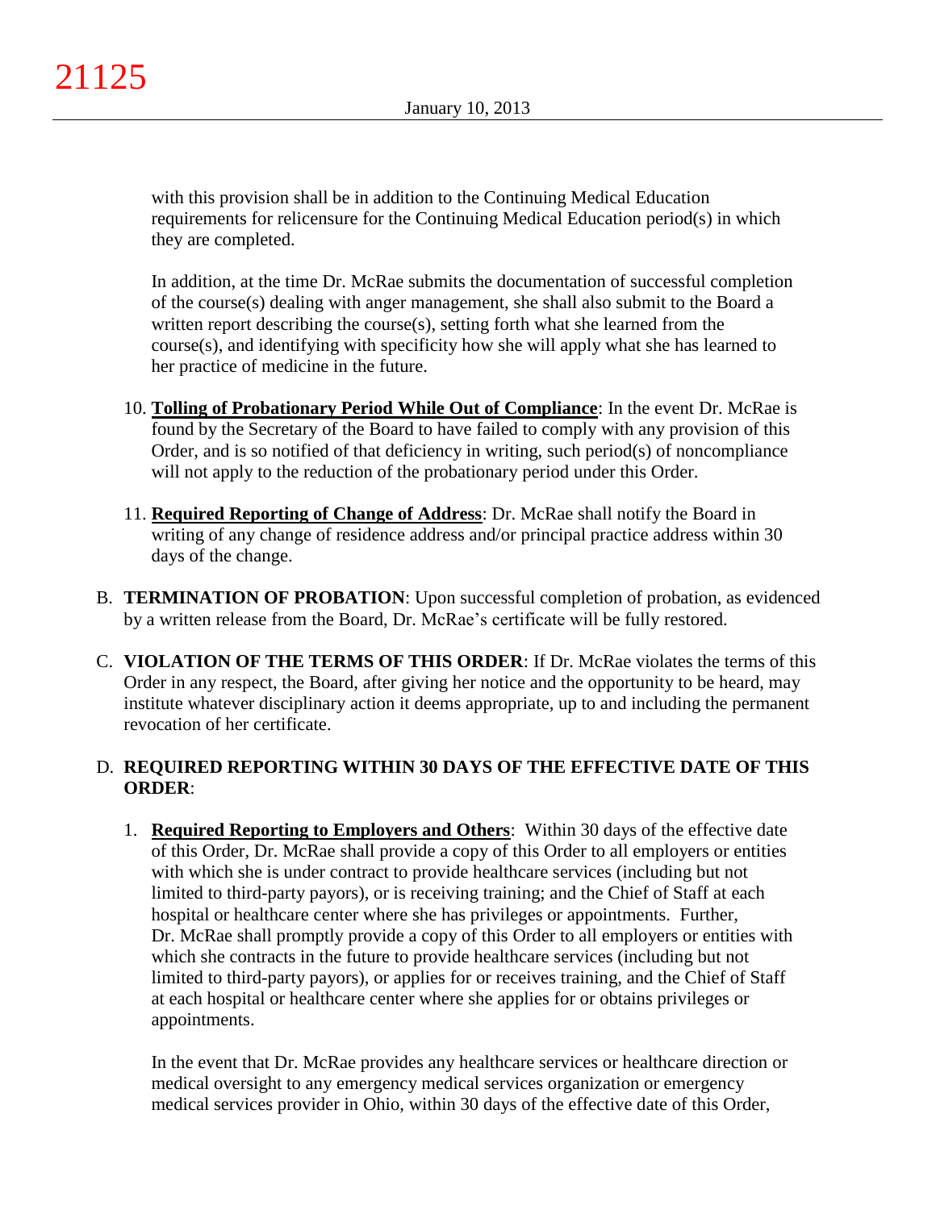with this provision shall be in addition to the Continuing Medical Education requirements for relicensure for the Continuing Medical Education period(s) in which they are completed.

In addition, at the time Dr. McRae submits the documentation of successful completion of the course(s) dealing with anger management, she shall also submit to the Board a written report describing the course(s), setting forth what she learned from the course(s), and identifying with specificity how she will apply what she has learned to her practice of medicine in the future.

10. **Tolling of Probationary Period While Out of Compliance**: In the event Dr. McRae is found by the Secretary of the Board to have failed to comply with any provision of this Order, and is so notified of that deficiency in writing, such period(s) of noncompliance will not apply to the reduction of the probationary period under this Order.

11. **Required Reporting of Change of Address**: Dr. McRae shall notify the Board in writing of any change of residence address and/or principal practice address within 30 days of the change.

B. **TERMINATION OF PROBATION**: Upon successful completion of probation, as evidenced by a written release from the Board, Dr. McRae's certificate will be fully restored.

C. **VIOLATION OF THE TERMS OF THIS ORDER**: If Dr. McRae violates the terms of this Order in any respect, the Board, after giving her notice and the opportunity to be heard, may institute whatever disciplinary action it deems appropriate, up to and including the permanent revocation of her certificate.

D. **REQUIRED REPORTING WITHIN 30 DAYS OF THE EFFECTIVE DATE OF THIS ORDER**:

1. **Required Reporting to Employers and Others**: Within 30 days of the effective date of this Order, Dr. McRae shall provide a copy of this Order to all employers or entities with which she is under contract to provide healthcare services (including but not limited to third-party payors), or is receiving training; and the Chief of Staff at each hospital or healthcare center where she has privileges or appointments. Further, Dr. McRae shall promptly provide a copy of this Order to all employers or entities with which she contracts in the future to provide healthcare services (including but not limited to third-party payors), or applies for or receives training, and the Chief of Staff at each hospital or healthcare center where she applies for or obtains privileges or appointments.

   In the event that Dr. McRae provides any healthcare services or healthcare direction or medical oversight to any emergency medical services organization or emergency medical services provider in Ohio, within 30 days of the effective date of this Order,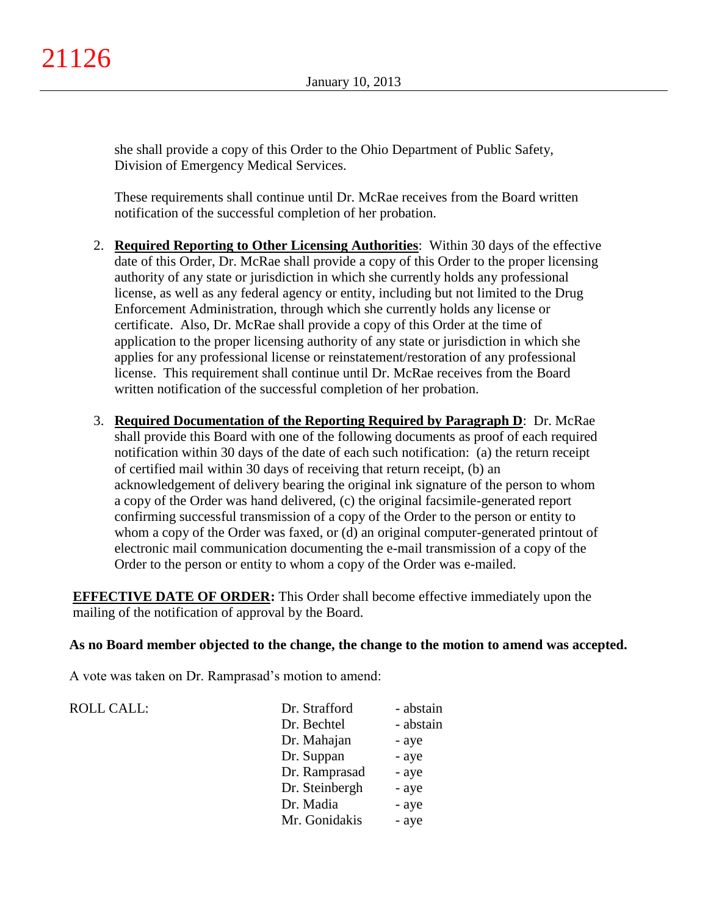she shall provide a copy of this Order to the Ohio Department of Public Safety, Division of Emergency Medical Services.

These requirements shall continue until Dr. McRae receives from the Board written notification of the successful completion of her probation.

2. **Required Reporting to Other Licensing Authorities**: Within 30 days of the effective date of this Order, Dr. McRae shall provide a copy of this Order to the proper licensing authority of any state or jurisdiction in which she currently holds any professional license, as well as any federal agency or entity, including but not limited to the Drug Enforcement Administration, through which she currently holds any license or certificate. Also, Dr. McRae shall provide a copy of this Order at the time of application to the proper licensing authority of any state or jurisdiction in which she applies for any professional license or reinstatement/restoration of any professional license. This requirement shall continue until Dr. McRae receives from the Board written notification of the successful completion of her probation.

3. **Required Documentation of the Reporting Required by Paragraph D**: Dr. McRae shall provide this Board with one of the following documents as proof of each required notification within 30 days of the date of each such notification: (a) the return receipt of certified mail within 30 days of receiving that return receipt, (b) an acknowledgement of delivery bearing the original ink signature of the person to whom a copy of the Order was hand delivered, (c) the original facsimile-generated report confirming successful transmission of a copy of the Order to the person or entity to whom a copy of the Order was faxed, or (d) an original computer-generated printout of electronic mail communication documenting the e-mail transmission of a copy of the Order to the person or entity to whom a copy of the Order was e-mailed.

**EFFECTIVE DATE OF ORDER:** This Order shall become effective immediately upon the mailing of the notification of approval by the Board.

**As no Board member objected to the change, the change to the motion to amend was accepted.**

A vote was taken on Dr. Ramprasad's motion to amend:

| ROLL CALL: | | |
|---|---|---|
| | Dr. Strafford | - abstain |
| | Dr. Bechtel | - abstain |
| | Dr. Mahajan | - aye |
| | Dr. Suppan | - aye |
| | Dr. Ramprasad | - aye |
| | Dr. Steinbergh | - aye |
| | Dr. Madia | - aye |
| | Mr. Gonidakis | - aye |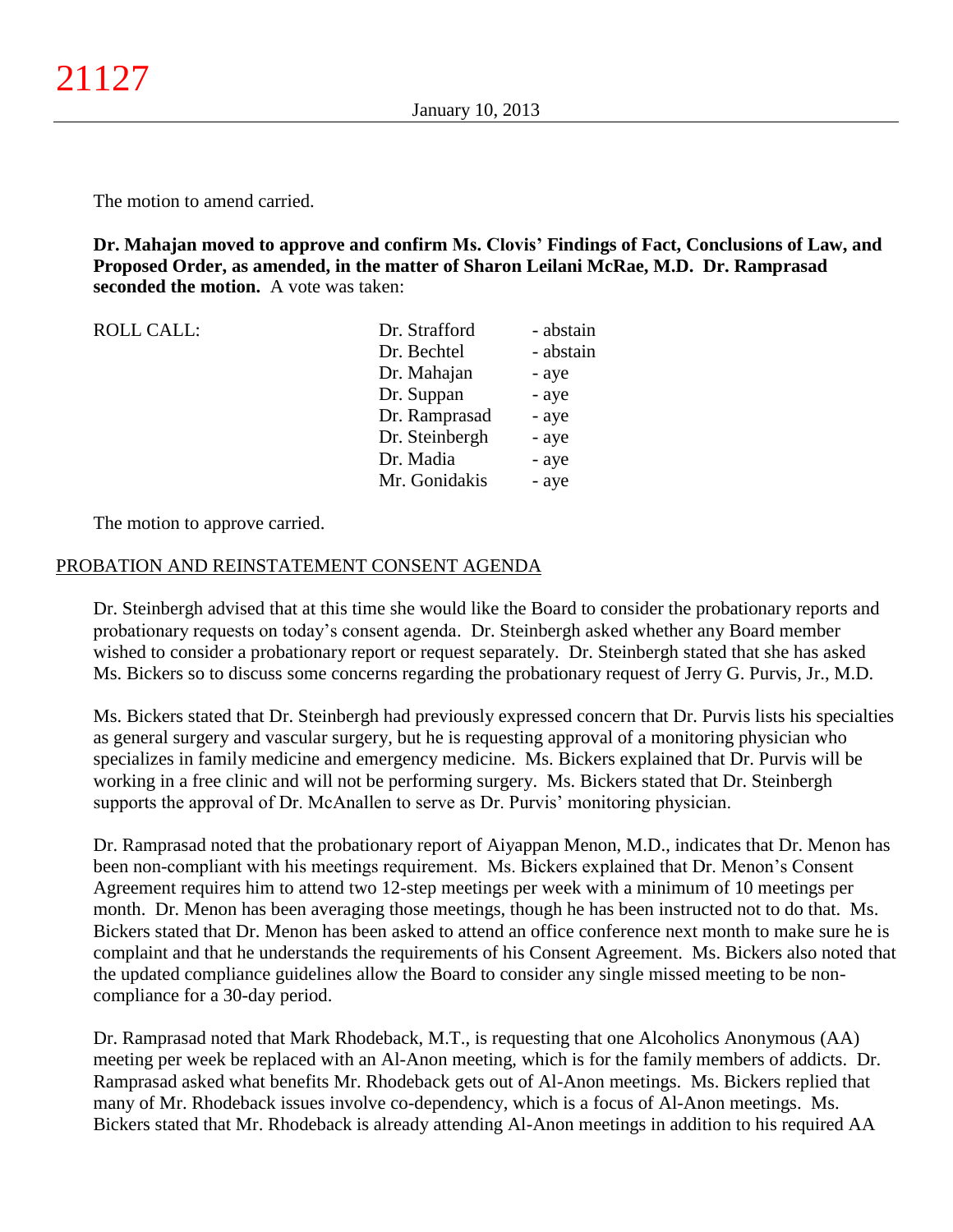The motion to amend carried.

**Dr. Mahajan moved to approve and confirm Ms. Clovis' Findings of Fact, Conclusions of Law, and Proposed Order, as amended, in the matter of Sharon Leilani McRae, M.D. Dr. Ramprasad seconded the motion.** A vote was taken:

| ROLL CALL: | Dr. Strafford | - abstain |
|---|---|---|
| | Dr. Bechtel | - abstain |
| | Dr. Mahajan | - aye |
| | Dr. Suppan | - aye |
| | Dr. Ramprasad | - aye |
| | Dr. Steinbergh | - aye |
| | Dr. Madia | - aye |
| | Mr. Gonidakis | - aye |

The motion to approve carried.

## PROBATION AND REINSTATEMENT CONSENT AGENDA

Dr. Steinbergh advised that at this time she would like the Board to consider the probationary reports and probationary requests on today's consent agenda. Dr. Steinbergh asked whether any Board member wished to consider a probationary report or request separately. Dr. Steinbergh stated that she has asked Ms. Bickers so to discuss some concerns regarding the probationary request of Jerry G. Purvis, Jr., M.D.

Ms. Bickers stated that Dr. Steinbergh had previously expressed concern that Dr. Purvis lists his specialties as general surgery and vascular surgery, but he is requesting approval of a monitoring physician who specializes in family medicine and emergency medicine. Ms. Bickers explained that Dr. Purvis will be working in a free clinic and will not be performing surgery. Ms. Bickers stated that Dr. Steinbergh supports the approval of Dr. McAnallen to serve as Dr. Purvis' monitoring physician.

Dr. Ramprasad noted that the probationary report of Aiyappan Menon, M.D., indicates that Dr. Menon has been non-compliant with his meetings requirement. Ms. Bickers explained that Dr. Menon's Consent Agreement requires him to attend two 12-step meetings per week with a minimum of 10 meetings per month. Dr. Menon has been averaging those meetings, though he has been instructed not to do that. Ms. Bickers stated that Dr. Menon has been asked to attend an office conference next month to make sure he is complaint and that he understands the requirements of his Consent Agreement. Ms. Bickers also noted that the updated compliance guidelines allow the Board to consider any single missed meeting to be non-compliance for a 30-day period.

Dr. Ramprasad noted that Mark Rhodeback, M.T., is requesting that one Alcoholics Anonymous (AA) meeting per week be replaced with an Al-Anon meeting, which is for the family members of addicts. Dr. Ramprasad asked what benefits Mr. Rhodeback gets out of Al-Anon meetings. Ms. Bickers replied that many of Mr. Rhodeback issues involve co-dependency, which is a focus of Al-Anon meetings. Ms. Bickers stated that Mr. Rhodeback is already attending Al-Anon meetings in addition to his required AA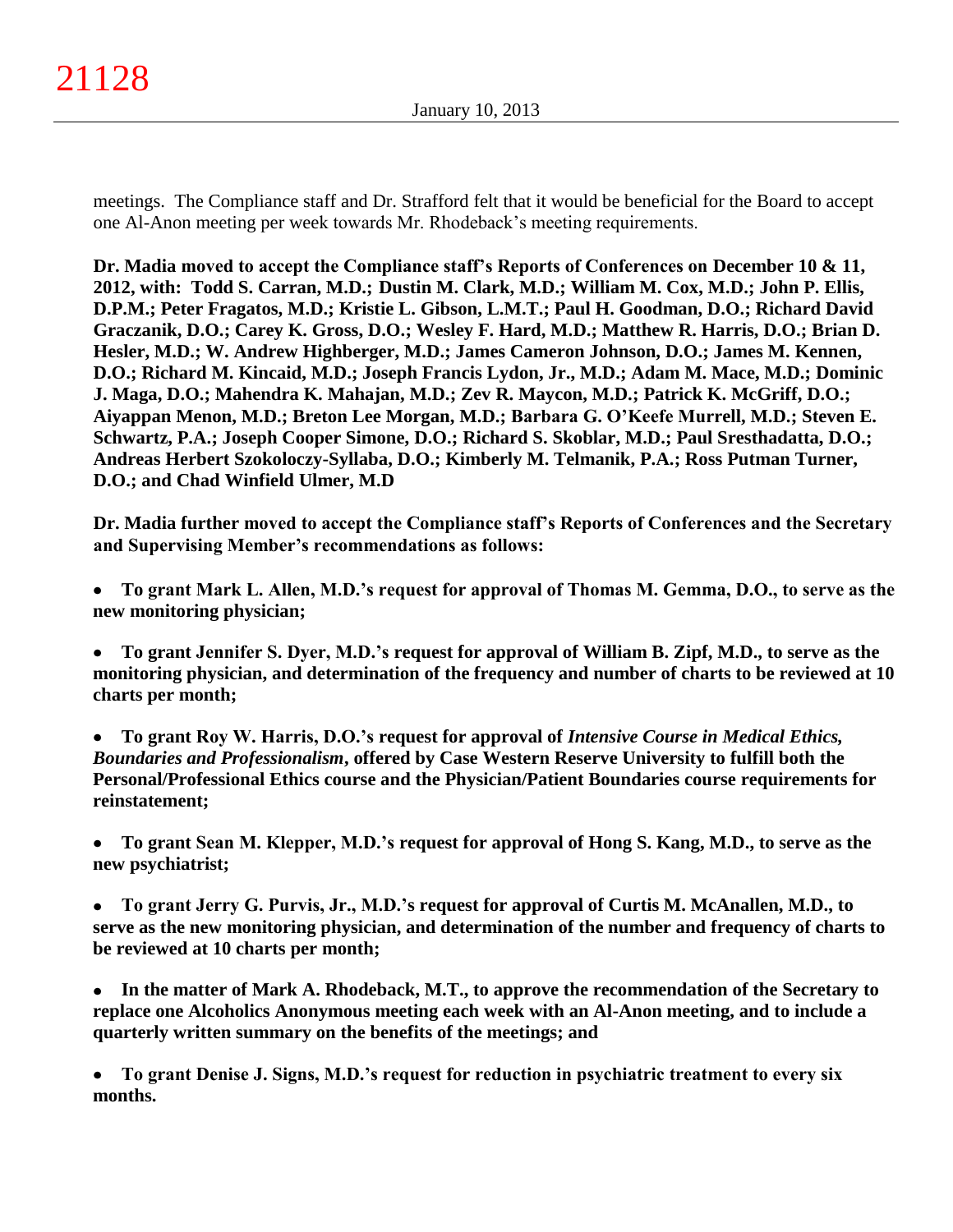meetings. The Compliance staff and Dr. Strafford felt that it would be beneficial for the Board to accept one Al-Anon meeting per week towards Mr. Rhodeback's meeting requirements.

**Dr. Madia moved to accept the Compliance staff's Reports of Conferences on December 10 & 11, 2012, with: Todd S. Carran, M.D.; Dustin M. Clark, M.D.; William M. Cox, M.D.; John P. Ellis, D.P.M.; Peter Fragatos, M.D.; Kristie L. Gibson, L.M.T.; Paul H. Goodman, D.O.; Richard David Graczanik, D.O.; Carey K. Gross, D.O.; Wesley F. Hard, M.D.; Matthew R. Harris, D.O.; Brian D. Hesler, M.D.; W. Andrew Highberger, M.D.; James Cameron Johnson, D.O.; James M. Kennen, D.O.; Richard M. Kincaid, M.D.; Joseph Francis Lydon, Jr., M.D.; Adam M. Mace, M.D.; Dominic J. Maga, D.O.; Mahendra K. Mahajan, M.D.; Zev R. Maycon, M.D.; Patrick K. McGriff, D.O.; Aiyappan Menon, M.D.; Breton Lee Morgan, M.D.; Barbara G. O'Keefe Murrell, M.D.; Steven E. Schwartz, P.A.; Joseph Cooper Simone, D.O.; Richard S. Skoblar, M.D.; Paul Sresthadatta, D.O.; Andreas Herbert Szokoloczy-Syllaba, D.O.; Kimberly M. Telmanik, P.A.; Ross Putman Turner, D.O.; and Chad Winfield Ulmer, M.D**

**Dr. Madia further moved to accept the Compliance staff's Reports of Conferences and the Secretary and Supervising Member's recommendations as follows:**

- **To grant Mark L. Allen, M.D.'s request for approval of Thomas M. Gemma, D.O., to serve as the new monitoring physician;**
- **To grant Jennifer S. Dyer, M.D.'s request for approval of William B. Zipf, M.D., to serve as the monitoring physician, and determination of the frequency and number of charts to be reviewed at 10 charts per month;**
- **To grant Roy W. Harris, D.O.'s request for approval of *Intensive Course in Medical Ethics, Boundaries and Professionalism*, offered by Case Western Reserve University to fulfill both the Personal/Professional Ethics course and the Physician/Patient Boundaries course requirements for reinstatement;**
- **To grant Sean M. Klepper, M.D.'s request for approval of Hong S. Kang, M.D., to serve as the new psychiatrist;**
- **To grant Jerry G. Purvis, Jr., M.D.'s request for approval of Curtis M. McAnallen, M.D., to serve as the new monitoring physician, and determination of the number and frequency of charts to be reviewed at 10 charts per month;**
- **In the matter of Mark A. Rhodeback, M.T., to approve the recommendation of the Secretary to replace one Alcoholics Anonymous meeting each week with an Al-Anon meeting, and to include a quarterly written summary on the benefits of the meetings; and**
- **To grant Denise J. Signs, M.D.'s request for reduction in psychiatric treatment to every six months.**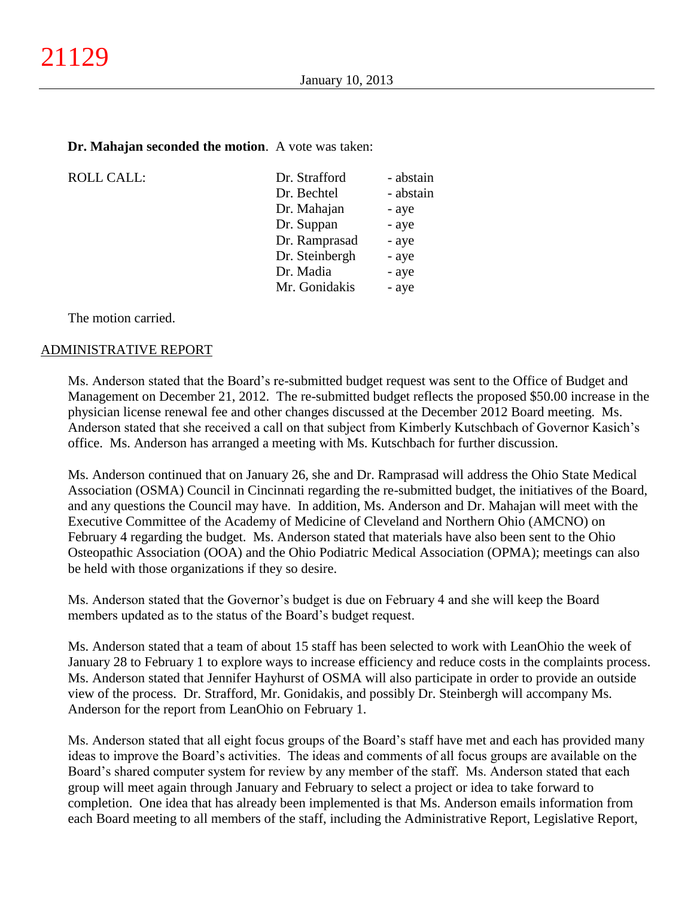**Dr. Mahajan seconded the motion**. A vote was taken:

| ROLL CALL: | Dr. Strafford | - abstain |
|---|---|---|
| | Dr. Bechtel | - abstain |
| | Dr. Mahajan | - aye |
| | Dr. Suppan | - aye |
| | Dr. Ramprasad | - aye |
| | Dr. Steinbergh | - aye |
| | Dr. Madia | - aye |
| | Mr. Gonidakis | - aye |

The motion carried.

ADMINISTRATIVE REPORT

Ms. Anderson stated that the Board's re-submitted budget request was sent to the Office of Budget and Management on December 21, 2012. The re-submitted budget reflects the proposed $50.00 increase in the physician license renewal fee and other changes discussed at the December 2012 Board meeting. Ms. Anderson stated that she received a call on that subject from Kimberly Kutschbach of Governor Kasich's office. Ms. Anderson has arranged a meeting with Ms. Kutschbach for further discussion.

Ms. Anderson continued that on January 26, she and Dr. Ramprasad will address the Ohio State Medical Association (OSMA) Council in Cincinnati regarding the re-submitted budget, the initiatives of the Board, and any questions the Council may have. In addition, Ms. Anderson and Dr. Mahajan will meet with the Executive Committee of the Academy of Medicine of Cleveland and Northern Ohio (AMCNO) on February 4 regarding the budget. Ms. Anderson stated that materials have also been sent to the Ohio Osteopathic Association (OOA) and the Ohio Podiatric Medical Association (OPMA); meetings can also be held with those organizations if they so desire.

Ms. Anderson stated that the Governor's budget is due on February 4 and she will keep the Board members updated as to the status of the Board's budget request.

Ms. Anderson stated that a team of about 15 staff has been selected to work with LeanOhio the week of January 28 to February 1 to explore ways to increase efficiency and reduce costs in the complaints process. Ms. Anderson stated that Jennifer Hayhurst of OSMA will also participate in order to provide an outside view of the process. Dr. Strafford, Mr. Gonidakis, and possibly Dr. Steinbergh will accompany Ms. Anderson for the report from LeanOhio on February 1.

Ms. Anderson stated that all eight focus groups of the Board's staff have met and each has provided many ideas to improve the Board's activities. The ideas and comments of all focus groups are available on the Board's shared computer system for review by any member of the staff. Ms. Anderson stated that each group will meet again through January and February to select a project or idea to take forward to completion. One idea that has already been implemented is that Ms. Anderson emails information from each Board meeting to all members of the staff, including the Administrative Report, Legislative Report,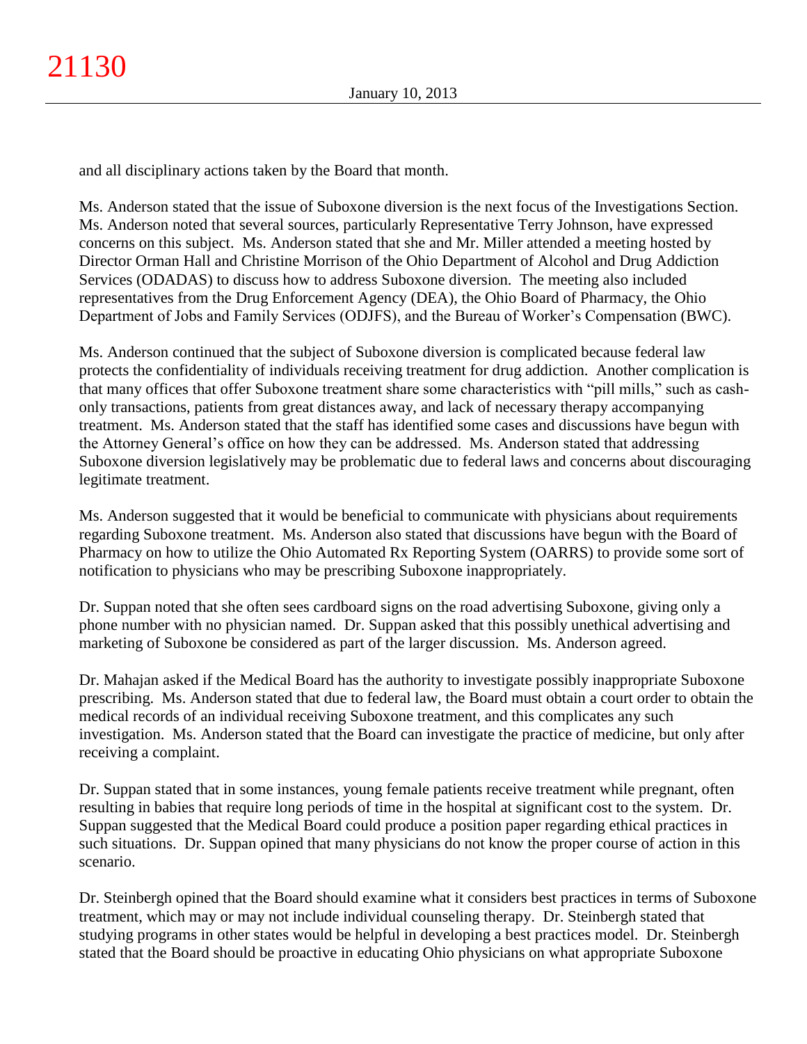and all disciplinary actions taken by the Board that month.

Ms. Anderson stated that the issue of Suboxone diversion is the next focus of the Investigations Section. Ms. Anderson noted that several sources, particularly Representative Terry Johnson, have expressed concerns on this subject. Ms. Anderson stated that she and Mr. Miller attended a meeting hosted by Director Orman Hall and Christine Morrison of the Ohio Department of Alcohol and Drug Addiction Services (ODADAS) to discuss how to address Suboxone diversion. The meeting also included representatives from the Drug Enforcement Agency (DEA), the Ohio Board of Pharmacy, the Ohio Department of Jobs and Family Services (ODJFS), and the Bureau of Worker's Compensation (BWC).

Ms. Anderson continued that the subject of Suboxone diversion is complicated because federal law protects the confidentiality of individuals receiving treatment for drug addiction. Another complication is that many offices that offer Suboxone treatment share some characteristics with "pill mills," such as cash-only transactions, patients from great distances away, and lack of necessary therapy accompanying treatment. Ms. Anderson stated that the staff has identified some cases and discussions have begun with the Attorney General's office on how they can be addressed. Ms. Anderson stated that addressing Suboxone diversion legislatively may be problematic due to federal laws and concerns about discouraging legitimate treatment.

Ms. Anderson suggested that it would be beneficial to communicate with physicians about requirements regarding Suboxone treatment. Ms. Anderson also stated that discussions have begun with the Board of Pharmacy on how to utilize the Ohio Automated Rx Reporting System (OARRS) to provide some sort of notification to physicians who may be prescribing Suboxone inappropriately.

Dr. Suppan noted that she often sees cardboard signs on the road advertising Suboxone, giving only a phone number with no physician named. Dr. Suppan asked that this possibly unethical advertising and marketing of Suboxone be considered as part of the larger discussion. Ms. Anderson agreed.

Dr. Mahajan asked if the Medical Board has the authority to investigate possibly inappropriate Suboxone prescribing. Ms. Anderson stated that due to federal law, the Board must obtain a court order to obtain the medical records of an individual receiving Suboxone treatment, and this complicates any such investigation. Ms. Anderson stated that the Board can investigate the practice of medicine, but only after receiving a complaint.

Dr. Suppan stated that in some instances, young female patients receive treatment while pregnant, often resulting in babies that require long periods of time in the hospital at significant cost to the system. Dr. Suppan suggested that the Medical Board could produce a position paper regarding ethical practices in such situations. Dr. Suppan opined that many physicians do not know the proper course of action in this scenario.

Dr. Steinbergh opined that the Board should examine what it considers best practices in terms of Suboxone treatment, which may or may not include individual counseling therapy. Dr. Steinbergh stated that studying programs in other states would be helpful in developing a best practices model. Dr. Steinbergh stated that the Board should be proactive in educating Ohio physicians on what appropriate Suboxone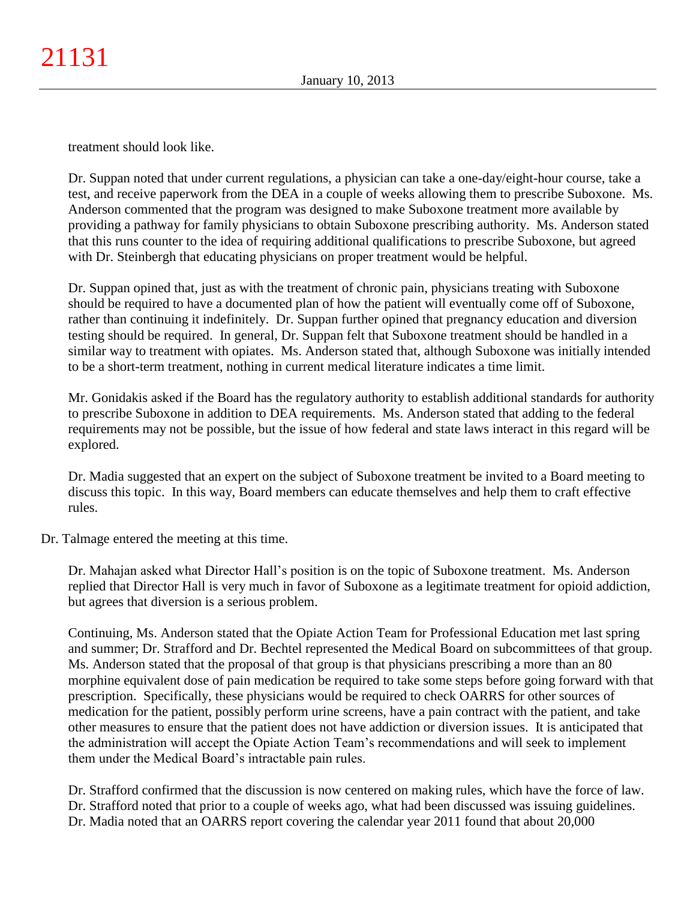treatment should look like.

Dr. Suppan noted that under current regulations, a physician can take a one-day/eight-hour course, take a test, and receive paperwork from the DEA in a couple of weeks allowing them to prescribe Suboxone. Ms. Anderson commented that the program was designed to make Suboxone treatment more available by providing a pathway for family physicians to obtain Suboxone prescribing authority. Ms. Anderson stated that this runs counter to the idea of requiring additional qualifications to prescribe Suboxone, but agreed with Dr. Steinbergh that educating physicians on proper treatment would be helpful.

Dr. Suppan opined that, just as with the treatment of chronic pain, physicians treating with Suboxone should be required to have a documented plan of how the patient will eventually come off of Suboxone, rather than continuing it indefinitely. Dr. Suppan further opined that pregnancy education and diversion testing should be required. In general, Dr. Suppan felt that Suboxone treatment should be handled in a similar way to treatment with opiates. Ms. Anderson stated that, although Suboxone was initially intended to be a short-term treatment, nothing in current medical literature indicates a time limit.

Mr. Gonidakis asked if the Board has the regulatory authority to establish additional standards for authority to prescribe Suboxone in addition to DEA requirements. Ms. Anderson stated that adding to the federal requirements may not be possible, but the issue of how federal and state laws interact in this regard will be explored.

Dr. Madia suggested that an expert on the subject of Suboxone treatment be invited to a Board meeting to discuss this topic. In this way, Board members can educate themselves and help them to craft effective rules.

Dr. Talmage entered the meeting at this time.

Dr. Mahajan asked what Director Hall's position is on the topic of Suboxone treatment. Ms. Anderson replied that Director Hall is very much in favor of Suboxone as a legitimate treatment for opioid addiction, but agrees that diversion is a serious problem.

Continuing, Ms. Anderson stated that the Opiate Action Team for Professional Education met last spring and summer; Dr. Strafford and Dr. Bechtel represented the Medical Board on subcommittees of that group. Ms. Anderson stated that the proposal of that group is that physicians prescribing a more than an 80 morphine equivalent dose of pain medication be required to take some steps before going forward with that prescription. Specifically, these physicians would be required to check OARRS for other sources of medication for the patient, possibly perform urine screens, have a pain contract with the patient, and take other measures to ensure that the patient does not have addiction or diversion issues. It is anticipated that the administration will accept the Opiate Action Team's recommendations and will seek to implement them under the Medical Board's intractable pain rules.

Dr. Strafford confirmed that the discussion is now centered on making rules, which have the force of law. Dr. Strafford noted that prior to a couple of weeks ago, what had been discussed was issuing guidelines. Dr. Madia noted that an OARRS report covering the calendar year 2011 found that about 20,000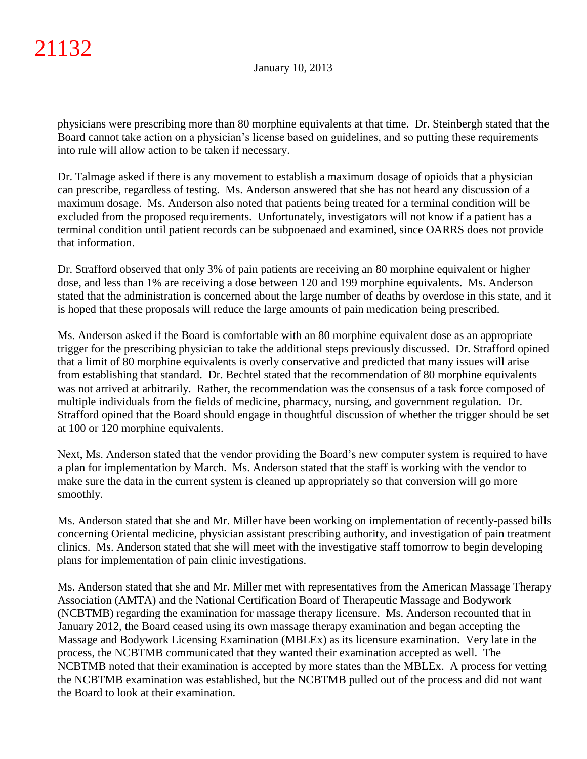physicians were prescribing more than 80 morphine equivalents at that time. Dr. Steinbergh stated that the Board cannot take action on a physician's license based on guidelines, and so putting these requirements into rule will allow action to be taken if necessary.

Dr. Talmage asked if there is any movement to establish a maximum dosage of opioids that a physician can prescribe, regardless of testing. Ms. Anderson answered that she has not heard any discussion of a maximum dosage. Ms. Anderson also noted that patients being treated for a terminal condition will be excluded from the proposed requirements. Unfortunately, investigators will not know if a patient has a terminal condition until patient records can be subpoenaed and examined, since OARRS does not provide that information.

Dr. Strafford observed that only 3% of pain patients are receiving an 80 morphine equivalent or higher dose, and less than 1% are receiving a dose between 120 and 199 morphine equivalents. Ms. Anderson stated that the administration is concerned about the large number of deaths by overdose in this state, and it is hoped that these proposals will reduce the large amounts of pain medication being prescribed.

Ms. Anderson asked if the Board is comfortable with an 80 morphine equivalent dose as an appropriate trigger for the prescribing physician to take the additional steps previously discussed. Dr. Strafford opined that a limit of 80 morphine equivalents is overly conservative and predicted that many issues will arise from establishing that standard. Dr. Bechtel stated that the recommendation of 80 morphine equivalents was not arrived at arbitrarily. Rather, the recommendation was the consensus of a task force composed of multiple individuals from the fields of medicine, pharmacy, nursing, and government regulation. Dr. Strafford opined that the Board should engage in thoughtful discussion of whether the trigger should be set at 100 or 120 morphine equivalents.

Next, Ms. Anderson stated that the vendor providing the Board's new computer system is required to have a plan for implementation by March. Ms. Anderson stated that the staff is working with the vendor to make sure the data in the current system is cleaned up appropriately so that conversion will go more smoothly.

Ms. Anderson stated that she and Mr. Miller have been working on implementation of recently-passed bills concerning Oriental medicine, physician assistant prescribing authority, and investigation of pain treatment clinics. Ms. Anderson stated that she will meet with the investigative staff tomorrow to begin developing plans for implementation of pain clinic investigations.

Ms. Anderson stated that she and Mr. Miller met with representatives from the American Massage Therapy Association (AMTA) and the National Certification Board of Therapeutic Massage and Bodywork (NCBTMB) regarding the examination for massage therapy licensure. Ms. Anderson recounted that in January 2012, the Board ceased using its own massage therapy examination and began accepting the Massage and Bodywork Licensing Examination (MBLEx) as its licensure examination. Very late in the process, the NCBTMB communicated that they wanted their examination accepted as well. The NCBTMB noted that their examination is accepted by more states than the MBLEx. A process for vetting the NCBTMB examination was established, but the NCBTMB pulled out of the process and did not want the Board to look at their examination.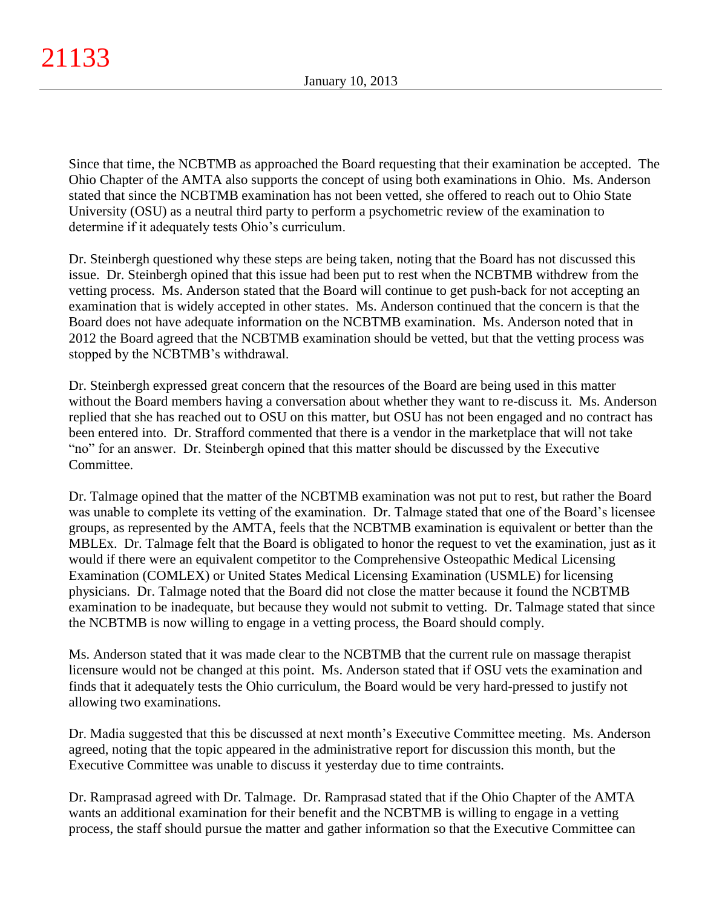Since that time, the NCBTMB as approached the Board requesting that their examination be accepted. The Ohio Chapter of the AMTA also supports the concept of using both examinations in Ohio. Ms. Anderson stated that since the NCBTMB examination has not been vetted, she offered to reach out to Ohio State University (OSU) as a neutral third party to perform a psychometric review of the examination to determine if it adequately tests Ohio's curriculum.

Dr. Steinbergh questioned why these steps are being taken, noting that the Board has not discussed this issue. Dr. Steinbergh opined that this issue had been put to rest when the NCBTMB withdrew from the vetting process. Ms. Anderson stated that the Board will continue to get push-back for not accepting an examination that is widely accepted in other states. Ms. Anderson continued that the concern is that the Board does not have adequate information on the NCBTMB examination. Ms. Anderson noted that in 2012 the Board agreed that the NCBTMB examination should be vetted, but that the vetting process was stopped by the NCBTMB's withdrawal.

Dr. Steinbergh expressed great concern that the resources of the Board are being used in this matter without the Board members having a conversation about whether they want to re-discuss it. Ms. Anderson replied that she has reached out to OSU on this matter, but OSU has not been engaged and no contract has been entered into. Dr. Strafford commented that there is a vendor in the marketplace that will not take "no" for an answer. Dr. Steinbergh opined that this matter should be discussed by the Executive Committee.

Dr. Talmage opined that the matter of the NCBTMB examination was not put to rest, but rather the Board was unable to complete its vetting of the examination. Dr. Talmage stated that one of the Board's licensee groups, as represented by the AMTA, feels that the NCBTMB examination is equivalent or better than the MBLEx. Dr. Talmage felt that the Board is obligated to honor the request to vet the examination, just as it would if there were an equivalent competitor to the Comprehensive Osteopathic Medical Licensing Examination (COMLEX) or United States Medical Licensing Examination (USMLE) for licensing physicians. Dr. Talmage noted that the Board did not close the matter because it found the NCBTMB examination to be inadequate, but because they would not submit to vetting. Dr. Talmage stated that since the NCBTMB is now willing to engage in a vetting process, the Board should comply.

Ms. Anderson stated that it was made clear to the NCBTMB that the current rule on massage therapist licensure would not be changed at this point. Ms. Anderson stated that if OSU vets the examination and finds that it adequately tests the Ohio curriculum, the Board would be very hard-pressed to justify not allowing two examinations.

Dr. Madia suggested that this be discussed at next month's Executive Committee meeting. Ms. Anderson agreed, noting that the topic appeared in the administrative report for discussion this month, but the Executive Committee was unable to discuss it yesterday due to time contraints.

Dr. Ramprasad agreed with Dr. Talmage. Dr. Ramprasad stated that if the Ohio Chapter of the AMTA wants an additional examination for their benefit and the NCBTMB is willing to engage in a vetting process, the staff should pursue the matter and gather information so that the Executive Committee can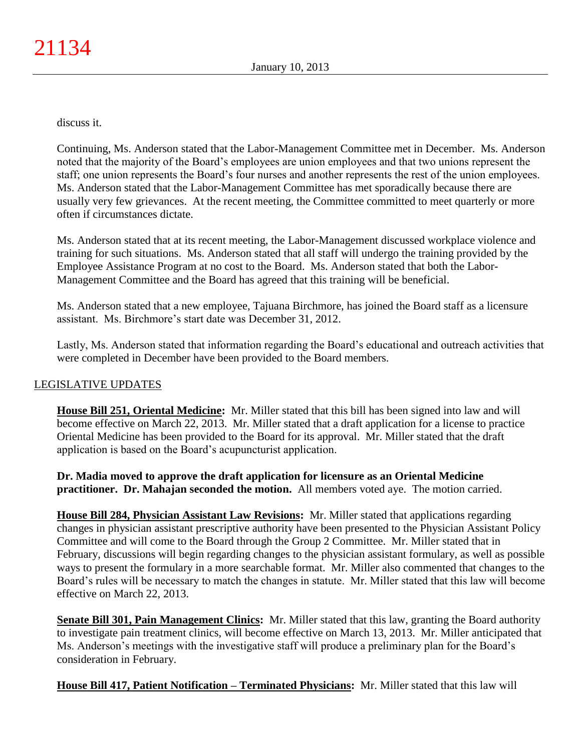discuss it.

Continuing, Ms. Anderson stated that the Labor-Management Committee met in December. Ms. Anderson noted that the majority of the Board's employees are union employees and that two unions represent the staff; one union represents the Board's four nurses and another represents the rest of the union employees. Ms. Anderson stated that the Labor-Management Committee has met sporadically because there are usually very few grievances. At the recent meeting, the Committee committed to meet quarterly or more often if circumstances dictate.

Ms. Anderson stated that at its recent meeting, the Labor-Management discussed workplace violence and training for such situations. Ms. Anderson stated that all staff will undergo the training provided by the Employee Assistance Program at no cost to the Board. Ms. Anderson stated that both the Labor-Management Committee and the Board has agreed that this training will be beneficial.

Ms. Anderson stated that a new employee, Tajuana Birchmore, has joined the Board staff as a licensure assistant. Ms. Birchmore's start date was December 31, 2012.

Lastly, Ms. Anderson stated that information regarding the Board's educational and outreach activities that were completed in December have been provided to the Board members.

## LEGISLATIVE UPDATES

**House Bill 251, Oriental Medicine:** Mr. Miller stated that this bill has been signed into law and will become effective on March 22, 2013. Mr. Miller stated that a draft application for a license to practice Oriental Medicine has been provided to the Board for its approval. Mr. Miller stated that the draft application is based on the Board's acupuncturist application.

**Dr. Madia moved to approve the draft application for licensure as an Oriental Medicine practitioner. Dr. Mahajan seconded the motion.** All members voted aye. The motion carried.

**House Bill 284, Physician Assistant Law Revisions:** Mr. Miller stated that applications regarding changes in physician assistant prescriptive authority have been presented to the Physician Assistant Policy Committee and will come to the Board through the Group 2 Committee. Mr. Miller stated that in February, discussions will begin regarding changes to the physician assistant formulary, as well as possible ways to present the formulary in a more searchable format. Mr. Miller also commented that changes to the Board's rules will be necessary to match the changes in statute. Mr. Miller stated that this law will become effective on March 22, 2013.

**Senate Bill 301, Pain Management Clinics:** Mr. Miller stated that this law, granting the Board authority to investigate pain treatment clinics, will become effective on March 13, 2013. Mr. Miller anticipated that Ms. Anderson's meetings with the investigative staff will produce a preliminary plan for the Board's consideration in February.

**House Bill 417, Patient Notification – Terminated Physicians:** Mr. Miller stated that this law will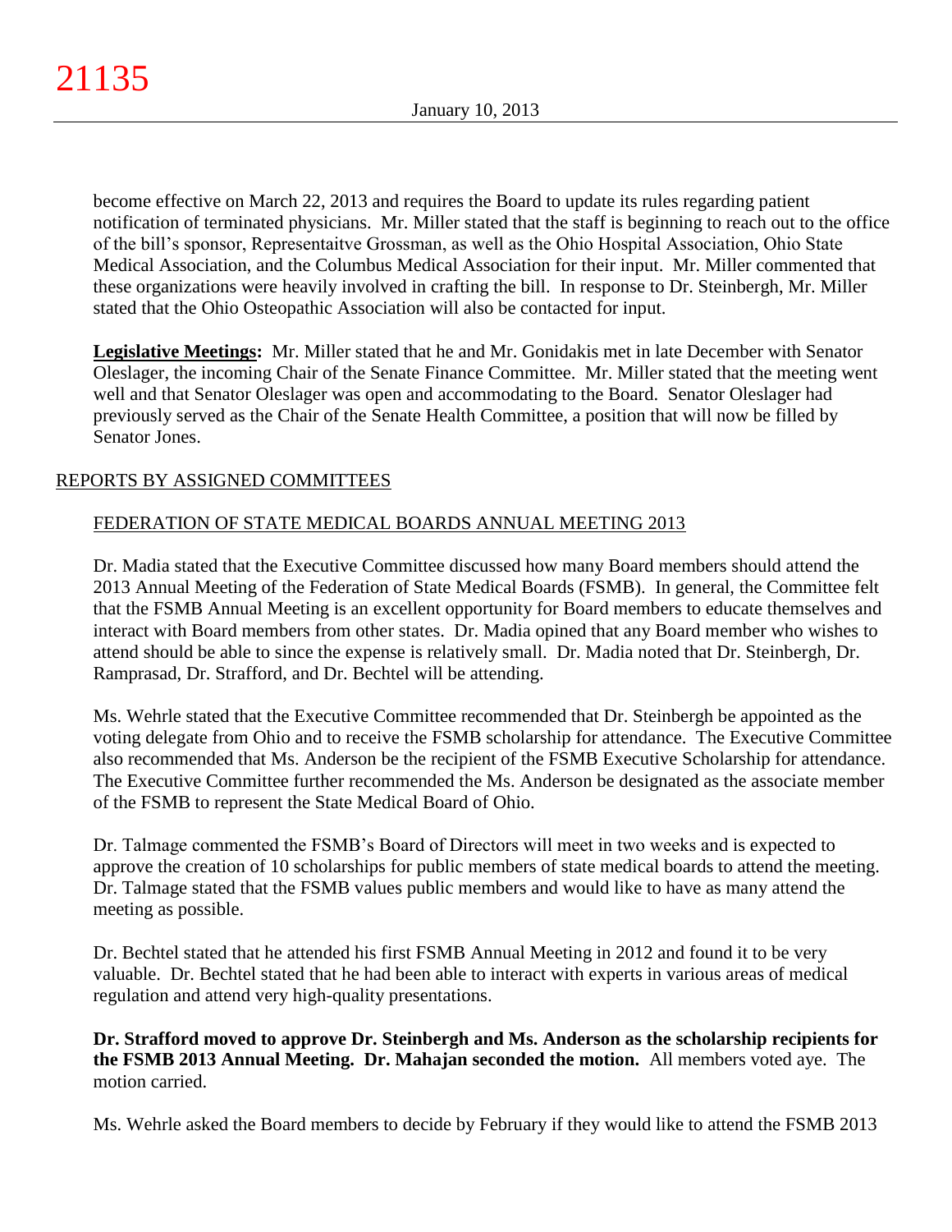become effective on March 22, 2013 and requires the Board to update its rules regarding patient notification of terminated physicians. Mr. Miller stated that the staff is beginning to reach out to the office of the bill's sponsor, Representaitve Grossman, as well as the Ohio Hospital Association, Ohio State Medical Association, and the Columbus Medical Association for their input. Mr. Miller commented that these organizations were heavily involved in crafting the bill. In response to Dr. Steinbergh, Mr. Miller stated that the Ohio Osteopathic Association will also be contacted for input.

**Legislative Meetings:** Mr. Miller stated that he and Mr. Gonidakis met in late December with Senator Oleslager, the incoming Chair of the Senate Finance Committee. Mr. Miller stated that the meeting went well and that Senator Oleslager was open and accommodating to the Board. Senator Oleslager had previously served as the Chair of the Senate Health Committee, a position that will now be filled by Senator Jones.

REPORTS BY ASSIGNED COMMITTEES

FEDERATION OF STATE MEDICAL BOARDS ANNUAL MEETING 2013

Dr. Madia stated that the Executive Committee discussed how many Board members should attend the 2013 Annual Meeting of the Federation of State Medical Boards (FSMB). In general, the Committee felt that the FSMB Annual Meeting is an excellent opportunity for Board members to educate themselves and interact with Board members from other states. Dr. Madia opined that any Board member who wishes to attend should be able to since the expense is relatively small. Dr. Madia noted that Dr. Steinbergh, Dr. Ramprasad, Dr. Strafford, and Dr. Bechtel will be attending.

Ms. Wehrle stated that the Executive Committee recommended that Dr. Steinbergh be appointed as the voting delegate from Ohio and to receive the FSMB scholarship for attendance. The Executive Committee also recommended that Ms. Anderson be the recipient of the FSMB Executive Scholarship for attendance. The Executive Committee further recommended the Ms. Anderson be designated as the associate member of the FSMB to represent the State Medical Board of Ohio.

Dr. Talmage commented the FSMB's Board of Directors will meet in two weeks and is expected to approve the creation of 10 scholarships for public members of state medical boards to attend the meeting. Dr. Talmage stated that the FSMB values public members and would like to have as many attend the meeting as possible.

Dr. Bechtel stated that he attended his first FSMB Annual Meeting in 2012 and found it to be very valuable. Dr. Bechtel stated that he had been able to interact with experts in various areas of medical regulation and attend very high-quality presentations.

**Dr. Strafford moved to approve Dr. Steinbergh and Ms. Anderson as the scholarship recipients for the FSMB 2013 Annual Meeting. Dr. Mahajan seconded the motion.** All members voted aye. The motion carried.

Ms. Wehrle asked the Board members to decide by February if they would like to attend the FSMB 2013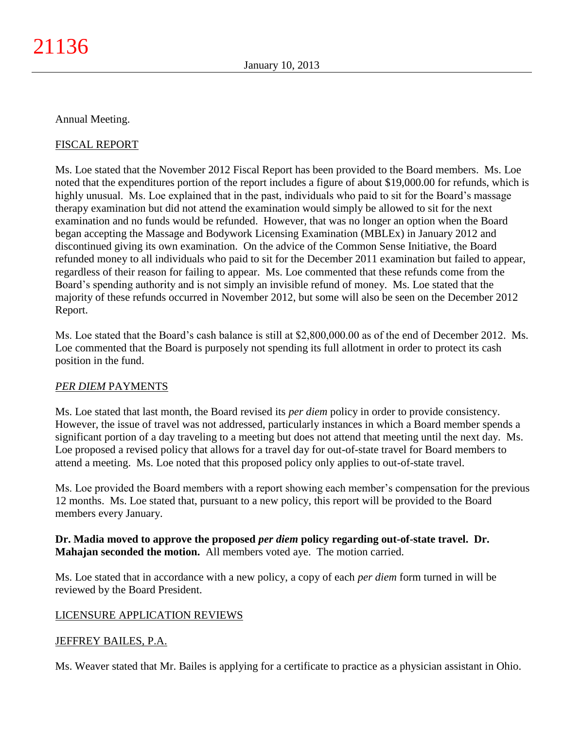Annual Meeting.

FISCAL REPORT

Ms. Loe stated that the November 2012 Fiscal Report has been provided to the Board members. Ms. Loe noted that the expenditures portion of the report includes a figure of about $19,000.00 for refunds, which is highly unusual. Ms. Loe explained that in the past, individuals who paid to sit for the Board's massage therapy examination but did not attend the examination would simply be allowed to sit for the next examination and no funds would be refunded. However, that was no longer an option when the Board began accepting the Massage and Bodywork Licensing Examination (MBLEx) in January 2012 and discontinued giving its own examination. On the advice of the Common Sense Initiative, the Board refunded money to all individuals who paid to sit for the December 2011 examination but failed to appear, regardless of their reason for failing to appear. Ms. Loe commented that these refunds come from the Board's spending authority and is not simply an invisible refund of money. Ms. Loe stated that the majority of these refunds occurred in November 2012, but some will also be seen on the December 2012 Report.

Ms. Loe stated that the Board's cash balance is still at $2,800,000.00 as of the end of December 2012. Ms. Loe commented that the Board is purposely not spending its full allotment in order to protect its cash position in the fund.

*PER DIEM* PAYMENTS

Ms. Loe stated that last month, the Board revised its *per diem* policy in order to provide consistency. However, the issue of travel was not addressed, particularly instances in which a Board member spends a significant portion of a day traveling to a meeting but does not attend that meeting until the next day. Ms. Loe proposed a revised policy that allows for a travel day for out-of-state travel for Board members to attend a meeting. Ms. Loe noted that this proposed policy only applies to out-of-state travel.

Ms. Loe provided the Board members with a report showing each member's compensation for the previous 12 months. Ms. Loe stated that, pursuant to a new policy, this report will be provided to the Board members every January.

**Dr. Madia moved to approve the proposed *per diem* policy regarding out-of-state travel. Dr. Mahajan seconded the motion.** All members voted aye. The motion carried.

Ms. Loe stated that in accordance with a new policy, a copy of each *per diem* form turned in will be reviewed by the Board President.

LICENSURE APPLICATION REVIEWS

JEFFREY BAILES, P.A.

Ms. Weaver stated that Mr. Bailes is applying for a certificate to practice as a physician assistant in Ohio.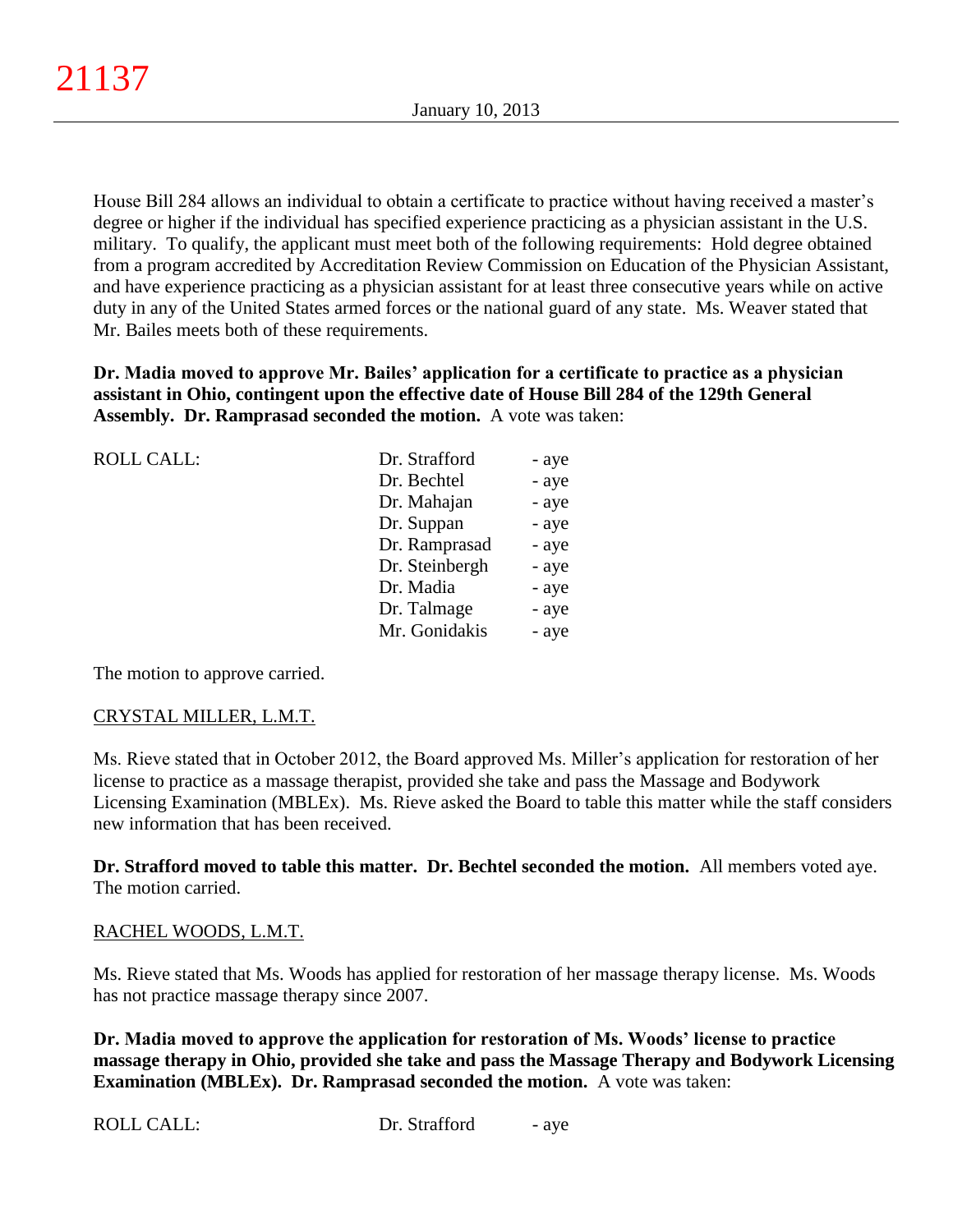House Bill 284 allows an individual to obtain a certificate to practice without having received a master's degree or higher if the individual has specified experience practicing as a physician assistant in the U.S. military. To qualify, the applicant must meet both of the following requirements: Hold degree obtained from a program accredited by Accreditation Review Commission on Education of the Physician Assistant, and have experience practicing as a physician assistant for at least three consecutive years while on active duty in any of the United States armed forces or the national guard of any state. Ms. Weaver stated that Mr. Bailes meets both of these requirements.

**Dr. Madia moved to approve Mr. Bailes' application for a certificate to practice as a physician assistant in Ohio, contingent upon the effective date of House Bill 284 of the 129th General Assembly. Dr. Ramprasad seconded the motion.** A vote was taken:

| ROLL CALL: | | |
|---|---|---|
| | Dr. Strafford | - aye |
| | Dr. Bechtel | - aye |
| | Dr. Mahajan | - aye |
| | Dr. Suppan | - aye |
| | Dr. Ramprasad | - aye |
| | Dr. Steinbergh | - aye |
| | Dr. Madia | - aye |
| | Dr. Talmage | - aye |
| | Mr. Gonidakis | - aye |

The motion to approve carried.

CRYSTAL MILLER, L.M.T.

Ms. Rieve stated that in October 2012, the Board approved Ms. Miller's application for restoration of her license to practice as a massage therapist, provided she take and pass the Massage and Bodywork Licensing Examination (MBLEx). Ms. Rieve asked the Board to table this matter while the staff considers new information that has been received.

**Dr. Strafford moved to table this matter. Dr. Bechtel seconded the motion.** All members voted aye. The motion carried.

RACHEL WOODS, L.M.T.

Ms. Rieve stated that Ms. Woods has applied for restoration of her massage therapy license. Ms. Woods has not practice massage therapy since 2007.

**Dr. Madia moved to approve the application for restoration of Ms. Woods' license to practice massage therapy in Ohio, provided she take and pass the Massage Therapy and Bodywork Licensing Examination (MBLEx). Dr. Ramprasad seconded the motion.** A vote was taken:

| ROLL CALL: | Dr. Strafford | - aye |
|---|---|---|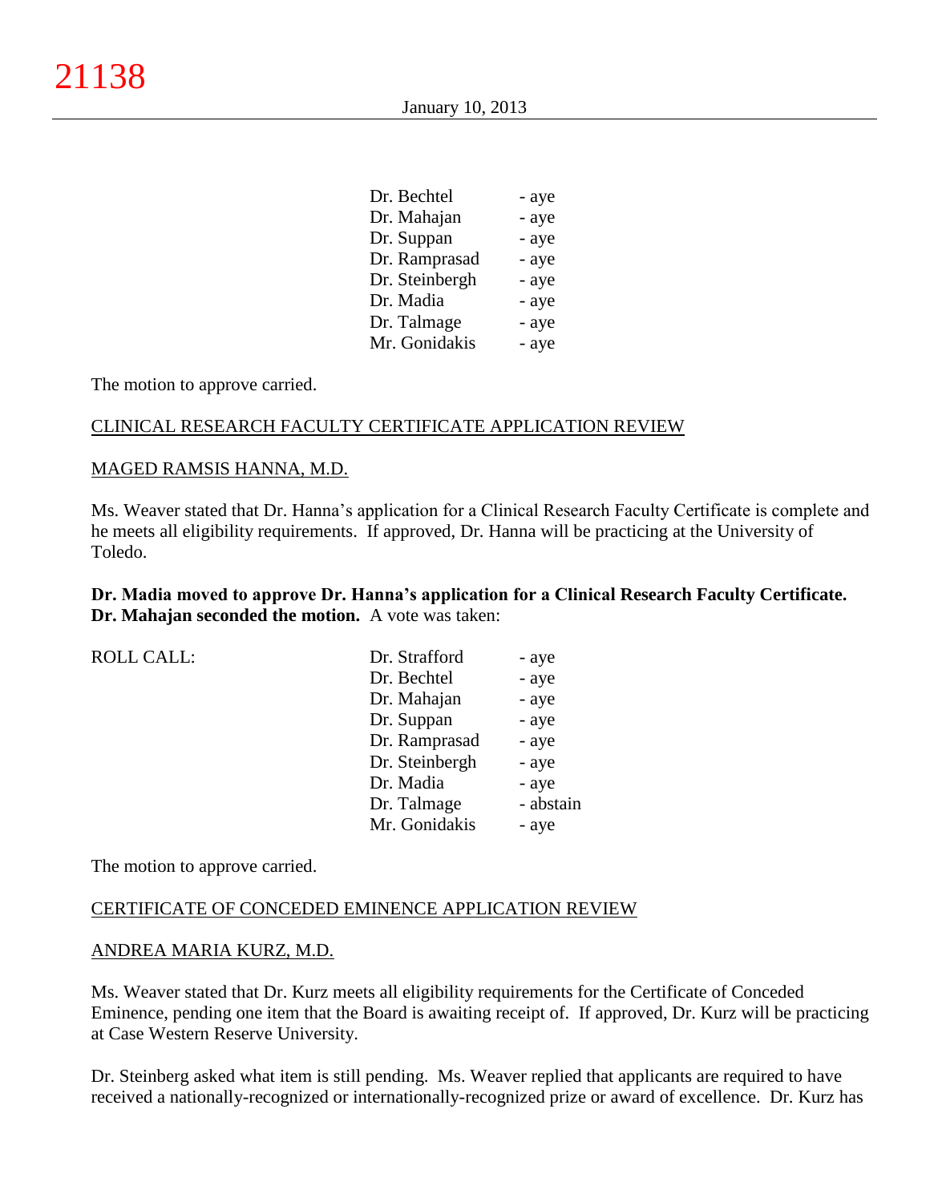| | | |
|---|---|---|
| | Dr. Bechtel | - aye |
| | Dr. Mahajan | - aye |
| | Dr. Suppan | - aye |
| | Dr. Ramprasad | - aye |
| | Dr. Steinbergh | - aye |
| | Dr. Madia | - aye |
| | Dr. Talmage | - aye |
| | Mr. Gonidakis | - aye |

The motion to approve carried.

CLINICAL RESEARCH FACULTY CERTIFICATE APPLICATION REVIEW

MAGED RAMSIS HANNA, M.D.

Ms. Weaver stated that Dr. Hanna's application for a Clinical Research Faculty Certificate is complete and he meets all eligibility requirements. If approved, Dr. Hanna will be practicing at the University of Toledo.

**Dr. Madia moved to approve Dr. Hanna's application for a Clinical Research Faculty Certificate. Dr. Mahajan seconded the motion.** A vote was taken:

| | | |
|---|---|---|
| ROLL CALL: | Dr. Strafford | - aye |
| | Dr. Bechtel | - aye |
| | Dr. Mahajan | - aye |
| | Dr. Suppan | - aye |
| | Dr. Ramprasad | - aye |
| | Dr. Steinbergh | - aye |
| | Dr. Madia | - aye |
| | Dr. Talmage | - abstain |
| | Mr. Gonidakis | - aye |

The motion to approve carried.

CERTIFICATE OF CONCEDED EMINENCE APPLICATION REVIEW

ANDREA MARIA KURZ, M.D.

Ms. Weaver stated that Dr. Kurz meets all eligibility requirements for the Certificate of Conceded Eminence, pending one item that the Board is awaiting receipt of. If approved, Dr. Kurz will be practicing at Case Western Reserve University.

Dr. Steinberg asked what item is still pending. Ms. Weaver replied that applicants are required to have received a nationally-recognized or internationally-recognized prize or award of excellence. Dr. Kurz has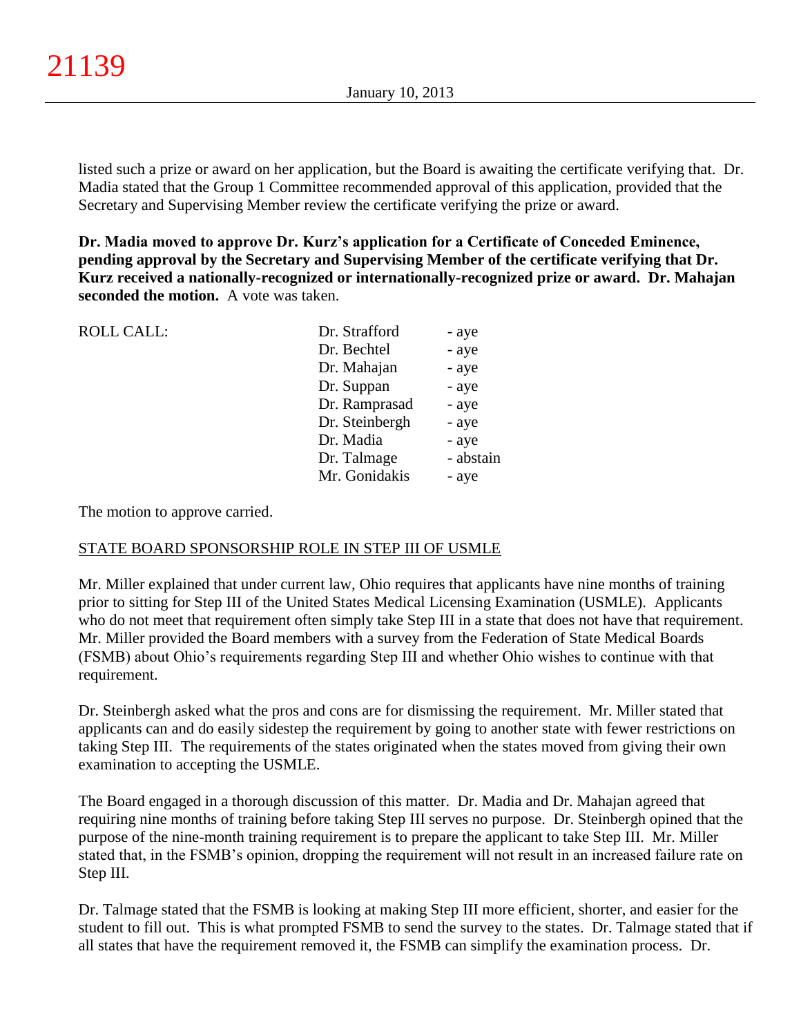listed such a prize or award on her application, but the Board is awaiting the certificate verifying that. Dr. Madia stated that the Group 1 Committee recommended approval of this application, provided that the Secretary and Supervising Member review the certificate verifying the prize or award.

**Dr. Madia moved to approve Dr. Kurz's application for a Certificate of Conceded Eminence, pending approval by the Secretary and Supervising Member of the certificate verifying that Dr. Kurz received a nationally-recognized or internationally-recognized prize or award. Dr. Mahajan seconded the motion.** A vote was taken.

| ROLL CALL: | | |
|---|---|---|
| | Dr. Strafford | - aye |
| | Dr. Bechtel | - aye |
| | Dr. Mahajan | - aye |
| | Dr. Suppan | - aye |
| | Dr. Ramprasad | - aye |
| | Dr. Steinbergh | - aye |
| | Dr. Madia | - aye |
| | Dr. Talmage | - abstain |
| | Mr. Gonidakis | - aye |

The motion to approve carried.

## STATE BOARD SPONSORSHIP ROLE IN STEP III OF USMLE

Mr. Miller explained that under current law, Ohio requires that applicants have nine months of training prior to sitting for Step III of the United States Medical Licensing Examination (USMLE). Applicants who do not meet that requirement often simply take Step III in a state that does not have that requirement. Mr. Miller provided the Board members with a survey from the Federation of State Medical Boards (FSMB) about Ohio's requirements regarding Step III and whether Ohio wishes to continue with that requirement.

Dr. Steinbergh asked what the pros and cons are for dismissing the requirement. Mr. Miller stated that applicants can and do easily sidestep the requirement by going to another state with fewer restrictions on taking Step III. The requirements of the states originated when the states moved from giving their own examination to accepting the USMLE.

The Board engaged in a thorough discussion of this matter. Dr. Madia and Dr. Mahajan agreed that requiring nine months of training before taking Step III serves no purpose. Dr. Steinbergh opined that the purpose of the nine-month training requirement is to prepare the applicant to take Step III. Mr. Miller stated that, in the FSMB's opinion, dropping the requirement will not result in an increased failure rate on Step III.

Dr. Talmage stated that the FSMB is looking at making Step III more efficient, shorter, and easier for the student to fill out. This is what prompted FSMB to send the survey to the states. Dr. Talmage stated that if all states that have the requirement removed it, the FSMB can simplify the examination process. Dr.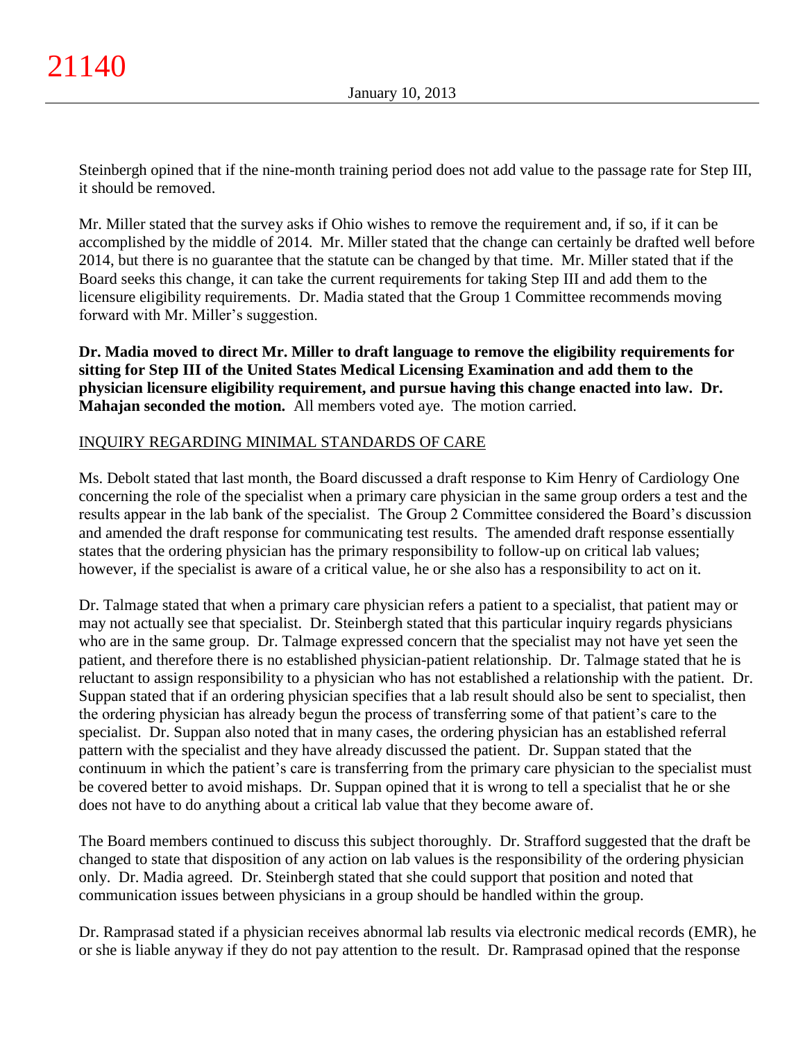Steinbergh opined that if the nine-month training period does not add value to the passage rate for Step III, it should be removed.

Mr. Miller stated that the survey asks if Ohio wishes to remove the requirement and, if so, if it can be accomplished by the middle of 2014. Mr. Miller stated that the change can certainly be drafted well before 2014, but there is no guarantee that the statute can be changed by that time. Mr. Miller stated that if the Board seeks this change, it can take the current requirements for taking Step III and add them to the licensure eligibility requirements. Dr. Madia stated that the Group 1 Committee recommends moving forward with Mr. Miller's suggestion.

**Dr. Madia moved to direct Mr. Miller to draft language to remove the eligibility requirements for sitting for Step III of the United States Medical Licensing Examination and add them to the physician licensure eligibility requirement, and pursue having this change enacted into law. Dr. Mahajan seconded the motion.** All members voted aye. The motion carried.

## INQUIRY REGARDING MINIMAL STANDARDS OF CARE

Ms. Debolt stated that last month, the Board discussed a draft response to Kim Henry of Cardiology One concerning the role of the specialist when a primary care physician in the same group orders a test and the results appear in the lab bank of the specialist. The Group 2 Committee considered the Board's discussion and amended the draft response for communicating test results. The amended draft response essentially states that the ordering physician has the primary responsibility to follow-up on critical lab values; however, if the specialist is aware of a critical value, he or she also has a responsibility to act on it.

Dr. Talmage stated that when a primary care physician refers a patient to a specialist, that patient may or may not actually see that specialist. Dr. Steinbergh stated that this particular inquiry regards physicians who are in the same group. Dr. Talmage expressed concern that the specialist may not have yet seen the patient, and therefore there is no established physician-patient relationship. Dr. Talmage stated that he is reluctant to assign responsibility to a physician who has not established a relationship with the patient. Dr. Suppan stated that if an ordering physician specifies that a lab result should also be sent to specialist, then the ordering physician has already begun the process of transferring some of that patient's care to the specialist. Dr. Suppan also noted that in many cases, the ordering physician has an established referral pattern with the specialist and they have already discussed the patient. Dr. Suppan stated that the continuum in which the patient's care is transferring from the primary care physician to the specialist must be covered better to avoid mishaps. Dr. Suppan opined that it is wrong to tell a specialist that he or she does not have to do anything about a critical lab value that they become aware of.

The Board members continued to discuss this subject thoroughly. Dr. Strafford suggested that the draft be changed to state that disposition of any action on lab values is the responsibility of the ordering physician only. Dr. Madia agreed. Dr. Steinbergh stated that she could support that position and noted that communication issues between physicians in a group should be handled within the group.

Dr. Ramprasad stated if a physician receives abnormal lab results via electronic medical records (EMR), he or she is liable anyway if they do not pay attention to the result. Dr. Ramprasad opined that the response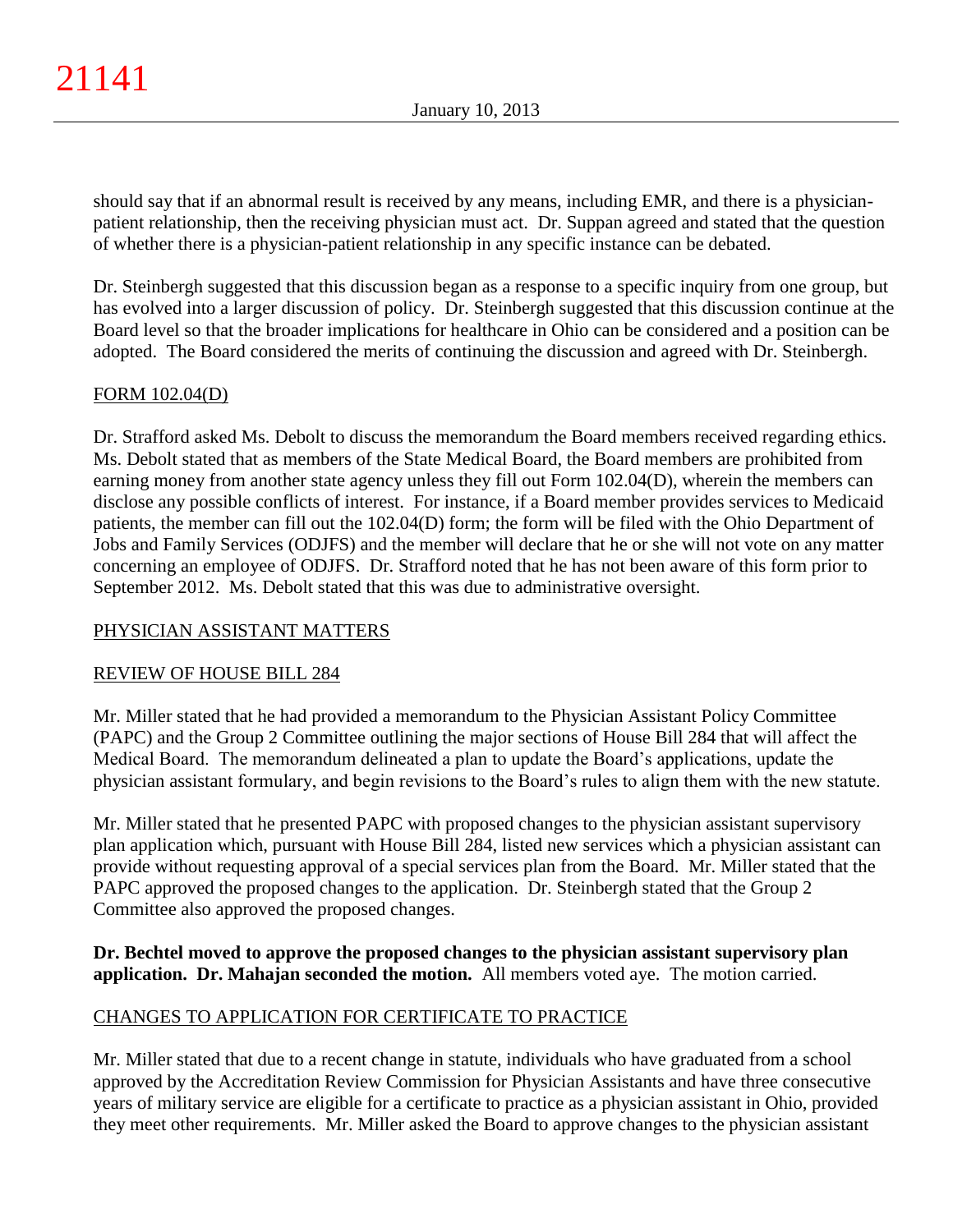should say that if an abnormal result is received by any means, including EMR, and there is a physician-patient relationship, then the receiving physician must act. Dr. Suppan agreed and stated that the question of whether there is a physician-patient relationship in any specific instance can be debated.

Dr. Steinbergh suggested that this discussion began as a response to a specific inquiry from one group, but has evolved into a larger discussion of policy. Dr. Steinbergh suggested that this discussion continue at the Board level so that the broader implications for healthcare in Ohio can be considered and a position can be adopted. The Board considered the merits of continuing the discussion and agreed with Dr. Steinbergh.

## FORM 102.04(D)

Dr. Strafford asked Ms. Debolt to discuss the memorandum the Board members received regarding ethics. Ms. Debolt stated that as members of the State Medical Board, the Board members are prohibited from earning money from another state agency unless they fill out Form 102.04(D), wherein the members can disclose any possible conflicts of interest. For instance, if a Board member provides services to Medicaid patients, the member can fill out the 102.04(D) form; the form will be filed with the Ohio Department of Jobs and Family Services (ODJFS) and the member will declare that he or she will not vote on any matter concerning an employee of ODJFS. Dr. Strafford noted that he has not been aware of this form prior to September 2012. Ms. Debolt stated that this was due to administrative oversight.

## PHYSICIAN ASSISTANT MATTERS

## REVIEW OF HOUSE BILL 284

Mr. Miller stated that he had provided a memorandum to the Physician Assistant Policy Committee (PAPC) and the Group 2 Committee outlining the major sections of House Bill 284 that will affect the Medical Board. The memorandum delineated a plan to update the Board's applications, update the physician assistant formulary, and begin revisions to the Board's rules to align them with the new statute.

Mr. Miller stated that he presented PAPC with proposed changes to the physician assistant supervisory plan application which, pursuant with House Bill 284, listed new services which a physician assistant can provide without requesting approval of a special services plan from the Board. Mr. Miller stated that the PAPC approved the proposed changes to the application. Dr. Steinbergh stated that the Group 2 Committee also approved the proposed changes.

**Dr. Bechtel moved to approve the proposed changes to the physician assistant supervisory plan application. Dr. Mahajan seconded the motion.** All members voted aye. The motion carried.

## CHANGES TO APPLICATION FOR CERTIFICATE TO PRACTICE

Mr. Miller stated that due to a recent change in statute, individuals who have graduated from a school approved by the Accreditation Review Commission for Physician Assistants and have three consecutive years of military service are eligible for a certificate to practice as a physician assistant in Ohio, provided they meet other requirements. Mr. Miller asked the Board to approve changes to the physician assistant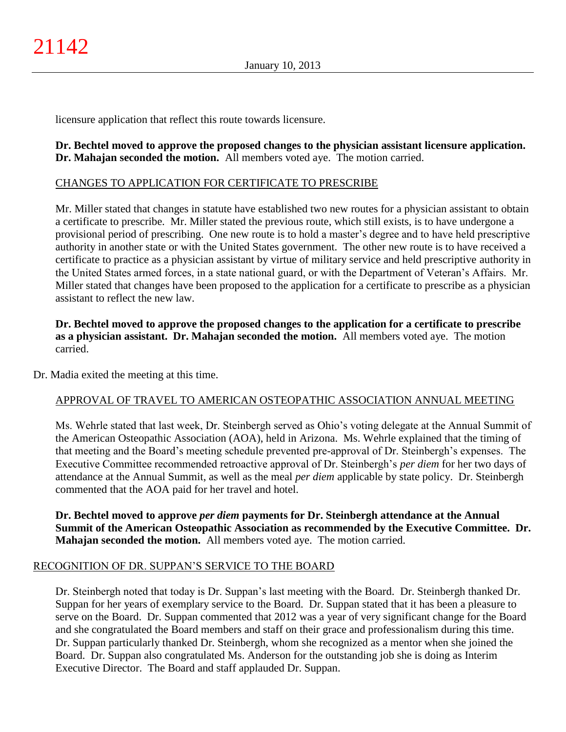licensure application that reflect this route towards licensure.

**Dr. Bechtel moved to approve the proposed changes to the physician assistant licensure application. Dr. Mahajan seconded the motion.** All members voted aye. The motion carried.

CHANGES TO APPLICATION FOR CERTIFICATE TO PRESCRIBE

Mr. Miller stated that changes in statute have established two new routes for a physician assistant to obtain a certificate to prescribe. Mr. Miller stated the previous route, which still exists, is to have undergone a provisional period of prescribing. One new route is to hold a master's degree and to have held prescriptive authority in another state or with the United States government. The other new route is to have received a certificate to practice as a physician assistant by virtue of military service and held prescriptive authority in the United States armed forces, in a state national guard, or with the Department of Veteran's Affairs. Mr. Miller stated that changes have been proposed to the application for a certificate to prescribe as a physician assistant to reflect the new law.

**Dr. Bechtel moved to approve the proposed changes to the application for a certificate to prescribe as a physician assistant. Dr. Mahajan seconded the motion.** All members voted aye. The motion carried.

Dr. Madia exited the meeting at this time.

APPROVAL OF TRAVEL TO AMERICAN OSTEOPATHIC ASSOCIATION ANNUAL MEETING

Ms. Wehrle stated that last week, Dr. Steinbergh served as Ohio's voting delegate at the Annual Summit of the American Osteopathic Association (AOA), held in Arizona. Ms. Wehrle explained that the timing of that meeting and the Board's meeting schedule prevented pre-approval of Dr. Steinbergh's expenses. The Executive Committee recommended retroactive approval of Dr. Steinbergh's *per diem* for her two days of attendance at the Annual Summit, as well as the meal *per diem* applicable by state policy. Dr. Steinbergh commented that the AOA paid for her travel and hotel.

**Dr. Bechtel moved to approve *per diem* payments for Dr. Steinbergh attendance at the Annual Summit of the American Osteopathic Association as recommended by the Executive Committee. Dr. Mahajan seconded the motion.** All members voted aye. The motion carried.

RECOGNITION OF DR. SUPPAN'S SERVICE TO THE BOARD

Dr. Steinbergh noted that today is Dr. Suppan's last meeting with the Board. Dr. Steinbergh thanked Dr. Suppan for her years of exemplary service to the Board. Dr. Suppan stated that it has been a pleasure to serve on the Board. Dr. Suppan commented that 2012 was a year of very significant change for the Board and she congratulated the Board members and staff on their grace and professionalism during this time. Dr. Suppan particularly thanked Dr. Steinbergh, whom she recognized as a mentor when she joined the Board. Dr. Suppan also congratulated Ms. Anderson for the outstanding job she is doing as Interim Executive Director. The Board and staff applauded Dr. Suppan.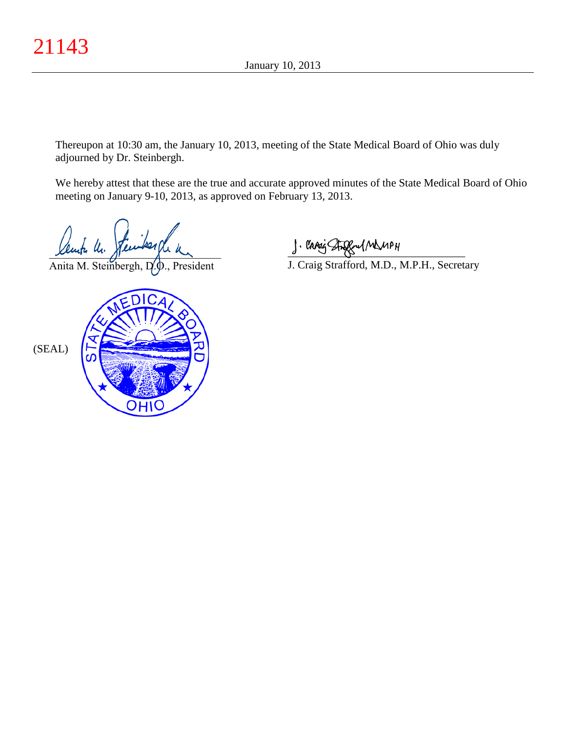Thereupon at 10:30 am, the January 10, 2013, meeting of the State Medical Board of Ohio was duly adjourned by Dr. Steinbergh.

We hereby attest that these are the true and accurate approved minutes of the State Medical Board of Ohio meeting on January 9-10, 2013, as approved on February 13, 2013.

Anita M. Steinbergh, D.O., President

J. Craig Strafford, M.D., M.P.H., Secretary

(SEAL)